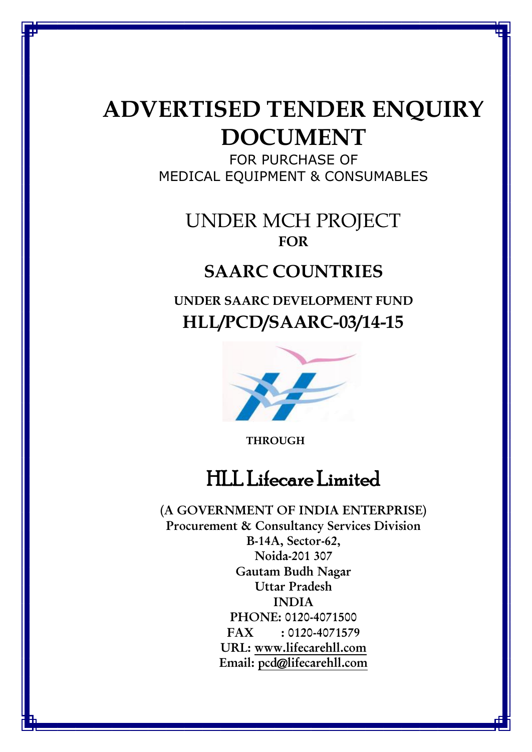# ADVERTISED TENDER ENQUIRY DOCUMENT

FOR PURCHASE OF
MEDICAL EQUIPMENT & CONSUMABLES

## UNDER MCH PROJECT

**FOR**

## SAARC COUNTRIES

**UNDER SAARC DEVELOPMENT FUND**

## HLL/PCD/SAARC-03/14-15

**THROUGH**

## HLL Lifecare Limited

**(A GOVERNMENT OF INDIA ENTERPRISE)**
**Procurement & Consultancy Services Division**
**B-14A, Sector-62,**
**Noida-201 307**
**Gautam Budh Nagar**
**Uttar Pradesh**
**INDIA**
**PHONE:** 0120-4071500
**FAX :** 0120-4071579
**URL:** www.lifecarehll.com
**Email:** pcd@lifecarehll.com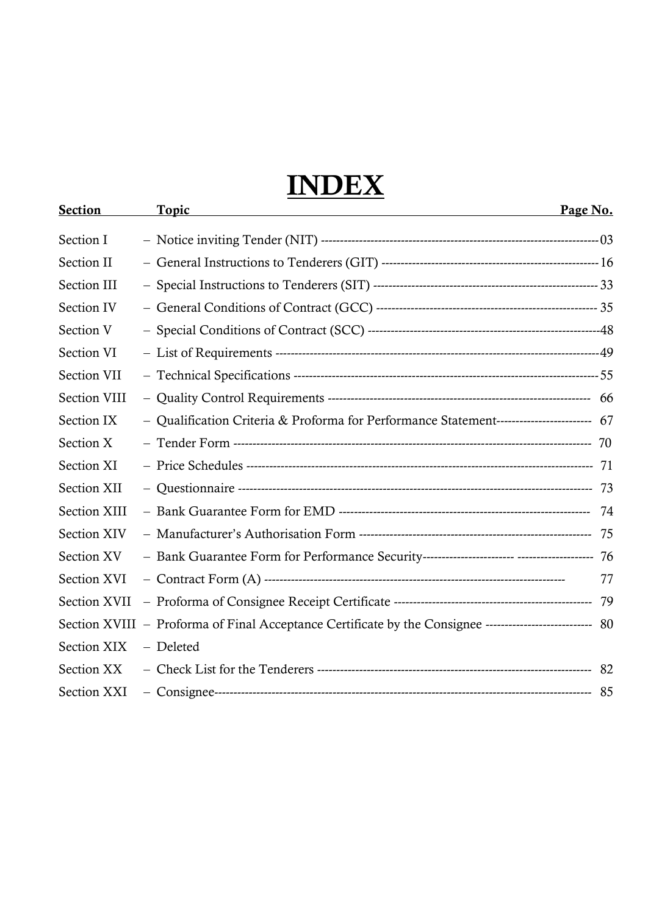# INDEX

| Section | Topic | Page No. |
|---|---|---|
| Section I | – Notice inviting Tender (NIT) | 03 |
| Section II | – General Instructions to Tenderers (GIT) | 16 |
| Section III | – Special Instructions to Tenderers (SIT) | 33 |
| Section IV | – General Conditions of Contract (GCC) | 35 |
| Section V | – Special Conditions of Contract (SCC) | 48 |
| Section VI | – List of Requirements | 49 |
| Section VII | – Technical Specifications | 55 |
| Section VIII | – Quality Control Requirements | 66 |
| Section IX | – Qualification Criteria & Proforma for Performance Statement | 67 |
| Section X | – Tender Form | 70 |
| Section XI | – Price Schedules | 71 |
| Section XII | – Questionnaire | 73 |
| Section XIII | – Bank Guarantee Form for EMD | 74 |
| Section XIV | – Manufacturer's Authorisation Form | 75 |
| Section XV | – Bank Guarantee Form for Performance Security | 76 |
| Section XVI | – Contract Form (A) | 77 |
| Section XVII | – Proforma of Consignee Receipt Certificate | 79 |
| Section XVIII | – Proforma of Final Acceptance Certificate by the Consignee | 80 |
| Section XIX | – Deleted | |
| Section XX | – Check List for the Tenderers | 82 |
| Section XXI | – Consignee | 85 |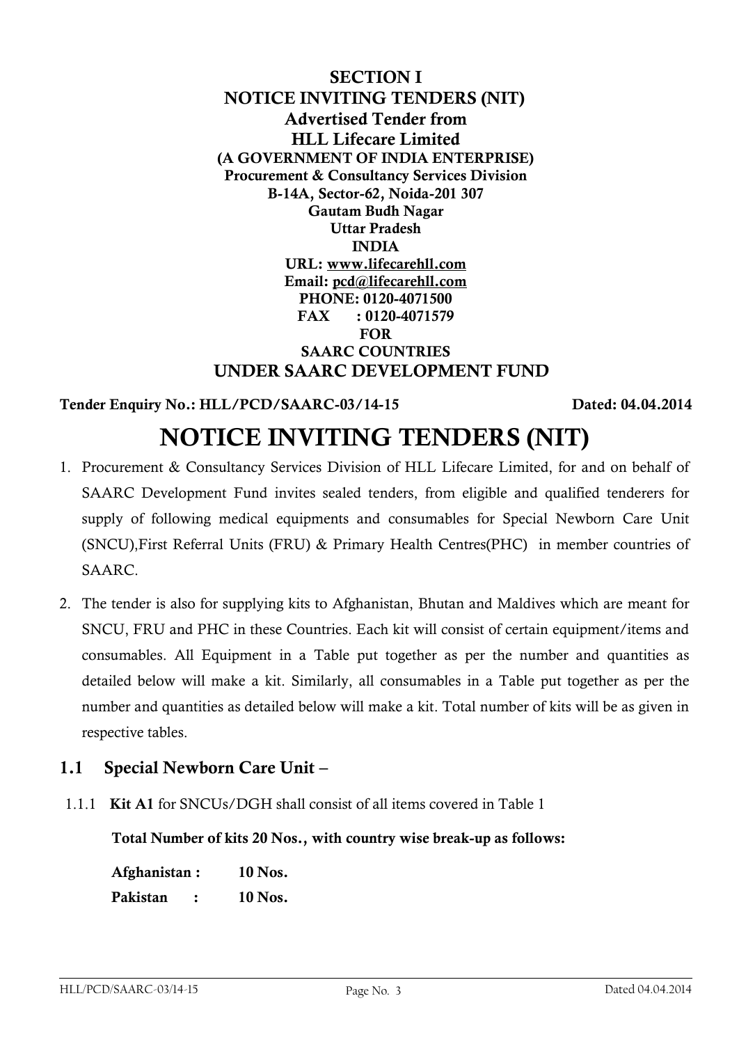**SECTION I**
**NOTICE INVITING TENDERS (NIT)**
**Advertised Tender from**
**HLL Lifecare Limited**
**(A GOVERNMENT OF INDIA ENTERPRISE)**
**Procurement & Consultancy Services Division**
**B-14A, Sector-62, Noida-201 307**
**Gautam Budh Nagar**
**Uttar Pradesh**
**INDIA**
**URL: www.lifecarehll.com**
**Email: pcd@lifecarehll.com**
**PHONE: 0120-4071500**
**FAX : 0120-4071579**
**FOR**
**SAARC COUNTRIES**
**UNDER SAARC DEVELOPMENT FUND**

**Tender Enquiry No.: HLL/PCD/SAARC-03/14-15** **Dated: 04.04.2014**

# NOTICE INVITING TENDERS (NIT)

1. Procurement & Consultancy Services Division of HLL Lifecare Limited, for and on behalf of SAARC Development Fund invites sealed tenders, from eligible and qualified tenderers for supply of following medical equipments and consumables for Special Newborn Care Unit (SNCU),First Referral Units (FRU) & Primary Health Centres(PHC) in member countries of SAARC.

2. The tender is also for supplying kits to Afghanistan, Bhutan and Maldives which are meant for SNCU, FRU and PHC in these Countries. Each kit will consist of certain equipment/items and consumables. All Equipment in a Table put together as per the number and quantities as detailed below will make a kit. Similarly, all consumables in a Table put together as per the number and quantities as detailed below will make a kit. Total number of kits will be as given in respective tables.

## 1.1 Special Newborn Care Unit –

1.1.1 **Kit A1** for SNCUs/DGH shall consist of all items covered in Table 1

**Total Number of kits 20 Nos., with country wise break-up as follows:**

**Afghanistan : 10 Nos.**
**Pakistan : 10 Nos.**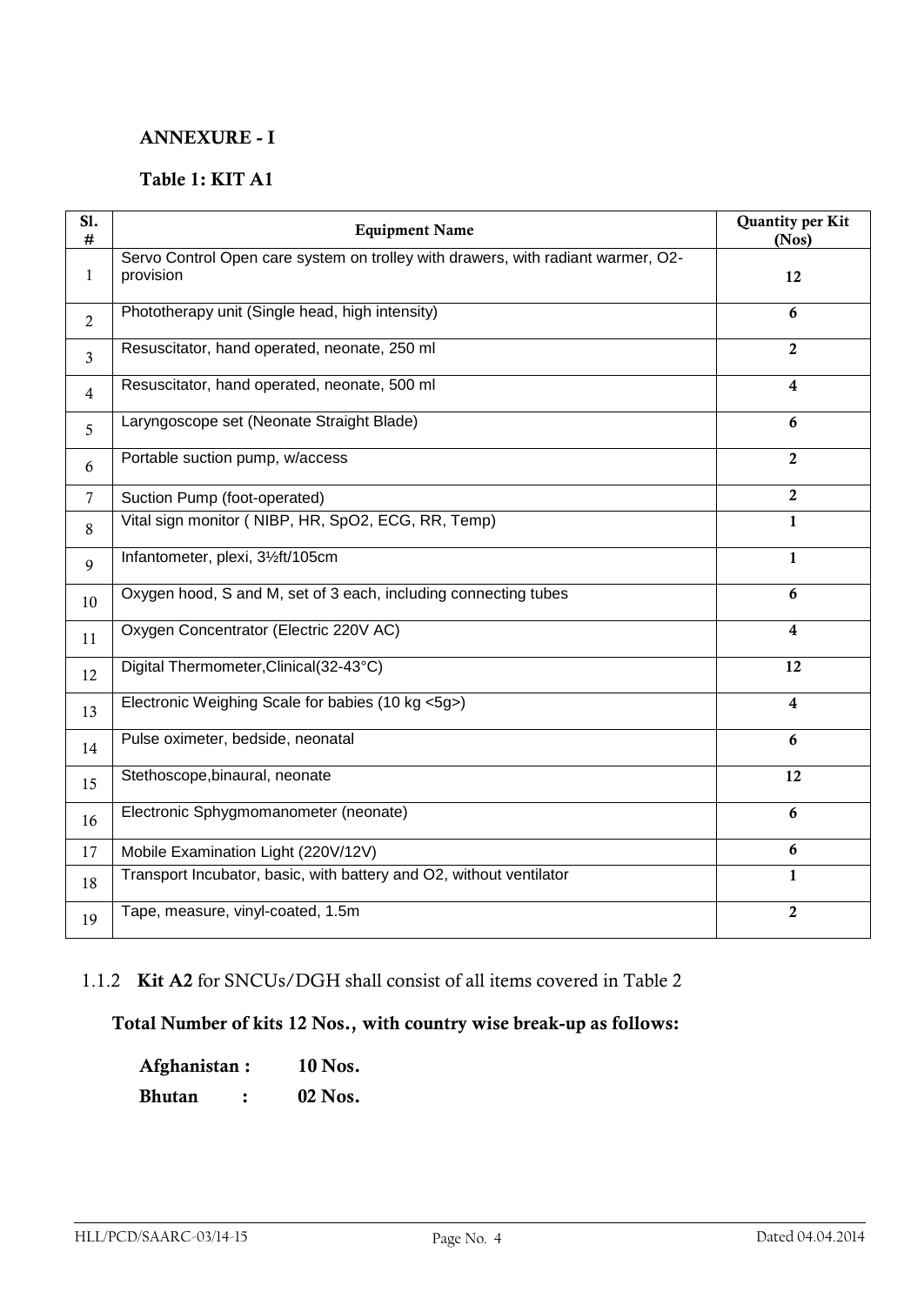## ANNEXURE - I

### Table 1: KIT A1

| Sl. # | Equipment Name | Quantity per Kit (Nos) |
|---|---|---|
| 1 | Servo Control Open care system on trolley with drawers, with radiant warmer, O2-provision | **12** |
| 2 | Phototherapy unit (Single head, high intensity) | **6** |
| 3 | Resuscitator, hand operated, neonate, 250 ml | **2** |
| 4 | Resuscitator, hand operated, neonate, 500 ml | **4** |
| 5 | Laryngoscope set (Neonate Straight Blade) | **6** |
| 6 | Portable suction pump, w/access | **2** |
| 7 | Suction Pump (foot-operated) | **2** |
| 8 | Vital sign monitor ( NIBP, HR, SpO2, ECG, RR, Temp) | **1** |
| 9 | Infantometer, plexi, 3½ft/105cm | **1** |
| 10 | Oxygen hood, S and M, set of 3 each, including connecting tubes | **6** |
| 11 | Oxygen Concentrator (Electric 220V AC) | **4** |
| 12 | Digital Thermometer,Clinical(32-43°C) | **12** |
| 13 | Electronic Weighing Scale for babies (10 kg <5g>) | **4** |
| 14 | Pulse oximeter, bedside, neonatal | **6** |
| 15 | Stethoscope,binaural, neonate | **12** |
| 16 | Electronic Sphygmomanometer (neonate) | **6** |
| 17 | Mobile Examination Light (220V/12V) | **6** |
| 18 | Transport Incubator, basic, with battery and O2, without ventilator | **1** |
| 19 | Tape, measure, vinyl-coated, 1.5m | **2** |

1.1.2 **Kit A2** for SNCUs/DGH shall consist of all items covered in Table 2

**Total Number of kits 12 Nos., with country wise break-up as follows:**

**Afghanistan : 10 Nos.**

**Bhutan : 02 Nos.**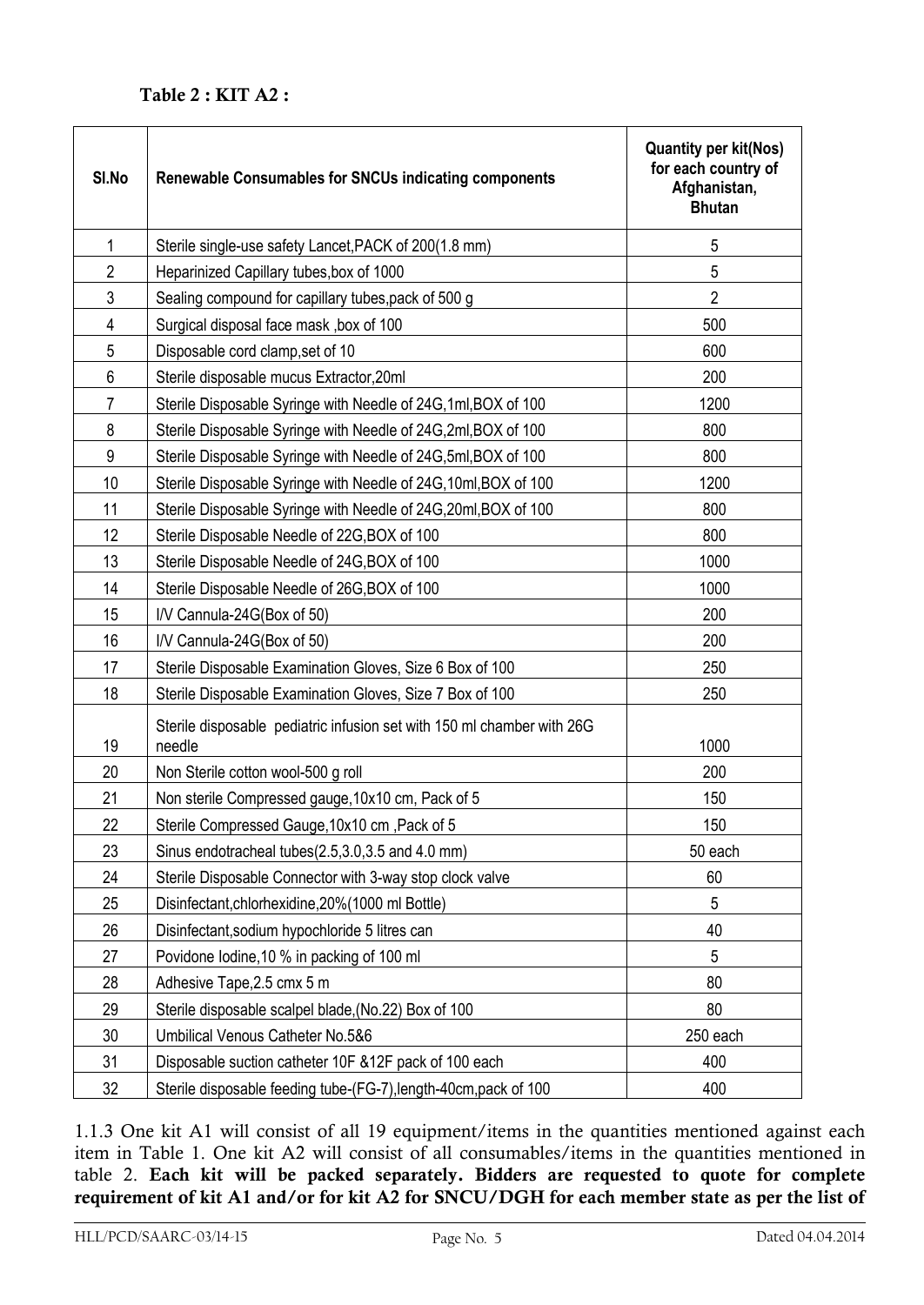### Table 2 : KIT A2 :

| Sl.No | Renewable Consumables for SNCUs indicating components | Quantity per kit(Nos) for each country of Afghanistan, Bhutan |
|---|---|---|
| 1 | Sterile single-use safety Lancet,PACK of 200(1.8 mm) | 5 |
| 2 | Heparinized Capillary tubes,box of 1000 | 5 |
| 3 | Sealing compound for capillary tubes,pack of 500 g | 2 |
| 4 | Surgical disposal face mask ,box of 100 | 500 |
| 5 | Disposable cord clamp,set of 10 | 600 |
| 6 | Sterile disposable mucus Extractor,20ml | 200 |
| 7 | Sterile Disposable Syringe with Needle of 24G,1ml,BOX of 100 | 1200 |
| 8 | Sterile Disposable Syringe with Needle of 24G,2ml,BOX of 100 | 800 |
| 9 | Sterile Disposable Syringe with Needle of 24G,5ml,BOX of 100 | 800 |
| 10 | Sterile Disposable Syringe with Needle of 24G,10ml,BOX of 100 | 1200 |
| 11 | Sterile Disposable Syringe with Needle of 24G,20ml,BOX of 100 | 800 |
| 12 | Sterile Disposable Needle of 22G,BOX of 100 | 800 |
| 13 | Sterile Disposable Needle of 24G,BOX of 100 | 1000 |
| 14 | Sterile Disposable Needle of 26G,BOX of 100 | 1000 |
| 15 | I/V Cannula-24G(Box of 50) | 200 |
| 16 | I/V Cannula-24G(Box of 50) | 200 |
| 17 | Sterile Disposable Examination Gloves, Size 6 Box of 100 | 250 |
| 18 | Sterile Disposable Examination Gloves, Size 7 Box of 100 | 250 |
| 19 | Sterile disposable pediatric infusion set with 150 ml chamber with 26G needle | 1000 |
| 20 | Non Sterile cotton wool-500 g roll | 200 |
| 21 | Non sterile Compressed gauge,10x10 cm, Pack of 5 | 150 |
| 22 | Sterile Compressed Gauge,10x10 cm ,Pack of 5 | 150 |
| 23 | Sinus endotracheal tubes(2.5,3.0,3.5 and 4.0 mm) | 50 each |
| 24 | Sterile Disposable Connector with 3-way stop clock valve | 60 |
| 25 | Disinfectant,chlorhexidine,20%(1000 ml Bottle) | 5 |
| 26 | Disinfectant,sodium hypochloride 5 litres can | 40 |
| 27 | Povidone Iodine,10 % in packing of 100 ml | 5 |
| 28 | Adhesive Tape,2.5 cmx 5 m | 80 |
| 29 | Sterile disposable scalpel blade,(No.22) Box of 100 | 80 |
| 30 | Umbilical Venous Catheter No.5&6 | 250 each |
| 31 | Disposable suction catheter 10F &12F pack of 100 each | 400 |
| 32 | Sterile disposable feeding tube-(FG-7),length-40cm,pack of 100 | 400 |

1.1.3 One kit A1 will consist of all 19 equipment/items in the quantities mentioned against each item in Table 1. One kit A2 will consist of all consumables/items in the quantities mentioned in table 2. **Each kit will be packed separately. Bidders are requested to quote for complete requirement of kit A1 and/or for kit A2 for SNCU/DGH for each member state as per the list of**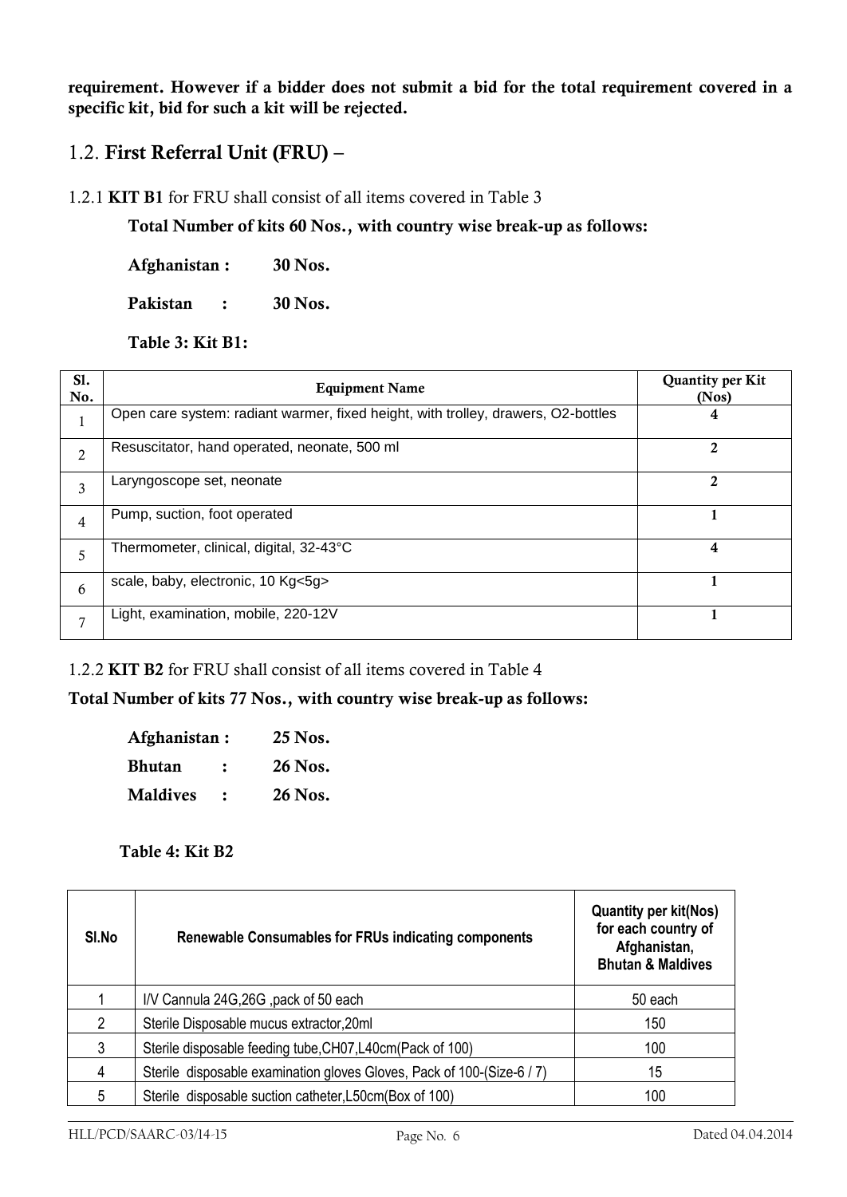**requirement. However if a bidder does not submit a bid for the total requirement covered in a specific kit, bid for such a kit will be rejected.**

## 1.2. First Referral Unit (FRU) –

1.2.1 **KIT B1** for FRU shall consist of all items covered in Table 3

**Total Number of kits 60 Nos., with country wise break-up as follows:**

**Afghanistan : 30 Nos.**

**Pakistan : 30 Nos.**

**Table 3: Kit B1:**

| Sl. No. | Equipment Name | Quantity per Kit (Nos) |
|---|---|---|
| 1 | Open care system: radiant warmer, fixed height, with trolley, drawers, O2-bottles | 4 |
| 2 | Resuscitator, hand operated, neonate, 500 ml | 2 |
| 3 | Laryngoscope set, neonate | 2 |
| 4 | Pump, suction, foot operated | 1 |
| 5 | Thermometer, clinical, digital, 32-43°C | 4 |
| 6 | scale, baby, electronic, 10 Kg<5g> | 1 |
| 7 | Light, examination, mobile, 220-12V | 1 |

1.2.2 **KIT B2** for FRU shall consist of all items covered in Table 4

**Total Number of kits 77 Nos., with country wise break-up as follows:**

**Afghanistan : 25 Nos.**

**Bhutan : 26 Nos.**

**Maldives : 26 Nos.**

**Table 4: Kit B2**

| Sl.No | Renewable Consumables for FRUs indicating components | Quantity per kit(Nos) for each country of Afghanistan, Bhutan & Maldives |
|---|---|---|
| 1 | I/V Cannula 24G,26G ,pack of 50 each | 50 each |
| 2 | Sterile Disposable mucus extractor,20ml | 150 |
| 3 | Sterile disposable feeding tube,CH07,L40cm(Pack of 100) | 100 |
| 4 | Sterile disposable examination gloves Gloves, Pack of 100-(Size-6 / 7) | 15 |
| 5 | Sterile disposable suction catheter,L50cm(Box of 100) | 100 |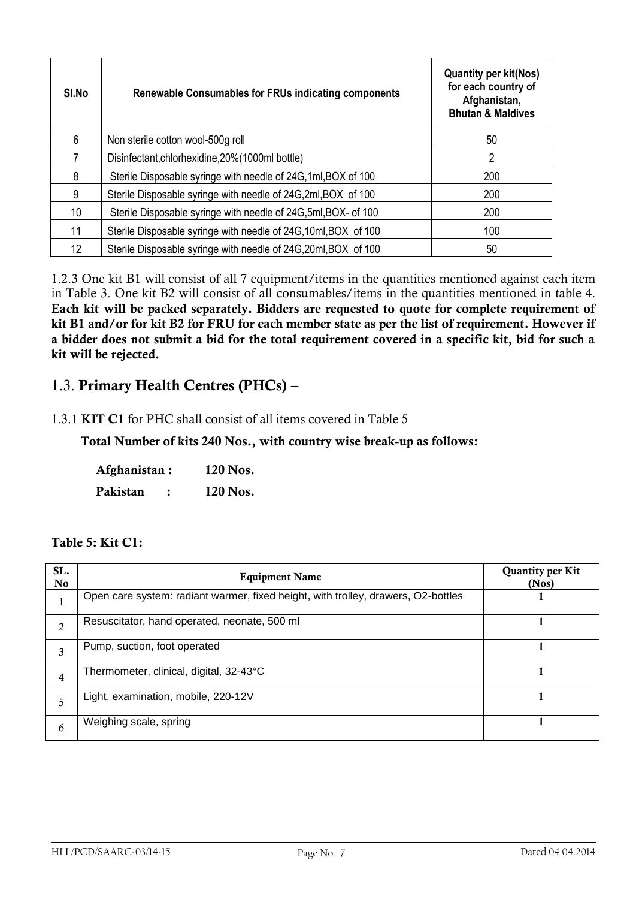| Sl.No | Renewable Consumables for FRUs indicating components | Quantity per kit(Nos) for each country of Afghanistan, Bhutan & Maldives |
|---|---|---|
| 6 | Non sterile cotton wool-500g roll | 50 |
| 7 | Disinfectant,chlorhexidine,20%(1000ml bottle) | 2 |
| 8 | Sterile Disposable syringe with needle of 24G,1ml,BOX of 100 | 200 |
| 9 | Sterile Disposable syringe with needle of 24G,2ml,BOX of 100 | 200 |
| 10 | Sterile Disposable syringe with needle of 24G,5ml,BOX- of 100 | 200 |
| 11 | Sterile Disposable syringe with needle of 24G,10ml,BOX of 100 | 100 |
| 12 | Sterile Disposable syringe with needle of 24G,20ml,BOX of 100 | 50 |

1.2.3 One kit B1 will consist of all 7 equipment/items in the quantities mentioned against each item in Table 3. One kit B2 will consist of all consumables/items in the quantities mentioned in table 4. **Each kit will be packed separately. Bidders are requested to quote for complete requirement of kit B1 and/or for kit B2 for FRU for each member state as per the list of requirement. However if a bidder does not submit a bid for the total requirement covered in a specific kit, bid for such a kit will be rejected.**

## 1.3. Primary Health Centres (PHCs) –

1.3.1 **KIT C1** for PHC shall consist of all items covered in Table 5

**Total Number of kits 240 Nos., with country wise break-up as follows:**

**Afghanistan : 120 Nos.**

**Pakistan : 120 Nos.**

**Table 5: Kit C1:**

| SL. No | Equipment Name | Quantity per Kit (Nos) |
|---|---|---|
| 1 | Open care system: radiant warmer, fixed height, with trolley, drawers, O2-bottles | 1 |
| 2 | Resuscitator, hand operated, neonate, 500 ml | 1 |
| 3 | Pump, suction, foot operated | 1 |
| 4 | Thermometer, clinical, digital, 32-43°C | 1 |
| 5 | Light, examination, mobile, 220-12V | 1 |
| 6 | Weighing scale, spring | 1 |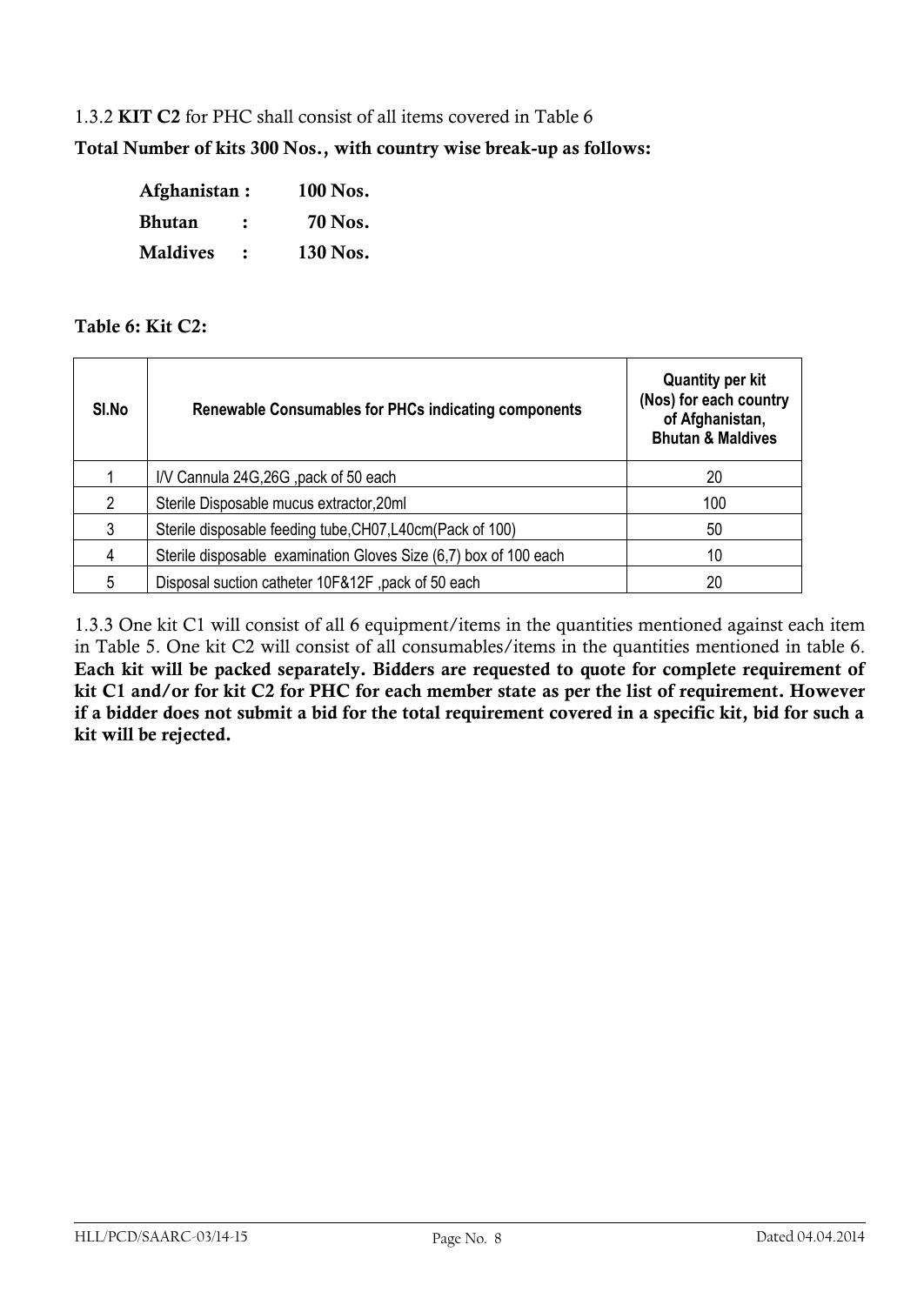1.3.2 **KIT C2** for PHC shall consist of all items covered in Table 6

**Total Number of kits 300 Nos., with country wise break-up as follows:**

| | | |
|---|---|---|
| **Afghanistan** | **:** | **100 Nos.** |
| **Bhutan** | **:** | **70 Nos.** |
| **Maldives** | **:** | **130 Nos.** |

**Table 6: Kit C2:**

| Sl.No | Renewable Consumables for PHCs indicating components | Quantity per kit (Nos) for each country of Afghanistan, Bhutan & Maldives |
|---|---|---|
| 1 | I/V Cannula 24G,26G ,pack of 50 each | 20 |
| 2 | Sterile Disposable mucus extractor,20ml | 100 |
| 3 | Sterile disposable feeding tube,CH07,L40cm(Pack of 100) | 50 |
| 4 | Sterile disposable examination Gloves Size (6,7) box of 100 each | 10 |
| 5 | Disposal suction catheter 10F&12F ,pack of 50 each | 20 |

1.3.3 One kit C1 will consist of all 6 equipment/items in the quantities mentioned against each item in Table 5. One kit C2 will consist of all consumables/items in the quantities mentioned in table 6. **Each kit will be packed separately. Bidders are requested to quote for complete requirement of kit C1 and/or for kit C2 for PHC for each member state as per the list of requirement. However if a bidder does not submit a bid for the total requirement covered in a specific kit, bid for such a kit will be rejected.**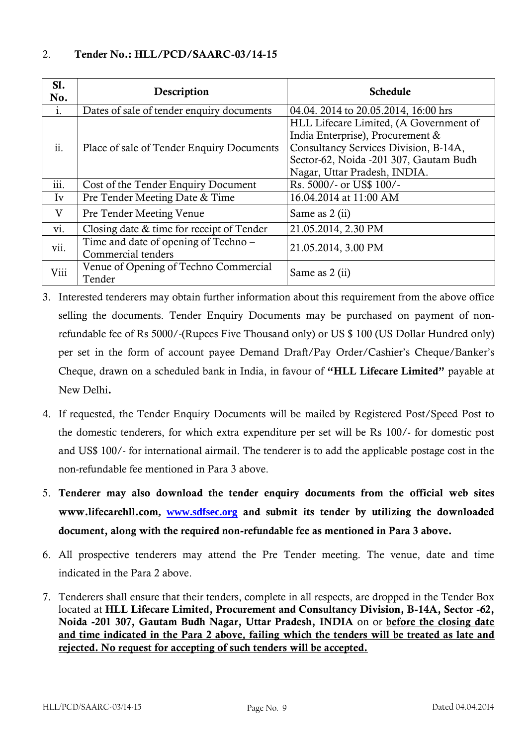2. **Tender No.: HLL/PCD/SAARC-03/14-15**

| Sl. No. | Description | Schedule |
|---|---|---|
| i. | Dates of sale of tender enquiry documents | 04.04. 2014 to 20.05.2014, 16:00 hrs |
| ii. | Place of sale of Tender Enquiry Documents | HLL Lifecare Limited, (A Government of India Enterprise), Procurement & Consultancy Services Division, B-14A, Sector-62, Noida -201 307, Gautam Budh Nagar, Uttar Pradesh, INDIA. |
| iii. | Cost of the Tender Enquiry Document | Rs. 5000/- or US$ 100/- |
| Iv | Pre Tender Meeting Date & Time | 16.04.2014 at 11:00 AM |
| V | Pre Tender Meeting Venue | Same as 2 (ii) |
| vi. | Closing date & time for receipt of Tender | 21.05.2014, 2.30 PM |
| vii. | Time and date of opening of Techno – Commercial tenders | 21.05.2014, 3.00 PM |
| Viii | Venue of Opening of Techno Commercial Tender | Same as 2 (ii) |

3. Interested tenderers may obtain further information about this requirement from the above office selling the documents. Tender Enquiry Documents may be purchased on payment of non-refundable fee of Rs 5000/-(Rupees Five Thousand only) or US $ 100 (US Dollar Hundred only) per set in the form of account payee Demand Draft/Pay Order/Cashier's Cheque/Banker's Cheque, drawn on a scheduled bank in India, in favour of **"HLL Lifecare Limited"** payable at New Delhi**.**

4. If requested, the Tender Enquiry Documents will be mailed by Registered Post/Speed Post to the domestic tenderers, for which extra expenditure per set will be Rs 100/- for domestic post and US$ 100/- for international airmail. The tenderer is to add the applicable postage cost in the non-refundable fee mentioned in Para 3 above.

5. **Tenderer may also download the tender enquiry documents from the official web sites <u>www.lifecarehll.com</u>, <u>www.sdfsec.org</u> and submit its tender by utilizing the downloaded document, along with the required non-refundable fee as mentioned in Para 3 above.**

6. All prospective tenderers may attend the Pre Tender meeting. The venue, date and time indicated in the Para 2 above.

7. Tenderers shall ensure that their tenders, complete in all respects, are dropped in the Tender Box located at **HLL Lifecare Limited, Procurement and Consultancy Division, B-14A, Sector -62, Noida -201 307, Gautam Budh Nagar, Uttar Pradesh, INDIA** on or **<u>before the closing date and time indicated in the Para 2 above, failing which the tenders will be treated as late and rejected. No request for accepting of such tenders will be accepted.</u>**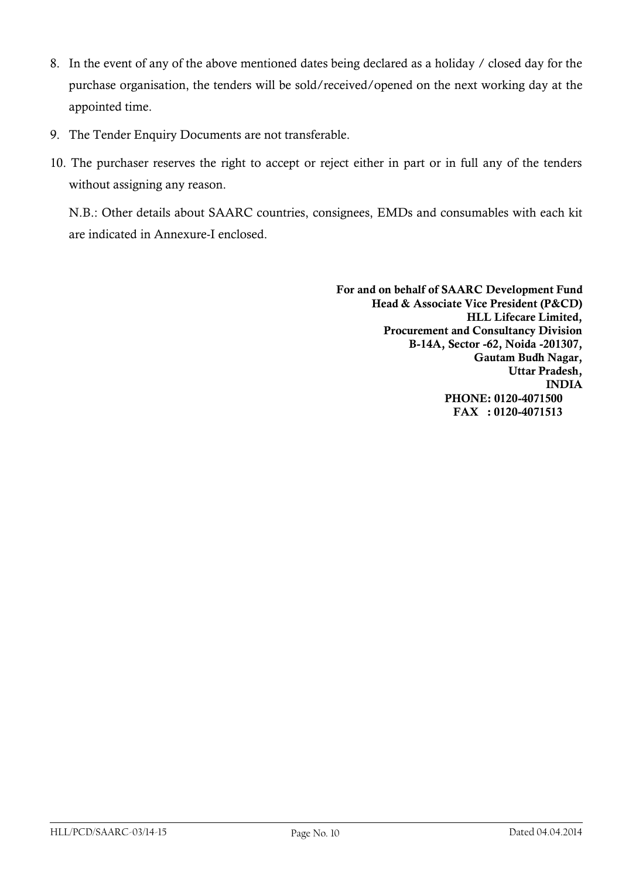8. In the event of any of the above mentioned dates being declared as a holiday / closed day for the purchase organisation, the tenders will be sold/received/opened on the next working day at the appointed time.

9. The Tender Enquiry Documents are not transferable.

10. The purchaser reserves the right to accept or reject either in part or in full any of the tenders without assigning any reason.

N.B.: Other details about SAARC countries, consignees, EMDs and consumables with each kit are indicated in Annexure-I enclosed.

**For and on behalf of SAARC Development Fund**
**Head & Associate Vice President (P&CD)**
**HLL Lifecare Limited,**
**Procurement and Consultancy Division**
**B-14A, Sector -62, Noida -201307,**
**Gautam Budh Nagar,**
**Uttar Pradesh,**
**INDIA**
**PHONE: 0120-4071500**
**FAX : 0120-4071513**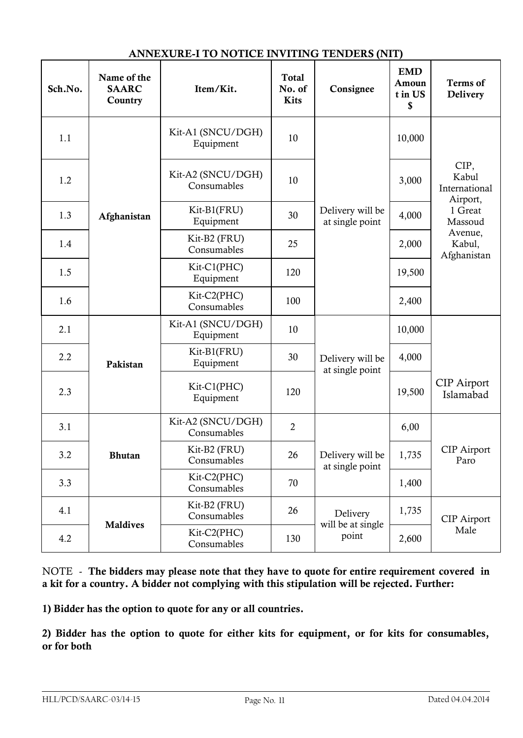## ANNEXURE-I TO NOTICE INVITING TENDERS (NIT)

| Sch.No. | Name of the SAARC Country | Item/Kit. | Total No. of Kits | Consignee | EMD Amount in US $ | Terms of Delivery |
|---|---|---|---|---|---|---|
| 1.1 | Afghanistan | Kit-A1 (SNCU/DGH) Equipment | 10 | Delivery will be at single point | 10,000 | CIP, Kabul International Airport, 1 Great Massoud Avenue, Kabul, Afghanistan |
| 1.2 | | Kit-A2 (SNCU/DGH) Consumables | 10 | | 3,000 | |
| 1.3 | | Kit-B1(FRU) Equipment | 30 | | 4,000 | |
| 1.4 | | Kit-B2 (FRU) Consumables | 25 | | 2,000 | |
| 1.5 | | Kit-C1(PHC) Equipment | 120 | | 19,500 | |
| 1.6 | | Kit-C2(PHC) Consumables | 100 | | 2,400 | |
| 2.1 | Pakistan | Kit-A1 (SNCU/DGH) Equipment | 10 | Delivery will be at single point | 10,000 | CIP Airport Islamabad |
| 2.2 | | Kit-B1(FRU) Equipment | 30 | | 4,000 | |
| 2.3 | | Kit-C1(PHC) Equipment | 120 | | 19,500 | |
| 3.1 | Bhutan | Kit-A2 (SNCU/DGH) Consumables | 2 | Delivery will be at single point | 6,00 | CIP Airport Paro |
| 3.2 | | Kit-B2 (FRU) Consumables | 26 | | 1,735 | |
| 3.3 | | Kit-C2(PHC) Consumables | 70 | | 1,400 | |
| 4.1 | Maldives | Kit-B2 (FRU) Consumables | 26 | Delivery will be at single point | 1,735 | CIP Airport Male |
| 4.2 | | Kit-C2(PHC) Consumables | 130 | | 2,600 | |

NOTE - **The bidders may please note that they have to quote for entire requirement covered in a kit for a country. A bidder not complying with this stipulation will be rejected. Further:**

**1) Bidder has the option to quote for any or all countries.**

**2) Bidder has the option to quote for either kits for equipment, or for kits for consumables, or for both**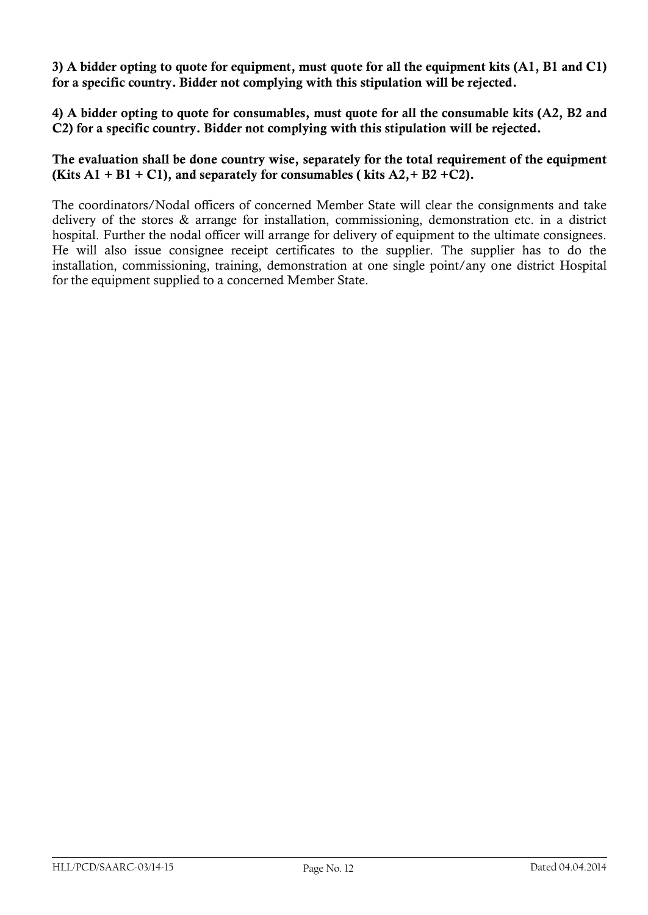**3) A bidder opting to quote for equipment, must quote for all the equipment kits (A1, B1 and C1) for a specific country. Bidder not complying with this stipulation will be rejected.**

**4) A bidder opting to quote for consumables, must quote for all the consumable kits (A2, B2 and C2) for a specific country. Bidder not complying with this stipulation will be rejected.**

**The evaluation shall be done country wise, separately for the total requirement of the equipment (Kits A1 + B1 + C1), and separately for consumables ( kits A2,+ B2 +C2).**

The coordinators/Nodal officers of concerned Member State will clear the consignments and take delivery of the stores & arrange for installation, commissioning, demonstration etc. in a district hospital. Further the nodal officer will arrange for delivery of equipment to the ultimate consignees. He will also issue consignee receipt certificates to the supplier. The supplier has to do the installation, commissioning, training, demonstration at one single point/any one district Hospital for the equipment supplied to a concerned Member State.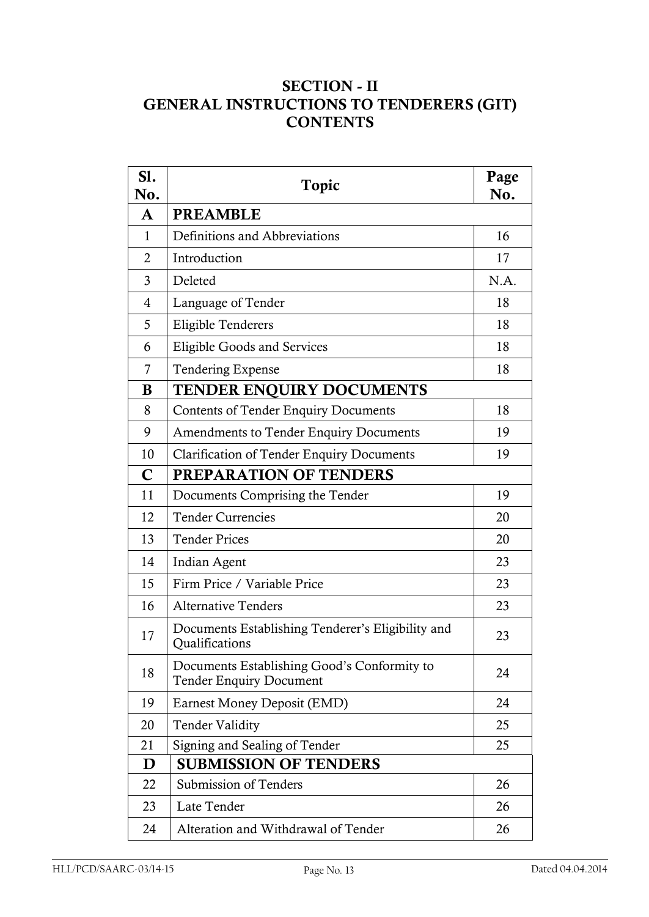# SECTION - II
# GENERAL INSTRUCTIONS TO TENDERERS (GIT)
# CONTENTS

| Sl. No. | Topic | Page No. |
|---|---|---|
| **A** | **PREAMBLE** | |
| 1 | Definitions and Abbreviations | 16 |
| 2 | Introduction | 17 |
| 3 | Deleted | N.A. |
| 4 | Language of Tender | 18 |
| 5 | Eligible Tenderers | 18 |
| 6 | Eligible Goods and Services | 18 |
| 7 | Tendering Expense | 18 |
| **B** | **TENDER ENQUIRY DOCUMENTS** | |
| 8 | Contents of Tender Enquiry Documents | 18 |
| 9 | Amendments to Tender Enquiry Documents | 19 |
| 10 | Clarification of Tender Enquiry Documents | 19 |
| **C** | **PREPARATION OF TENDERS** | |
| 11 | Documents Comprising the Tender | 19 |
| 12 | Tender Currencies | 20 |
| 13 | Tender Prices | 20 |
| 14 | Indian Agent | 23 |
| 15 | Firm Price / Variable Price | 23 |
| 16 | Alternative Tenders | 23 |
| 17 | Documents Establishing Tenderer's Eligibility and Qualifications | 23 |
| 18 | Documents Establishing Good's Conformity to Tender Enquiry Document | 24 |
| 19 | Earnest Money Deposit (EMD) | 24 |
| 20 | Tender Validity | 25 |
| 21 | Signing and Sealing of Tender | 25 |
| **D** | **SUBMISSION OF TENDERS** | |
| 22 | Submission of Tenders | 26 |
| 23 | Late Tender | 26 |
| 24 | Alteration and Withdrawal of Tender | 26 |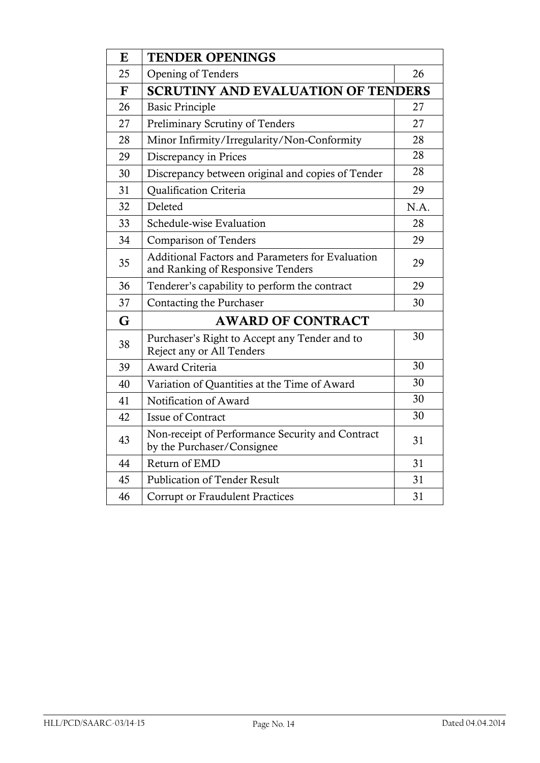| E | **TENDER OPENINGS** | |
|---|---|---|
| 25 | Opening of Tenders | 26 |
| **F** | **SCRUTINY AND EVALUATION OF TENDERS** | |
| 26 | Basic Principle | 27 |
| 27 | Preliminary Scrutiny of Tenders | 27 |
| 28 | Minor Infirmity/Irregularity/Non-Conformity | 28 |
| 29 | Discrepancy in Prices | 28 |
| 30 | Discrepancy between original and copies of Tender | 28 |
| 31 | Qualification Criteria | 29 |
| 32 | Deleted | N.A. |
| 33 | Schedule-wise Evaluation | 28 |
| 34 | Comparison of Tenders | 29 |
| 35 | Additional Factors and Parameters for Evaluation and Ranking of Responsive Tenders | 29 |
| 36 | Tenderer's capability to perform the contract | 29 |
| 37 | Contacting the Purchaser | 30 |
| **G** | **AWARD OF CONTRACT** | |
| 38 | Purchaser's Right to Accept any Tender and to Reject any or All Tenders | 30 |
| 39 | Award Criteria | 30 |
| 40 | Variation of Quantities at the Time of Award | 30 |
| 41 | Notification of Award | 30 |
| 42 | Issue of Contract | 30 |
| 43 | Non-receipt of Performance Security and Contract by the Purchaser/Consignee | 31 |
| 44 | Return of EMD | 31 |
| 45 | Publication of Tender Result | 31 |
| 46 | Corrupt or Fraudulent Practices | 31 |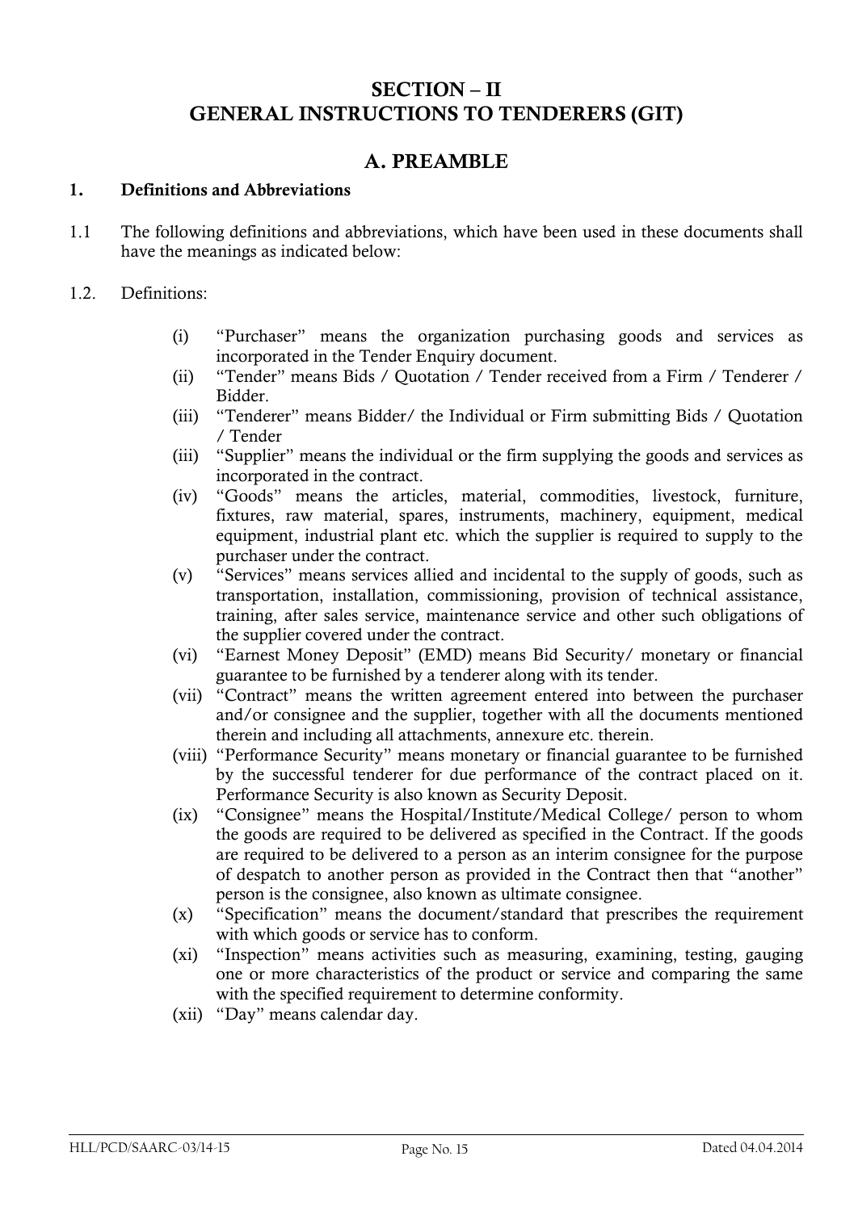# SECTION – II
# GENERAL INSTRUCTIONS TO TENDERERS (GIT)

## A. PREAMBLE

### 1. Definitions and Abbreviations

1.1 The following definitions and abbreviations, which have been used in these documents shall have the meanings as indicated below:

1.2. Definitions:

(i) "Purchaser" means the organization purchasing goods and services as incorporated in the Tender Enquiry document.

(ii) "Tender" means Bids / Quotation / Tender received from a Firm / Tenderer / Bidder.

(iii) "Tenderer" means Bidder/ the Individual or Firm submitting Bids / Quotation / Tender

(iii) "Supplier" means the individual or the firm supplying the goods and services as incorporated in the contract.

(iv) "Goods" means the articles, material, commodities, livestock, furniture, fixtures, raw material, spares, instruments, machinery, equipment, medical equipment, industrial plant etc. which the supplier is required to supply to the purchaser under the contract.

(v) "Services" means services allied and incidental to the supply of goods, such as transportation, installation, commissioning, provision of technical assistance, training, after sales service, maintenance service and other such obligations of the supplier covered under the contract.

(vi) "Earnest Money Deposit" (EMD) means Bid Security/ monetary or financial guarantee to be furnished by a tenderer along with its tender.

(vii) "Contract" means the written agreement entered into between the purchaser and/or consignee and the supplier, together with all the documents mentioned therein and including all attachments, annexure etc. therein.

(viii) "Performance Security" means monetary or financial guarantee to be furnished by the successful tenderer for due performance of the contract placed on it. Performance Security is also known as Security Deposit.

(ix) "Consignee" means the Hospital/Institute/Medical College/ person to whom the goods are required to be delivered as specified in the Contract. If the goods are required to be delivered to a person as an interim consignee for the purpose of despatch to another person as provided in the Contract then that "another" person is the consignee, also known as ultimate consignee.

(x) "Specification" means the document/standard that prescribes the requirement with which goods or service has to conform.

(xi) "Inspection" means activities such as measuring, examining, testing, gauging one or more characteristics of the product or service and comparing the same with the specified requirement to determine conformity.

(xii) "Day" means calendar day.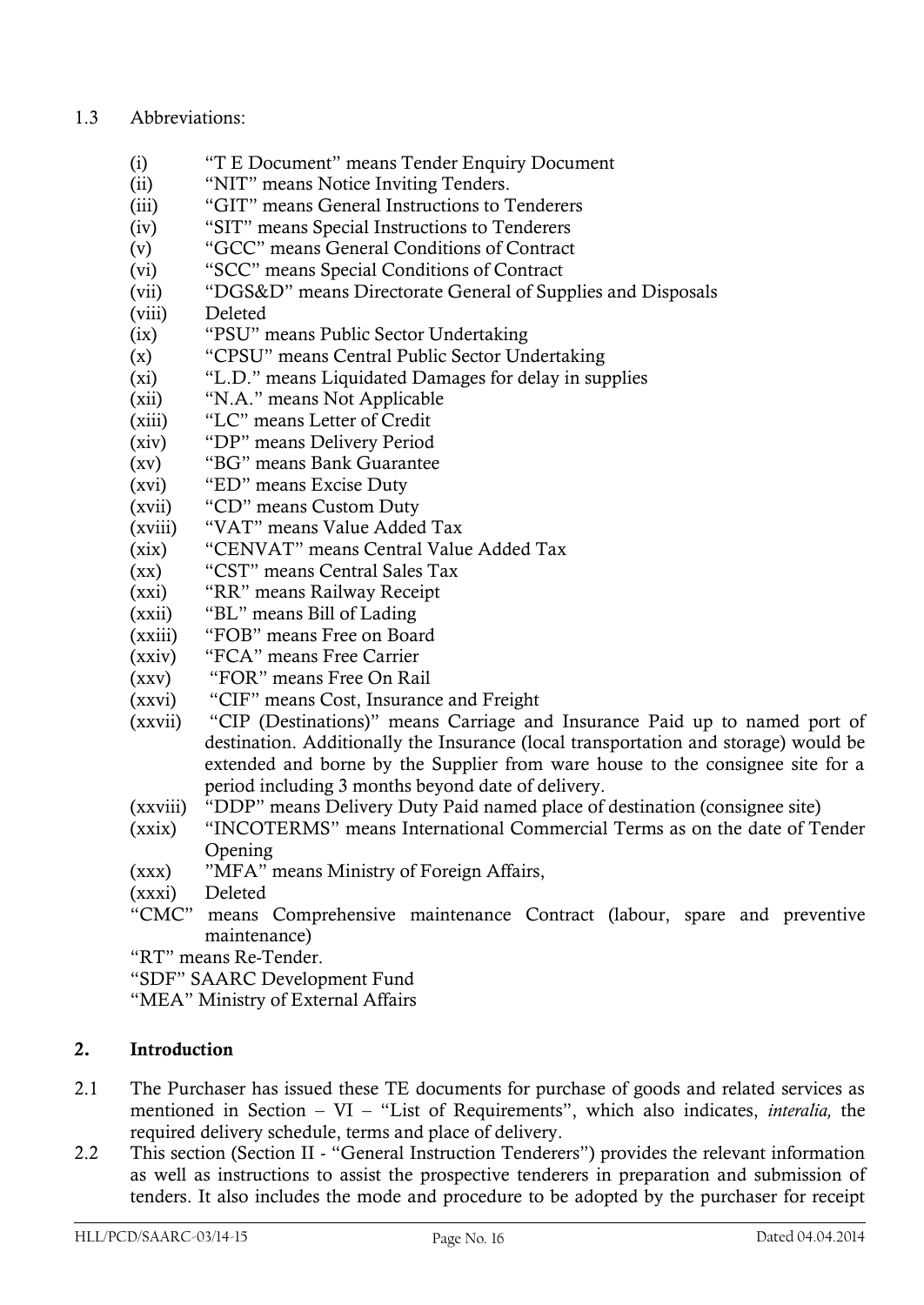1.3 Abbreviations:

- (i) "T E Document" means Tender Enquiry Document
- (ii) "NIT" means Notice Inviting Tenders.
- (iii) "GIT" means General Instructions to Tenderers
- (iv) "SIT" means Special Instructions to Tenderers
- (v) "GCC" means General Conditions of Contract
- (vi) "SCC" means Special Conditions of Contract
- (vii) "DGS&D" means Directorate General of Supplies and Disposals
- (viii) Deleted
- (ix) "PSU" means Public Sector Undertaking
- (x) "CPSU" means Central Public Sector Undertaking
- (xi) "L.D." means Liquidated Damages for delay in supplies
- (xii) "N.A." means Not Applicable
- (xiii) "LC" means Letter of Credit
- (xiv) "DP" means Delivery Period
- (xv) "BG" means Bank Guarantee
- (xvi) "ED" means Excise Duty
- (xvii) "CD" means Custom Duty
- (xviii) "VAT" means Value Added Tax
- (xix) "CENVAT" means Central Value Added Tax
- (xx) "CST" means Central Sales Tax
- (xxi) "RR" means Railway Receipt
- (xxii) "BL" means Bill of Lading
- (xxiii) "FOB" means Free on Board
- (xxiv) "FCA" means Free Carrier
- (xxv) "FOR" means Free On Rail
- (xxvi) "CIF" means Cost, Insurance and Freight
- (xxvii) "CIP (Destinations)" means Carriage and Insurance Paid up to named port of destination. Additionally the Insurance (local transportation and storage) would be extended and borne by the Supplier from ware house to the consignee site for a period including 3 months beyond date of delivery.
- (xxviii) "DDP" means Delivery Duty Paid named place of destination (consignee site)
- (xxix) "INCOTERMS" means International Commercial Terms as on the date of Tender Opening
- (xxx) "MFA" means Ministry of Foreign Affairs,
- (xxxi) Deleted

"CMC" means Comprehensive maintenance Contract (labour, spare and preventive maintenance)

"RT" means Re-Tender.

"SDF" SAARC Development Fund

"MEA" Ministry of External Affairs

## 2. Introduction

2.1 The Purchaser has issued these TE documents for purchase of goods and related services as mentioned in Section – VI – "List of Requirements", which also indicates, *interalia,* the required delivery schedule, terms and place of delivery.

2.2 This section (Section II - "General Instruction Tenderers") provides the relevant information as well as instructions to assist the prospective tenderers in preparation and submission of tenders. It also includes the mode and procedure to be adopted by the purchaser for receipt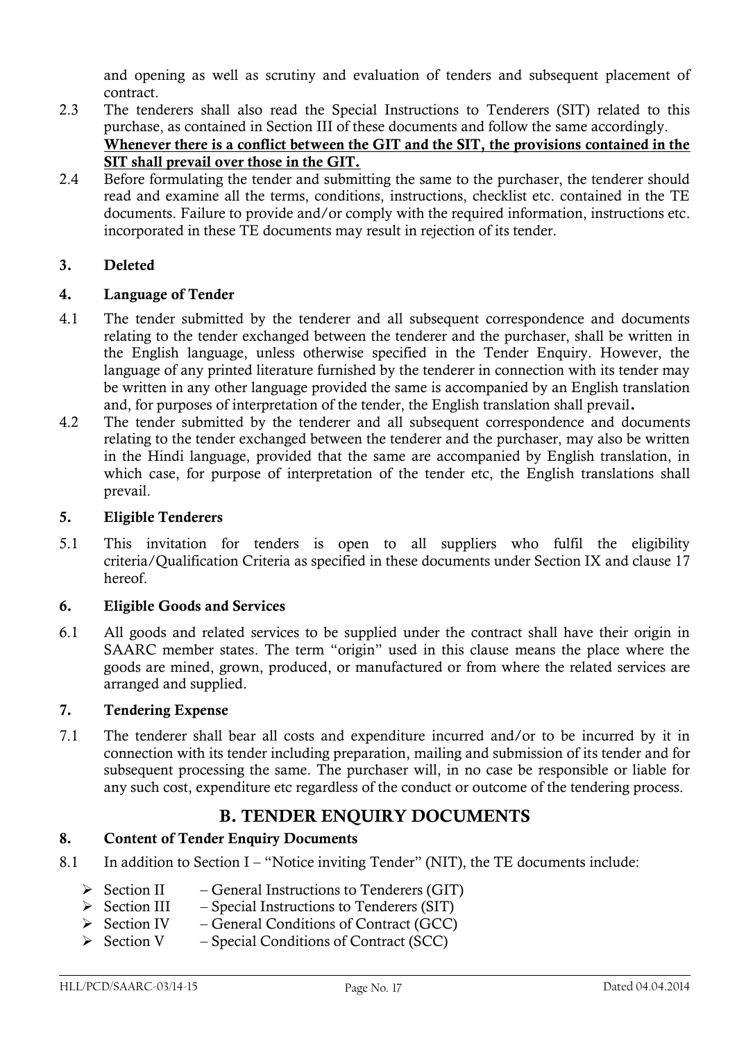and opening as well as scrutiny and evaluation of tenders and subsequent placement of contract.

2.3 The tenderers shall also read the Special Instructions to Tenderers (SIT) related to this purchase, as contained in Section III of these documents and follow the same accordingly. **Whenever there is a conflict between the GIT and the SIT, the provisions contained in the SIT shall prevail over those in the GIT.**

2.4 Before formulating the tender and submitting the same to the purchaser, the tenderer should read and examine all the terms, conditions, instructions, checklist etc. contained in the TE documents. Failure to provide and/or comply with the required information, instructions etc. incorporated in these TE documents may result in rejection of its tender.

### 3. Deleted

### 4. Language of Tender

4.1 The tender submitted by the tenderer and all subsequent correspondence and documents relating to the tender exchanged between the tenderer and the purchaser, shall be written in the English language, unless otherwise specified in the Tender Enquiry. However, the language of any printed literature furnished by the tenderer in connection with its tender may be written in any other language provided the same is accompanied by an English translation and, for purposes of interpretation of the tender, the English translation shall prevail**.**

4.2 The tender submitted by the tenderer and all subsequent correspondence and documents relating to the tender exchanged between the tenderer and the purchaser, may also be written in the Hindi language, provided that the same are accompanied by English translation, in which case, for purpose of interpretation of the tender etc, the English translations shall prevail.

### 5. Eligible Tenderers

5.1 This invitation for tenders is open to all suppliers who fulfil the eligibility criteria/Qualification Criteria as specified in these documents under Section IX and clause 17 hereof.

### 6. Eligible Goods and Services

6.1 All goods and related services to be supplied under the contract shall have their origin in SAARC member states. The term "origin" used in this clause means the place where the goods are mined, grown, produced, or manufactured or from where the related services are arranged and supplied.

### 7. Tendering Expense

7.1 The tenderer shall bear all costs and expenditure incurred and/or to be incurred by it in connection with its tender including preparation, mailing and submission of its tender and for subsequent processing the same. The purchaser will, in no case be responsible or liable for any such cost, expenditure etc regardless of the conduct or outcome of the tendering process.

## B. TENDER ENQUIRY DOCUMENTS

### 8. Content of Tender Enquiry Documents

8.1 In addition to Section I – "Notice inviting Tender" (NIT), the TE documents include:

- Section II – General Instructions to Tenderers (GIT)
- Section III – Special Instructions to Tenderers (SIT)
- Section IV – General Conditions of Contract (GCC)
- Section V – Special Conditions of Contract (SCC)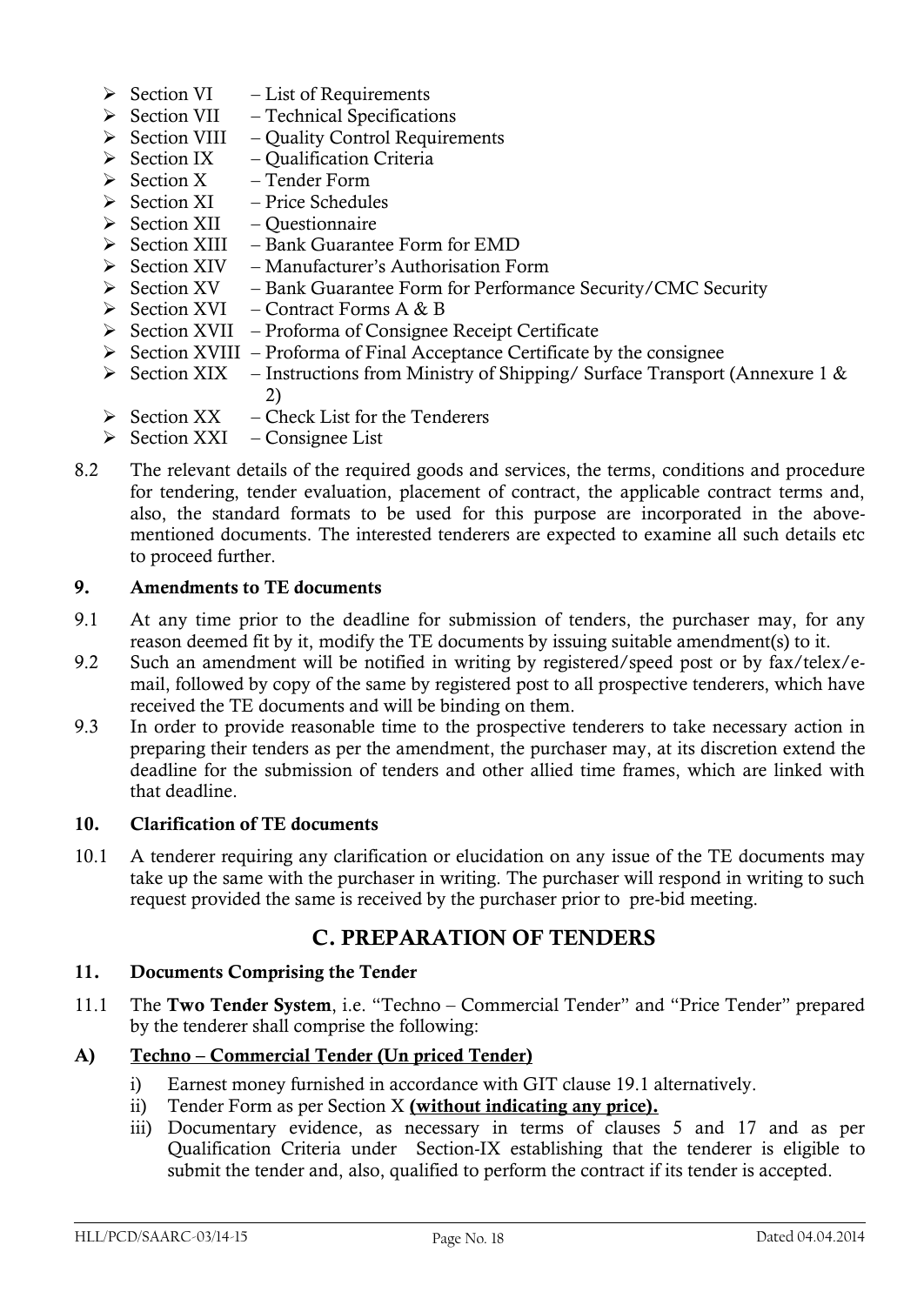- Section VI – List of Requirements
- Section VII – Technical Specifications
- Section VIII – Quality Control Requirements
- Section IX – Qualification Criteria
- Section X – Tender Form
- Section XI – Price Schedules
- Section XII – Questionnaire
- Section XIII – Bank Guarantee Form for EMD
- Section XIV – Manufacturer's Authorisation Form
- Section XV – Bank Guarantee Form for Performance Security/CMC Security
- Section XVI – Contract Forms A & B
- Section XVII – Proforma of Consignee Receipt Certificate
- Section XVIII – Proforma of Final Acceptance Certificate by the consignee
- Section XIX – Instructions from Ministry of Shipping/ Surface Transport (Annexure 1 & 2)
- Section XX – Check List for the Tenderers
- Section XXI – Consignee List

8.2 The relevant details of the required goods and services, the terms, conditions and procedure for tendering, tender evaluation, placement of contract, the applicable contract terms and, also, the standard formats to be used for this purpose are incorporated in the above-mentioned documents. The interested tenderers are expected to examine all such details etc to proceed further.

**9. Amendments to TE documents**

9.1 At any time prior to the deadline for submission of tenders, the purchaser may, for any reason deemed fit by it, modify the TE documents by issuing suitable amendment(s) to it.

9.2 Such an amendment will be notified in writing by registered/speed post or by fax/telex/e-mail, followed by copy of the same by registered post to all prospective tenderers, which have received the TE documents and will be binding on them.

9.3 In order to provide reasonable time to the prospective tenderers to take necessary action in preparing their tenders as per the amendment, the purchaser may, at its discretion extend the deadline for the submission of tenders and other allied time frames, which are linked with that deadline.

**10. Clarification of TE documents**

10.1 A tenderer requiring any clarification or elucidation on any issue of the TE documents may take up the same with the purchaser in writing. The purchaser will respond in writing to such request provided the same is received by the purchaser prior to pre-bid meeting.

## C. PREPARATION OF TENDERS

**11. Documents Comprising the Tender**

11.1 The **Two Tender System**, i.e. "Techno – Commercial Tender" and "Price Tender" prepared by the tenderer shall comprise the following:

**A) <u>Techno – Commercial Tender (Un priced Tender)</u>**

i) Earnest money furnished in accordance with GIT clause 19.1 alternatively.

ii) Tender Form as per Section X **<u>(without indicating any price).</u>**

iii) Documentary evidence, as necessary in terms of clauses 5 and 17 and as per Qualification Criteria under Section-IX establishing that the tenderer is eligible to submit the tender and, also, qualified to perform the contract if its tender is accepted.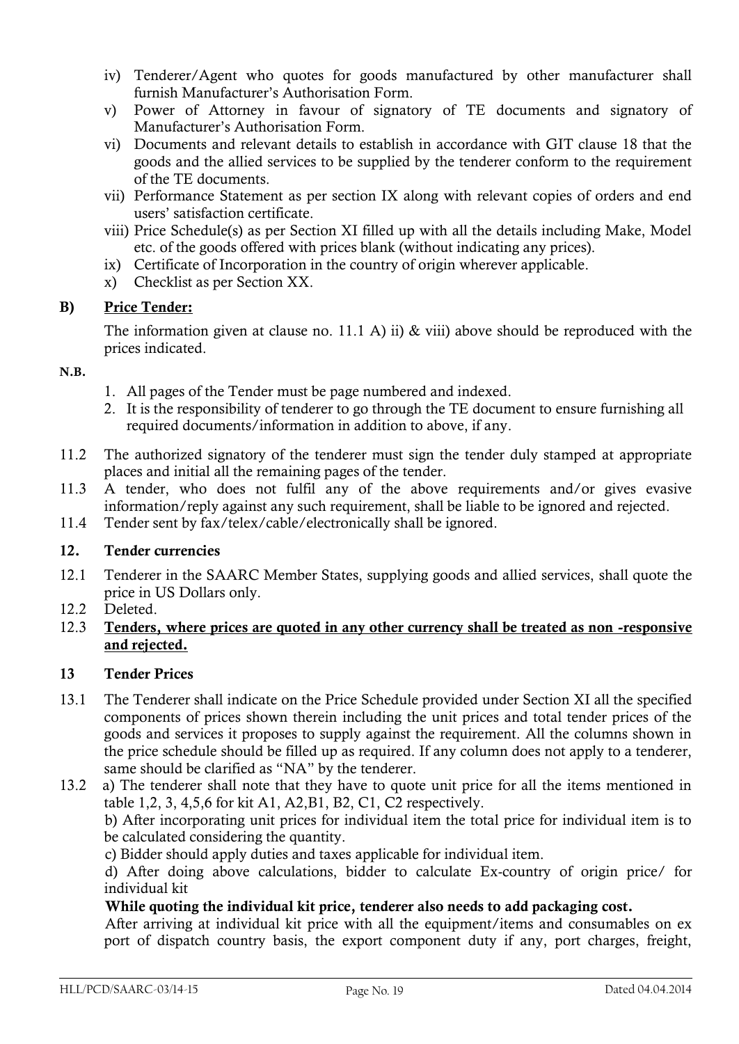iv) Tenderer/Agent who quotes for goods manufactured by other manufacturer shall furnish Manufacturer's Authorisation Form.

v) Power of Attorney in favour of signatory of TE documents and signatory of Manufacturer's Authorisation Form.

vi) Documents and relevant details to establish in accordance with GIT clause 18 that the goods and the allied services to be supplied by the tenderer conform to the requirement of the TE documents.

vii) Performance Statement as per section IX along with relevant copies of orders and end users' satisfaction certificate.

viii) Price Schedule(s) as per Section XI filled up with all the details including Make, Model etc. of the goods offered with prices blank (without indicating any prices).

ix) Certificate of Incorporation in the country of origin wherever applicable.

x) Checklist as per Section XX.

**B) <u>Price Tender:</u>**

The information given at clause no. 11.1 A) ii) & viii) above should be reproduced with the prices indicated.

**N.B.**

1. All pages of the Tender must be page numbered and indexed.
2. It is the responsibility of tenderer to go through the TE document to ensure furnishing all required documents/information in addition to above, if any.

11.2 The authorized signatory of the tenderer must sign the tender duly stamped at appropriate places and initial all the remaining pages of the tender.

11.3 A tender, who does not fulfil any of the above requirements and/or gives evasive information/reply against any such requirement, shall be liable to be ignored and rejected.

11.4 Tender sent by fax/telex/cable/electronically shall be ignored.

## 12. Tender currencies

12.1 Tenderer in the SAARC Member States, supplying goods and allied services, shall quote the price in US Dollars only.

12.2 Deleted.

12.3 **<u>Tenders, where prices are quoted in any other currency shall be treated as non -responsive and rejected.</u>**

## 13 Tender Prices

13.1 The Tenderer shall indicate on the Price Schedule provided under Section XI all the specified components of prices shown therein including the unit prices and total tender prices of the goods and services it proposes to supply against the requirement. All the columns shown in the price schedule should be filled up as required. If any column does not apply to a tenderer, same should be clarified as "NA" by the tenderer.

13.2 a) The tenderer shall note that they have to quote unit price for all the items mentioned in table 1,2, 3, 4,5,6 for kit A1, A2,B1, B2, C1, C2 respectively.

b) After incorporating unit prices for individual item the total price for individual item is to be calculated considering the quantity.

c) Bidder should apply duties and taxes applicable for individual item.

d) After doing above calculations, bidder to calculate Ex-country of origin price/ for individual kit

**While quoting the individual kit price, tenderer also needs to add packaging cost.**

After arriving at individual kit price with all the equipment/items and consumables on ex port of dispatch country basis, the export component duty if any, port charges, freight,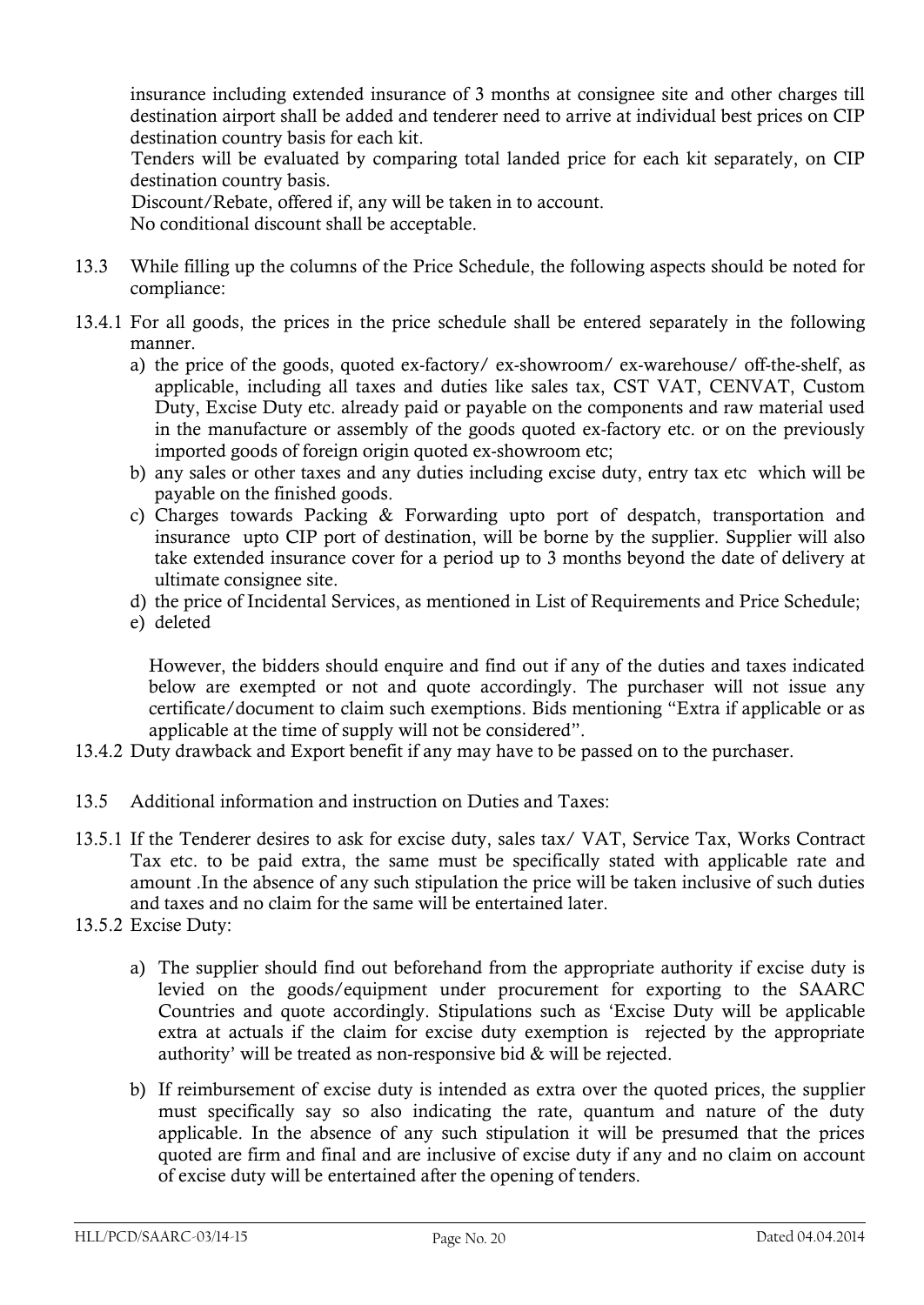insurance including extended insurance of 3 months at consignee site and other charges till destination airport shall be added and tenderer need to arrive at individual best prices on CIP destination country basis for each kit.

Tenders will be evaluated by comparing total landed price for each kit separately, on CIP destination country basis.

Discount/Rebate, offered if, any will be taken in to account.

No conditional discount shall be acceptable.

13.3 While filling up the columns of the Price Schedule, the following aspects should be noted for compliance:

13.4.1 For all goods, the prices in the price schedule shall be entered separately in the following manner.

a) the price of the goods, quoted ex-factory/ ex-showroom/ ex-warehouse/ off-the-shelf, as applicable, including all taxes and duties like sales tax, CST VAT, CENVAT, Custom Duty, Excise Duty etc. already paid or payable on the components and raw material used in the manufacture or assembly of the goods quoted ex-factory etc. or on the previously imported goods of foreign origin quoted ex-showroom etc;
b) any sales or other taxes and any duties including excise duty, entry tax etc which will be payable on the finished goods.
c) Charges towards Packing & Forwarding upto port of despatch, transportation and insurance upto CIP port of destination, will be borne by the supplier. Supplier will also take extended insurance cover for a period up to 3 months beyond the date of delivery at ultimate consignee site.
d) the price of Incidental Services, as mentioned in List of Requirements and Price Schedule;
e) deleted

However, the bidders should enquire and find out if any of the duties and taxes indicated below are exempted or not and quote accordingly. The purchaser will not issue any certificate/document to claim such exemptions. Bids mentioning "Extra if applicable or as applicable at the time of supply will not be considered".

13.4.2 Duty drawback and Export benefit if any may have to be passed on to the purchaser.

13.5 Additional information and instruction on Duties and Taxes:

13.5.1 If the Tenderer desires to ask for excise duty, sales tax/ VAT, Service Tax, Works Contract Tax etc. to be paid extra, the same must be specifically stated with applicable rate and amount .In the absence of any such stipulation the price will be taken inclusive of such duties and taxes and no claim for the same will be entertained later.

13.5.2 Excise Duty:

a) The supplier should find out beforehand from the appropriate authority if excise duty is levied on the goods/equipment under procurement for exporting to the SAARC Countries and quote accordingly. Stipulations such as 'Excise Duty will be applicable extra at actuals if the claim for excise duty exemption is rejected by the appropriate authority' will be treated as non-responsive bid & will be rejected.

b) If reimbursement of excise duty is intended as extra over the quoted prices, the supplier must specifically say so also indicating the rate, quantum and nature of the duty applicable. In the absence of any such stipulation it will be presumed that the prices quoted are firm and final and are inclusive of excise duty if any and no claim on account of excise duty will be entertained after the opening of tenders.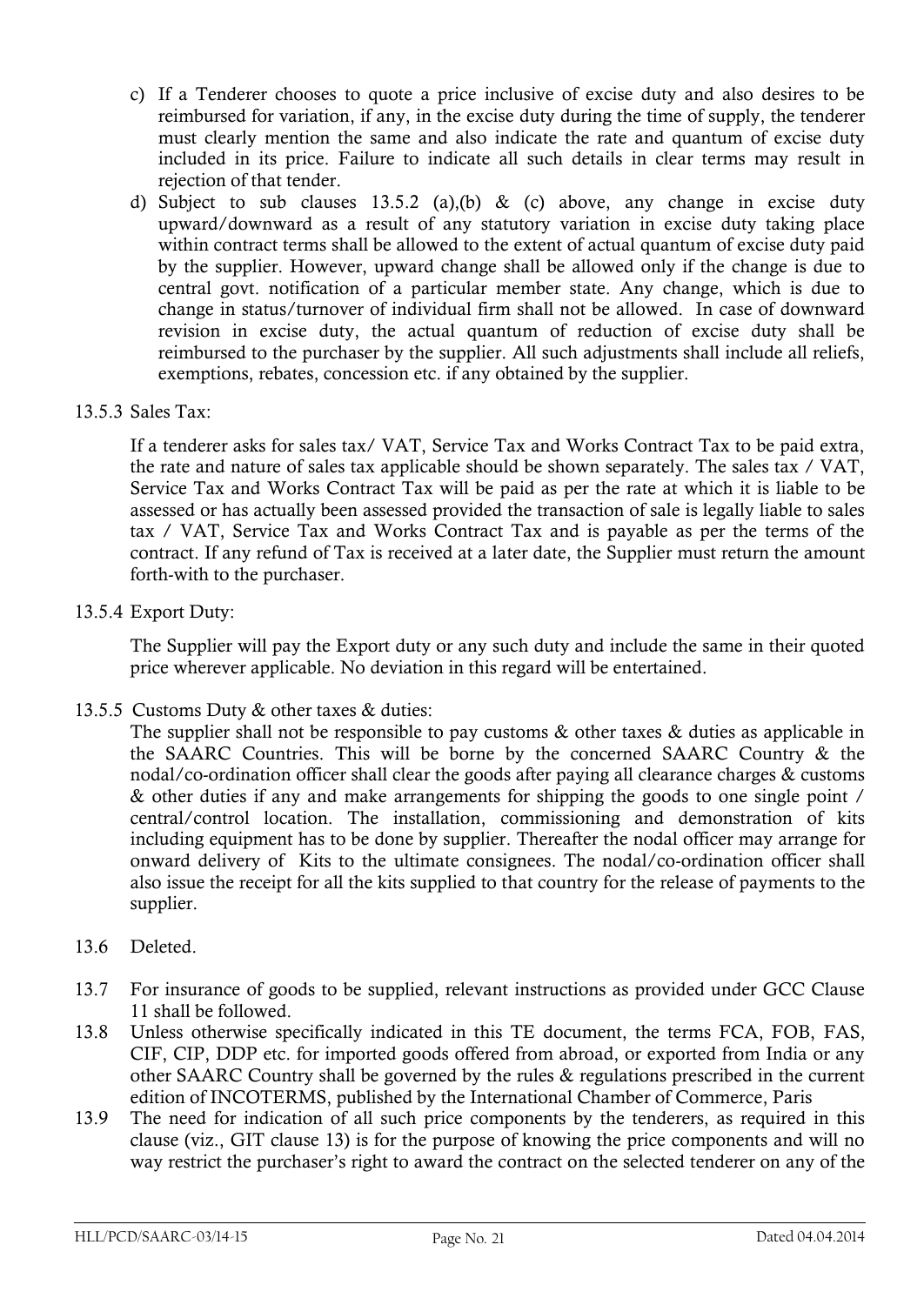c) If a Tenderer chooses to quote a price inclusive of excise duty and also desires to be reimbursed for variation, if any, in the excise duty during the time of supply, the tenderer must clearly mention the same and also indicate the rate and quantum of excise duty included in its price. Failure to indicate all such details in clear terms may result in rejection of that tender.

d) Subject to sub clauses 13.5.2 (a),(b) & (c) above, any change in excise duty upward/downward as a result of any statutory variation in excise duty taking place within contract terms shall be allowed to the extent of actual quantum of excise duty paid by the supplier. However, upward change shall be allowed only if the change is due to central govt. notification of a particular member state. Any change, which is due to change in status/turnover of individual firm shall not be allowed. In case of downward revision in excise duty, the actual quantum of reduction of excise duty shall be reimbursed to the purchaser by the supplier. All such adjustments shall include all reliefs, exemptions, rebates, concession etc. if any obtained by the supplier.

13.5.3 Sales Tax:

If a tenderer asks for sales tax/ VAT, Service Tax and Works Contract Tax to be paid extra, the rate and nature of sales tax applicable should be shown separately. The sales tax / VAT, Service Tax and Works Contract Tax will be paid as per the rate at which it is liable to be assessed or has actually been assessed provided the transaction of sale is legally liable to sales tax / VAT, Service Tax and Works Contract Tax and is payable as per the terms of the contract. If any refund of Tax is received at a later date, the Supplier must return the amount forth-with to the purchaser.

13.5.4 Export Duty:

The Supplier will pay the Export duty or any such duty and include the same in their quoted price wherever applicable. No deviation in this regard will be entertained.

13.5.5 Customs Duty & other taxes & duties:

The supplier shall not be responsible to pay customs & other taxes & duties as applicable in the SAARC Countries. This will be borne by the concerned SAARC Country & the nodal/co-ordination officer shall clear the goods after paying all clearance charges & customs & other duties if any and make arrangements for shipping the goods to one single point / central/control location. The installation, commissioning and demonstration of kits including equipment has to be done by supplier. Thereafter the nodal officer may arrange for onward delivery of Kits to the ultimate consignees. The nodal/co-ordination officer shall also issue the receipt for all the kits supplied to that country for the release of payments to the supplier.

13.6 Deleted.

13.7 For insurance of goods to be supplied, relevant instructions as provided under GCC Clause 11 shall be followed.

13.8 Unless otherwise specifically indicated in this TE document, the terms FCA, FOB, FAS, CIF, CIP, DDP etc. for imported goods offered from abroad, or exported from India or any other SAARC Country shall be governed by the rules & regulations prescribed in the current edition of INCOTERMS, published by the International Chamber of Commerce, Paris

13.9 The need for indication of all such price components by the tenderers, as required in this clause (viz., GIT clause 13) is for the purpose of knowing the price components and will no way restrict the purchaser's right to award the contract on the selected tenderer on any of the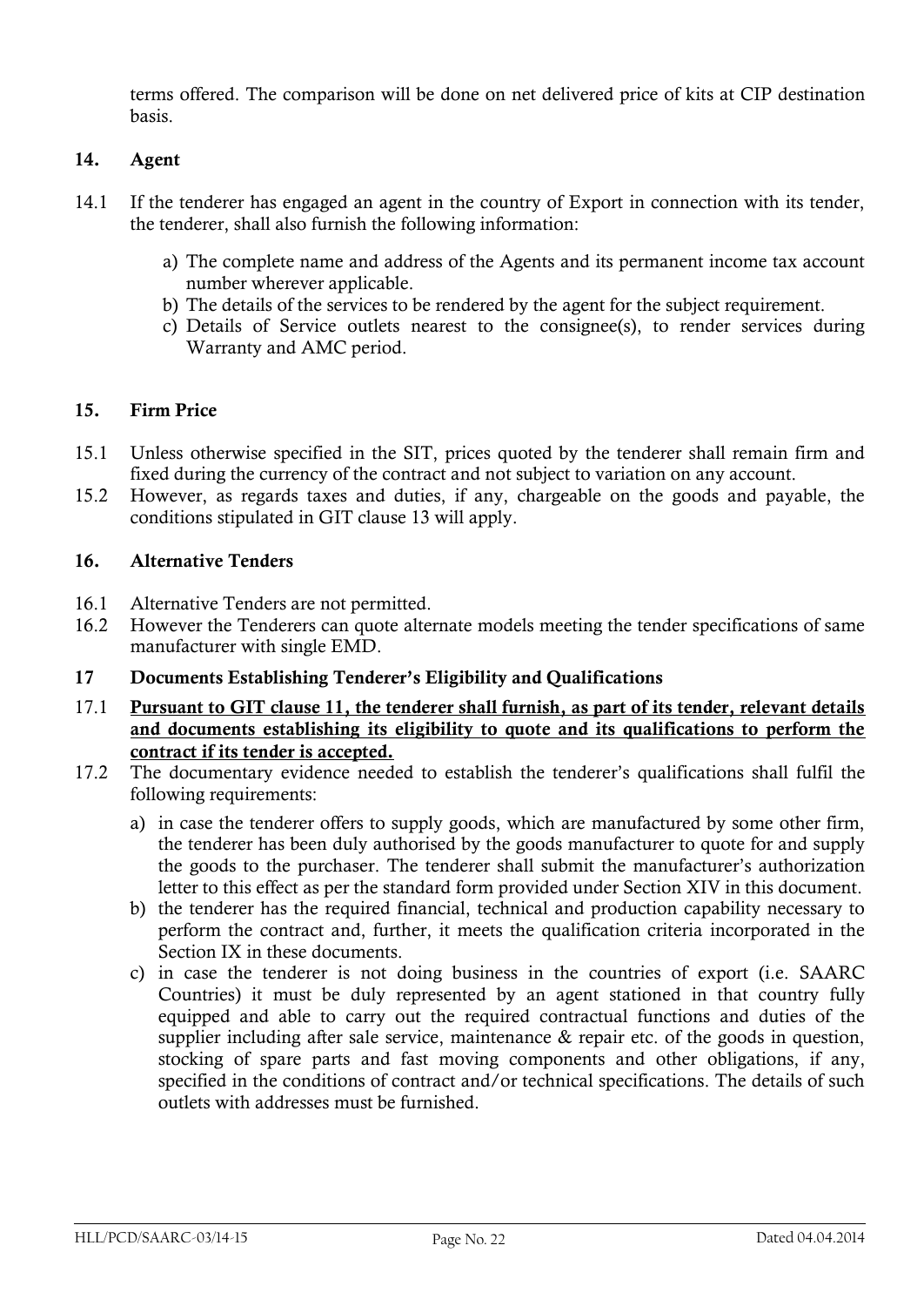terms offered. The comparison will be done on net delivered price of kits at CIP destination basis.

## 14. Agent

14.1 If the tenderer has engaged an agent in the country of Export in connection with its tender, the tenderer, shall also furnish the following information:

a) The complete name and address of the Agents and its permanent income tax account number wherever applicable.
b) The details of the services to be rendered by the agent for the subject requirement.
c) Details of Service outlets nearest to the consignee(s), to render services during Warranty and AMC period.

## 15. Firm Price

15.1 Unless otherwise specified in the SIT, prices quoted by the tenderer shall remain firm and fixed during the currency of the contract and not subject to variation on any account.

15.2 However, as regards taxes and duties, if any, chargeable on the goods and payable, the conditions stipulated in GIT clause 13 will apply.

## 16. Alternative Tenders

16.1 Alternative Tenders are not permitted.

16.2 However the Tenderers can quote alternate models meeting the tender specifications of same manufacturer with single EMD.

## 17 Documents Establishing Tenderer's Eligibility and Qualifications

17.1 **Pursuant to GIT clause 11, the tenderer shall furnish, as part of its tender, relevant details and documents establishing its eligibility to quote and its qualifications to perform the contract if its tender is accepted.**

17.2 The documentary evidence needed to establish the tenderer's qualifications shall fulfil the following requirements:

a) in case the tenderer offers to supply goods, which are manufactured by some other firm, the tenderer has been duly authorised by the goods manufacturer to quote for and supply the goods to the purchaser. The tenderer shall submit the manufacturer's authorization letter to this effect as per the standard form provided under Section XIV in this document.
b) the tenderer has the required financial, technical and production capability necessary to perform the contract and, further, it meets the qualification criteria incorporated in the Section IX in these documents.
c) in case the tenderer is not doing business in the countries of export (i.e. SAARC Countries) it must be duly represented by an agent stationed in that country fully equipped and able to carry out the required contractual functions and duties of the supplier including after sale service, maintenance & repair etc. of the goods in question, stocking of spare parts and fast moving components and other obligations, if any, specified in the conditions of contract and/or technical specifications. The details of such outlets with addresses must be furnished.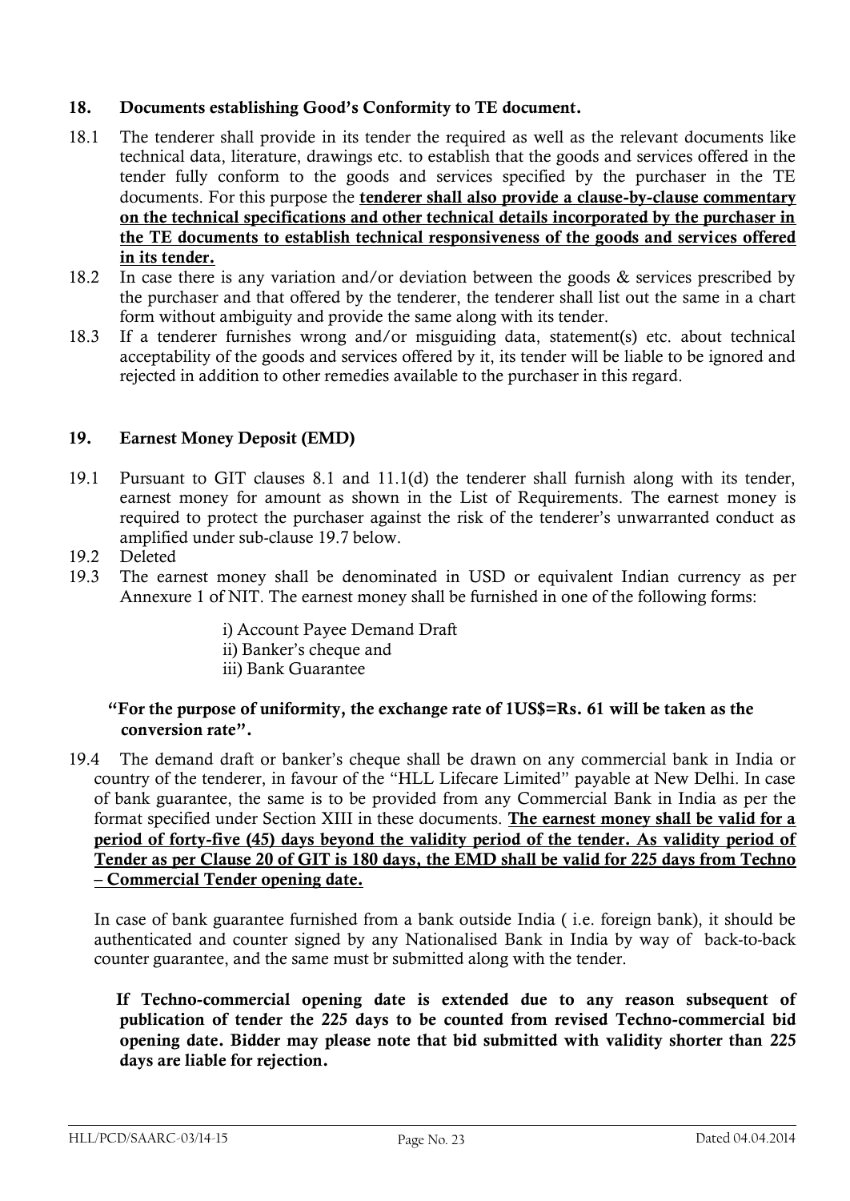## 18. Documents establishing Good's Conformity to TE document.

18.1 The tenderer shall provide in its tender the required as well as the relevant documents like technical data, literature, drawings etc. to establish that the goods and services offered in the tender fully conform to the goods and services specified by the purchaser in the TE documents. For this purpose the **tenderer shall also provide a clause-by-clause commentary on the technical specifications and other technical details incorporated by the purchaser in the TE documents to establish technical responsiveness of the goods and services offered in its tender.**

18.2 In case there is any variation and/or deviation between the goods & services prescribed by the purchaser and that offered by the tenderer, the tenderer shall list out the same in a chart form without ambiguity and provide the same along with its tender.

18.3 If a tenderer furnishes wrong and/or misguiding data, statement(s) etc. about technical acceptability of the goods and services offered by it, its tender will be liable to be ignored and rejected in addition to other remedies available to the purchaser in this regard.

## 19. Earnest Money Deposit (EMD)

19.1 Pursuant to GIT clauses 8.1 and 11.1(d) the tenderer shall furnish along with its tender, earnest money for amount as shown in the List of Requirements. The earnest money is required to protect the purchaser against the risk of the tenderer's unwarranted conduct as amplified under sub-clause 19.7 below.

19.2 Deleted

19.3 The earnest money shall be denominated in USD or equivalent Indian currency as per Annexure 1 of NIT. The earnest money shall be furnished in one of the following forms:

i) Account Payee Demand Draft
ii) Banker's cheque and
iii) Bank Guarantee

**"For the purpose of uniformity, the exchange rate of 1US$=Rs. 61 will be taken as the conversion rate".**

19.4 The demand draft or banker's cheque shall be drawn on any commercial bank in India or country of the tenderer, in favour of the "HLL Lifecare Limited" payable at New Delhi. In case of bank guarantee, the same is to be provided from any Commercial Bank in India as per the format specified under Section XIII in these documents. **The earnest money shall be valid for a period of forty-five (45) days beyond the validity period of the tender. As validity period of Tender as per Clause 20 of GIT is 180 days, the EMD shall be valid for 225 days from Techno – Commercial Tender opening date.**

In case of bank guarantee furnished from a bank outside India ( i.e. foreign bank), it should be authenticated and counter signed by any Nationalised Bank in India by way of back-to-back counter guarantee, and the same must br submitted along with the tender.

**If Techno-commercial opening date is extended due to any reason subsequent of publication of tender the 225 days to be counted from revised Techno-commercial bid opening date. Bidder may please note that bid submitted with validity shorter than 225 days are liable for rejection.**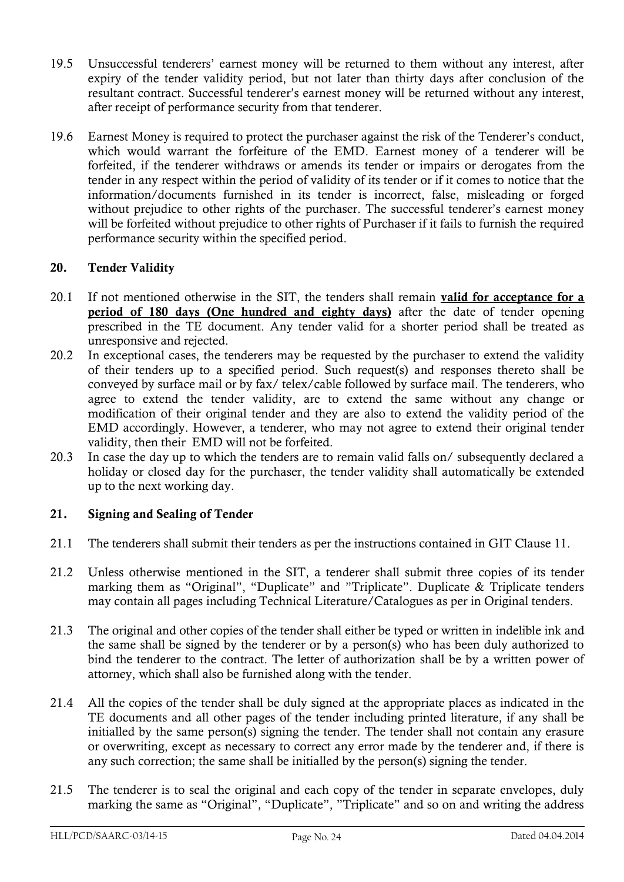19.5 Unsuccessful tenderers' earnest money will be returned to them without any interest, after expiry of the tender validity period, but not later than thirty days after conclusion of the resultant contract. Successful tenderer's earnest money will be returned without any interest, after receipt of performance security from that tenderer.

19.6 Earnest Money is required to protect the purchaser against the risk of the Tenderer's conduct, which would warrant the forfeiture of the EMD. Earnest money of a tenderer will be forfeited, if the tenderer withdraws or amends its tender or impairs or derogates from the tender in any respect within the period of validity of its tender or if it comes to notice that the information/documents furnished in its tender is incorrect, false, misleading or forged without prejudice to other rights of the purchaser. The successful tenderer's earnest money will be forfeited without prejudice to other rights of Purchaser if it fails to furnish the required performance security within the specified period.

## 20. Tender Validity

20.1 If not mentioned otherwise in the SIT, the tenders shall remain **valid for acceptance for a period of 180 days (One hundred and eighty days)** after the date of tender opening prescribed in the TE document. Any tender valid for a shorter period shall be treated as unresponsive and rejected.

20.2 In exceptional cases, the tenderers may be requested by the purchaser to extend the validity of their tenders up to a specified period. Such request(s) and responses thereto shall be conveyed by surface mail or by fax/ telex/cable followed by surface mail. The tenderers, who agree to extend the tender validity, are to extend the same without any change or modification of their original tender and they are also to extend the validity period of the EMD accordingly. However, a tenderer, who may not agree to extend their original tender validity, then their EMD will not be forfeited.

20.3 In case the day up to which the tenders are to remain valid falls on/ subsequently declared a holiday or closed day for the purchaser, the tender validity shall automatically be extended up to the next working day.

## 21. Signing and Sealing of Tender

21.1 The tenderers shall submit their tenders as per the instructions contained in GIT Clause 11.

21.2 Unless otherwise mentioned in the SIT, a tenderer shall submit three copies of its tender marking them as "Original", "Duplicate" and "Triplicate". Duplicate & Triplicate tenders may contain all pages including Technical Literature/Catalogues as per in Original tenders.

21.3 The original and other copies of the tender shall either be typed or written in indelible ink and the same shall be signed by the tenderer or by a person(s) who has been duly authorized to bind the tenderer to the contract. The letter of authorization shall be by a written power of attorney, which shall also be furnished along with the tender.

21.4 All the copies of the tender shall be duly signed at the appropriate places as indicated in the TE documents and all other pages of the tender including printed literature, if any shall be initialled by the same person(s) signing the tender. The tender shall not contain any erasure or overwriting, except as necessary to correct any error made by the tenderer and, if there is any such correction; the same shall be initialled by the person(s) signing the tender.

21.5 The tenderer is to seal the original and each copy of the tender in separate envelopes, duly marking the same as "Original", "Duplicate", "Triplicate" and so on and writing the address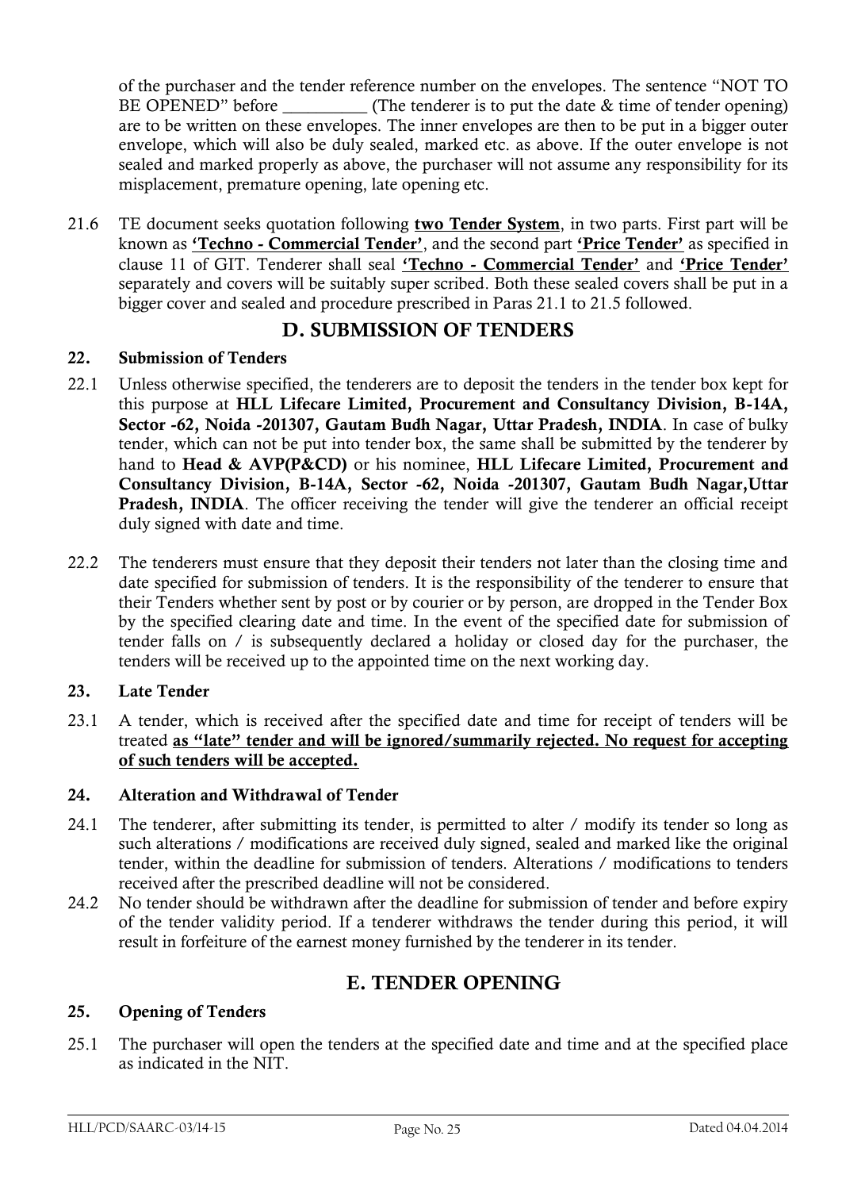of the purchaser and the tender reference number on the envelopes. The sentence "NOT TO BE OPENED" before __________ (The tenderer is to put the date & time of tender opening) are to be written on these envelopes. The inner envelopes are then to be put in a bigger outer envelope, which will also be duly sealed, marked etc. as above. If the outer envelope is not sealed and marked properly as above, the purchaser will not assume any responsibility for its misplacement, premature opening, late opening etc.

21.6 TE document seeks quotation following **two Tender System**, in two parts. First part will be known as **'Techno - Commercial Tender'**, and the second part **'Price Tender'** as specified in clause 11 of GIT. Tenderer shall seal **'Techno - Commercial Tender'** and **'Price Tender'** separately and covers will be suitably super scribed. Both these sealed covers shall be put in a bigger cover and sealed and procedure prescribed in Paras 21.1 to 21.5 followed.

## D. SUBMISSION OF TENDERS

### 22. Submission of Tenders

22.1 Unless otherwise specified, the tenderers are to deposit the tenders in the tender box kept for this purpose at **HLL Lifecare Limited, Procurement and Consultancy Division, B-14A, Sector -62, Noida -201307, Gautam Budh Nagar, Uttar Pradesh, INDIA**. In case of bulky tender, which can not be put into tender box, the same shall be submitted by the tenderer by hand to **Head & AVP(P&CD)** or his nominee, **HLL Lifecare Limited, Procurement and Consultancy Division, B-14A, Sector -62, Noida -201307, Gautam Budh Nagar,Uttar Pradesh, INDIA**. The officer receiving the tender will give the tenderer an official receipt duly signed with date and time.

22.2 The tenderers must ensure that they deposit their tenders not later than the closing time and date specified for submission of tenders. It is the responsibility of the tenderer to ensure that their Tenders whether sent by post or by courier or by person, are dropped in the Tender Box by the specified clearing date and time. In the event of the specified date for submission of tender falls on / is subsequently declared a holiday or closed day for the purchaser, the tenders will be received up to the appointed time on the next working day.

### 23. Late Tender

23.1 A tender, which is received after the specified date and time for receipt of tenders will be treated **as "late" tender and will be ignored/summarily rejected. No request for accepting of such tenders will be accepted.**

### 24. Alteration and Withdrawal of Tender

24.1 The tenderer, after submitting its tender, is permitted to alter / modify its tender so long as such alterations / modifications are received duly signed, sealed and marked like the original tender, within the deadline for submission of tenders. Alterations / modifications to tenders received after the prescribed deadline will not be considered.

24.2 No tender should be withdrawn after the deadline for submission of tender and before expiry of the tender validity period. If a tenderer withdraws the tender during this period, it will result in forfeiture of the earnest money furnished by the tenderer in its tender.

## E. TENDER OPENING

### 25. Opening of Tenders

25.1 The purchaser will open the tenders at the specified date and time and at the specified place as indicated in the NIT.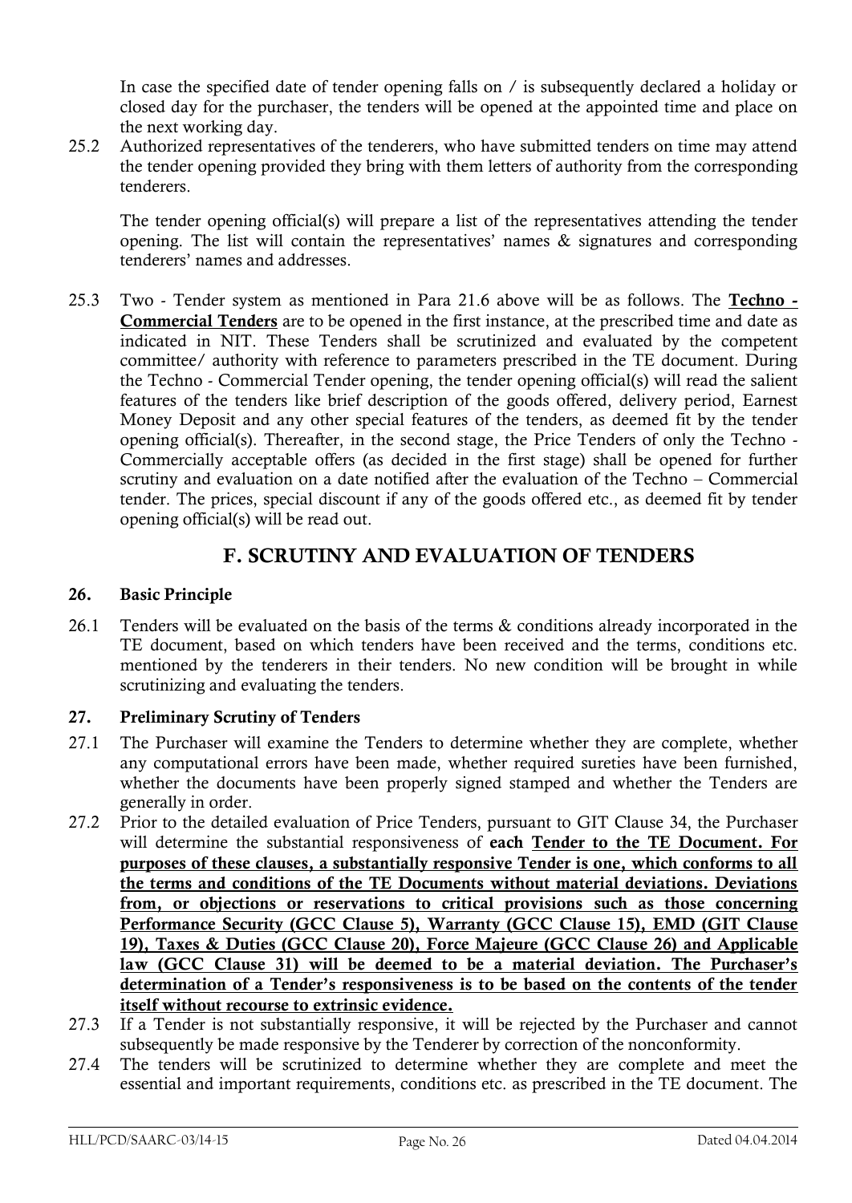In case the specified date of tender opening falls on / is subsequently declared a holiday or closed day for the purchaser, the tenders will be opened at the appointed time and place on the next working day.

25.2 Authorized representatives of the tenderers, who have submitted tenders on time may attend the tender opening provided they bring with them letters of authority from the corresponding tenderers.

The tender opening official(s) will prepare a list of the representatives attending the tender opening. The list will contain the representatives' names & signatures and corresponding tenderers' names and addresses.

25.3 Two - Tender system as mentioned in Para 21.6 above will be as follows. The **Techno - Commercial Tenders** are to be opened in the first instance, at the prescribed time and date as indicated in NIT. These Tenders shall be scrutinized and evaluated by the competent committee/ authority with reference to parameters prescribed in the TE document. During the Techno - Commercial Tender opening, the tender opening official(s) will read the salient features of the tenders like brief description of the goods offered, delivery period, Earnest Money Deposit and any other special features of the tenders, as deemed fit by the tender opening official(s). Thereafter, in the second stage, the Price Tenders of only the Techno - Commercially acceptable offers (as decided in the first stage) shall be opened for further scrutiny and evaluation on a date notified after the evaluation of the Techno – Commercial tender. The prices, special discount if any of the goods offered etc., as deemed fit by tender opening official(s) will be read out.

## F. SCRUTINY AND EVALUATION OF TENDERS

### 26. Basic Principle

26.1 Tenders will be evaluated on the basis of the terms & conditions already incorporated in the TE document, based on which tenders have been received and the terms, conditions etc. mentioned by the tenderers in their tenders. No new condition will be brought in while scrutinizing and evaluating the tenders.

### 27. Preliminary Scrutiny of Tenders

27.1 The Purchaser will examine the Tenders to determine whether they are complete, whether any computational errors have been made, whether required sureties have been furnished, whether the documents have been properly signed stamped and whether the Tenders are generally in order.

27.2 Prior to the detailed evaluation of Price Tenders, pursuant to GIT Clause 34, the Purchaser will determine the substantial responsiveness of **each Tender to the TE Document. For purposes of these clauses, a substantially responsive Tender is one, which conforms to all the terms and conditions of the TE Documents without material deviations. Deviations from, or objections or reservations to critical provisions such as those concerning Performance Security (GCC Clause 5), Warranty (GCC Clause 15), EMD (GIT Clause 19), Taxes & Duties (GCC Clause 20), Force Majeure (GCC Clause 26) and Applicable law (GCC Clause 31) will be deemed to be a material deviation. The Purchaser's determination of a Tender's responsiveness is to be based on the contents of the tender itself without recourse to extrinsic evidence.**

27.3 If a Tender is not substantially responsive, it will be rejected by the Purchaser and cannot subsequently be made responsive by the Tenderer by correction of the nonconformity.

27.4 The tenders will be scrutinized to determine whether they are complete and meet the essential and important requirements, conditions etc. as prescribed in the TE document. The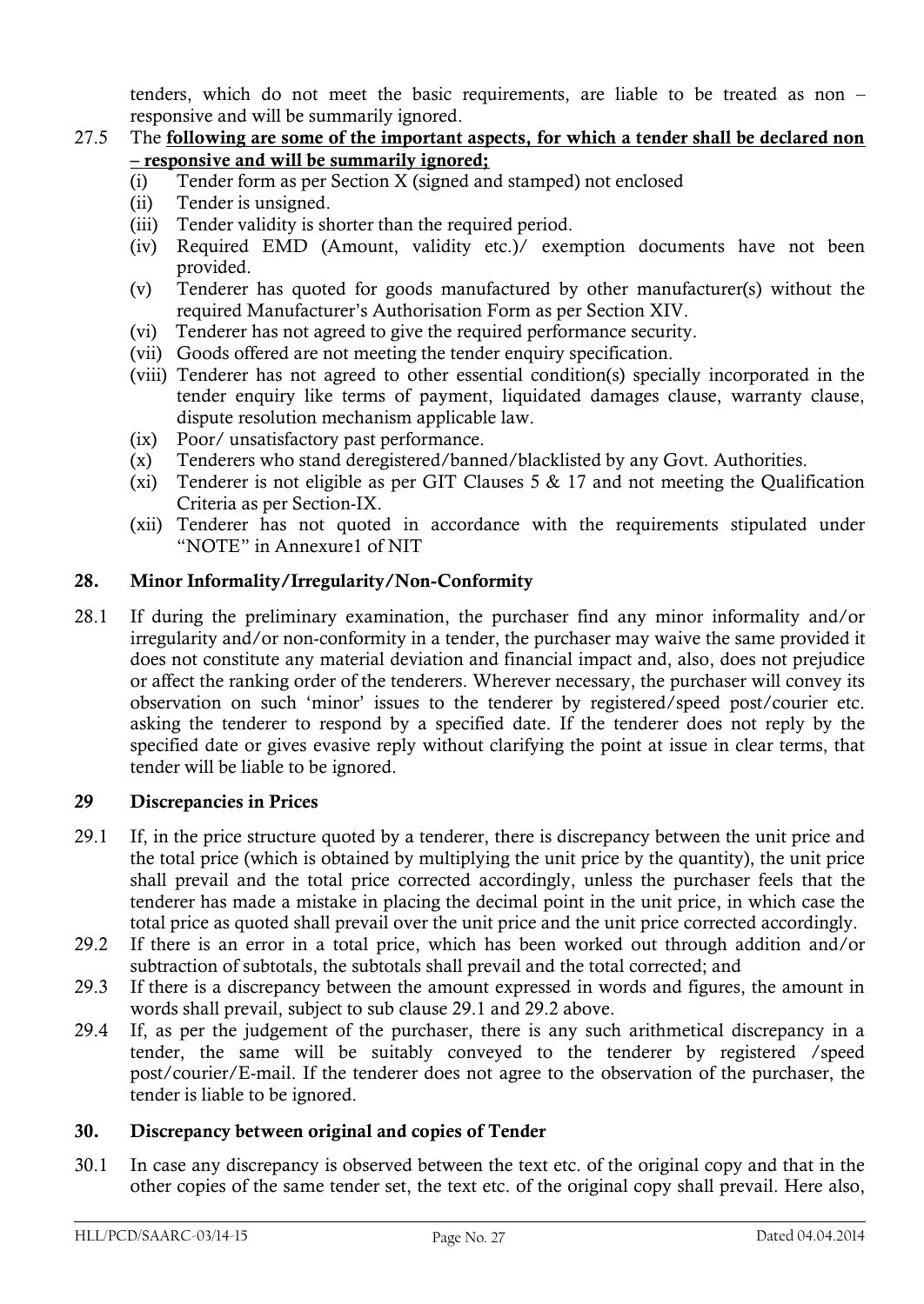tenders, which do not meet the basic requirements, are liable to be treated as non – responsive and will be summarily ignored.

27.5 The **<u>following are some of the important aspects, for which a tender shall be declared non – responsive and will be summarily ignored;</u>**

(i) Tender form as per Section X (signed and stamped) not enclosed

(ii) Tender is unsigned.

(iii) Tender validity is shorter than the required period.

(iv) Required EMD (Amount, validity etc.)/ exemption documents have not been provided.

(v) Tenderer has quoted for goods manufactured by other manufacturer(s) without the required Manufacturer's Authorisation Form as per Section XIV.

(vi) Tenderer has not agreed to give the required performance security.

(vii) Goods offered are not meeting the tender enquiry specification.

(viii) Tenderer has not agreed to other essential condition(s) specially incorporated in the tender enquiry like terms of payment, liquidated damages clause, warranty clause, dispute resolution mechanism applicable law.

(ix) Poor/ unsatisfactory past performance.

(x) Tenderers who stand deregistered/banned/blacklisted by any Govt. Authorities.

(xi) Tenderer is not eligible as per GIT Clauses 5 & 17 and not meeting the Qualification Criteria as per Section-IX.

(xii) Tenderer has not quoted in accordance with the requirements stipulated under "NOTE" in Annexure1 of NIT

## 28. Minor Informality/Irregularity/Non-Conformity

28.1 If during the preliminary examination, the purchaser find any minor informality and/or irregularity and/or non-conformity in a tender, the purchaser may waive the same provided it does not constitute any material deviation and financial impact and, also, does not prejudice or affect the ranking order of the tenderers. Wherever necessary, the purchaser will convey its observation on such 'minor' issues to the tenderer by registered/speed post/courier etc. asking the tenderer to respond by a specified date. If the tenderer does not reply by the specified date or gives evasive reply without clarifying the point at issue in clear terms, that tender will be liable to be ignored.

## 29 Discrepancies in Prices

29.1 If, in the price structure quoted by a tenderer, there is discrepancy between the unit price and the total price (which is obtained by multiplying the unit price by the quantity), the unit price shall prevail and the total price corrected accordingly, unless the purchaser feels that the tenderer has made a mistake in placing the decimal point in the unit price, in which case the total price as quoted shall prevail over the unit price and the unit price corrected accordingly.

29.2 If there is an error in a total price, which has been worked out through addition and/or subtraction of subtotals, the subtotals shall prevail and the total corrected; and

29.3 If there is a discrepancy between the amount expressed in words and figures, the amount in words shall prevail, subject to sub clause 29.1 and 29.2 above.

29.4 If, as per the judgement of the purchaser, there is any such arithmetical discrepancy in a tender, the same will be suitably conveyed to the tenderer by registered /speed post/courier/E-mail. If the tenderer does not agree to the observation of the purchaser, the tender is liable to be ignored.

## 30. Discrepancy between original and copies of Tender

30.1 In case any discrepancy is observed between the text etc. of the original copy and that in the other copies of the same tender set, the text etc. of the original copy shall prevail. Here also,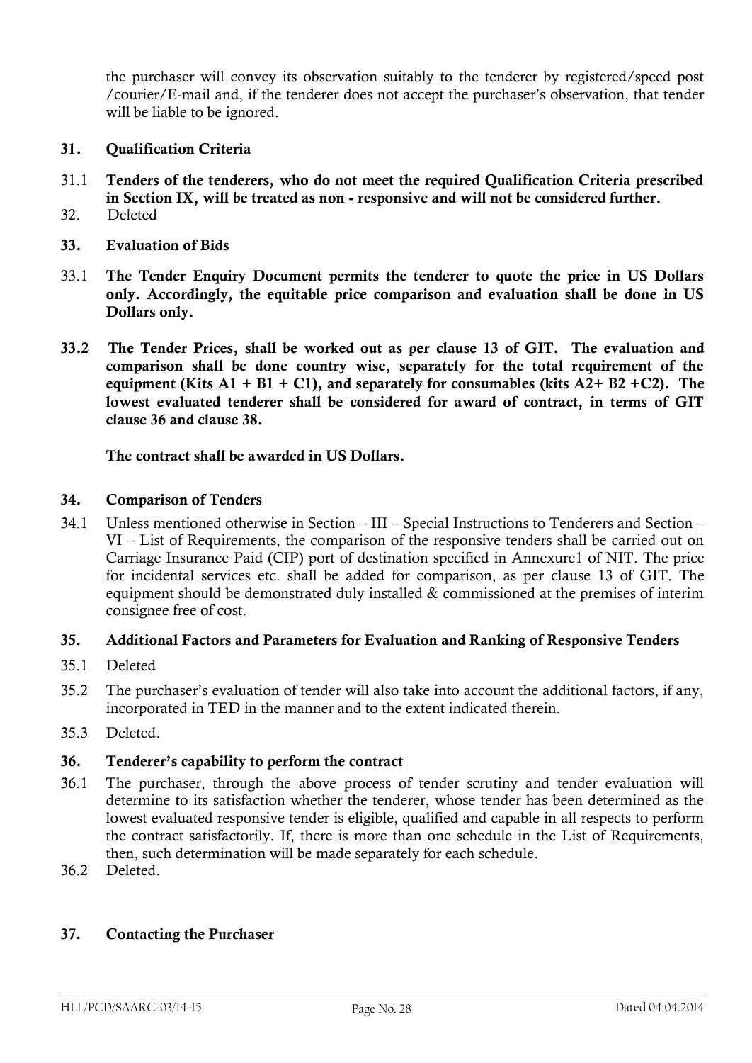the purchaser will convey its observation suitably to the tenderer by registered/speed post /courier/E-mail and, if the tenderer does not accept the purchaser's observation, that tender will be liable to be ignored.

**31. Qualification Criteria**

31.1 **Tenders of the tenderers, who do not meet the required Qualification Criteria prescribed in Section IX, will be treated as non - responsive and will not be considered further.**

32. Deleted

**33. Evaluation of Bids**

33.1 **The Tender Enquiry Document permits the tenderer to quote the price in US Dollars only. Accordingly, the equitable price comparison and evaluation shall be done in US Dollars only.**

**33.2 The Tender Prices, shall be worked out as per clause 13 of GIT. The evaluation and comparison shall be done country wise, separately for the total requirement of the equipment (Kits A1 + B1 + C1), and separately for consumables (kits A2+ B2 +C2). The lowest evaluated tenderer shall be considered for award of contract, in terms of GIT clause 36 and clause 38.**

**The contract shall be awarded in US Dollars.**

**34. Comparison of Tenders**

34.1 Unless mentioned otherwise in Section – III – Special Instructions to Tenderers and Section – VI – List of Requirements, the comparison of the responsive tenders shall be carried out on Carriage Insurance Paid (CIP) port of destination specified in Annexure1 of NIT. The price for incidental services etc. shall be added for comparison, as per clause 13 of GIT. The equipment should be demonstrated duly installed & commissioned at the premises of interim consignee free of cost.

**35. Additional Factors and Parameters for Evaluation and Ranking of Responsive Tenders**

35.1 Deleted

35.2 The purchaser's evaluation of tender will also take into account the additional factors, if any, incorporated in TED in the manner and to the extent indicated therein.

35.3 Deleted.

**36. Tenderer's capability to perform the contract**

36.1 The purchaser, through the above process of tender scrutiny and tender evaluation will determine to its satisfaction whether the tenderer, whose tender has been determined as the lowest evaluated responsive tender is eligible, qualified and capable in all respects to perform the contract satisfactorily. If, there is more than one schedule in the List of Requirements, then, such determination will be made separately for each schedule.

36.2 Deleted.

**37. Contacting the Purchaser**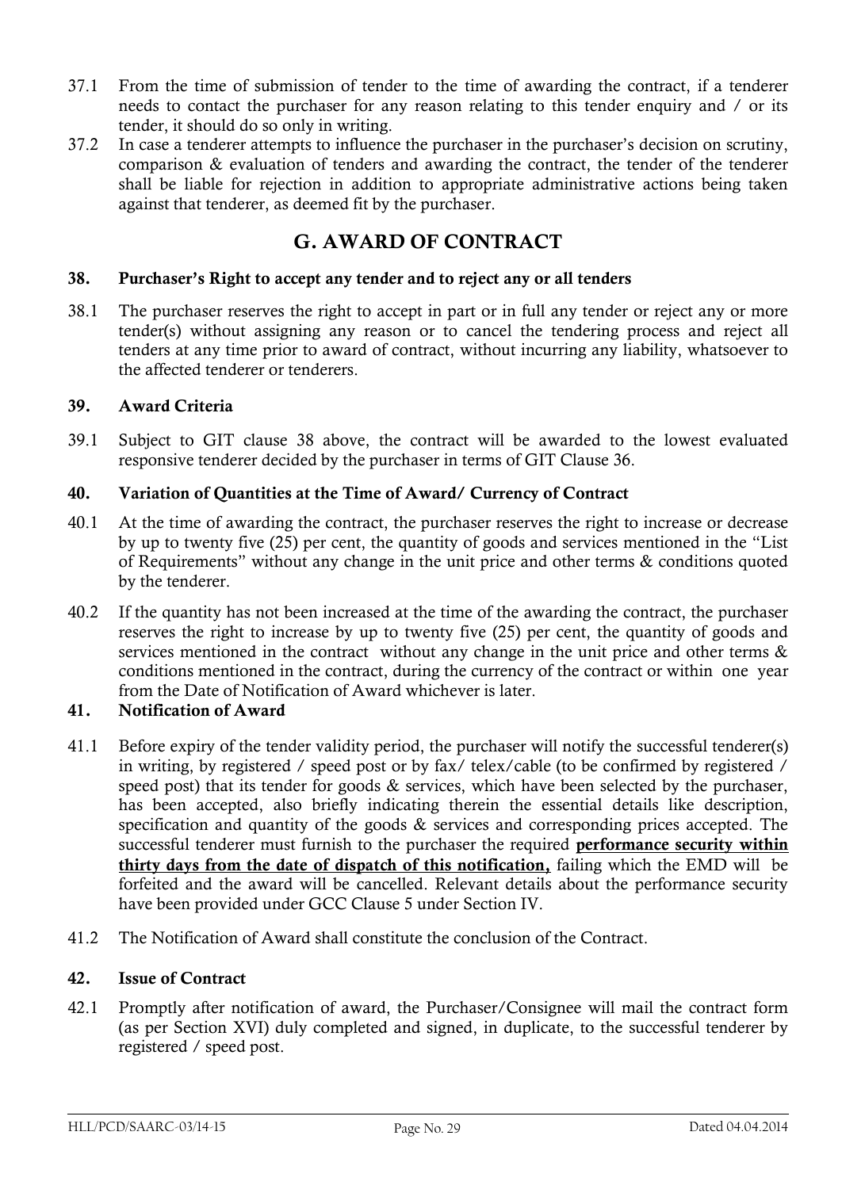37.1 From the time of submission of tender to the time of awarding the contract, if a tenderer needs to contact the purchaser for any reason relating to this tender enquiry and / or its tender, it should do so only in writing.

37.2 In case a tenderer attempts to influence the purchaser in the purchaser's decision on scrutiny, comparison & evaluation of tenders and awarding the contract, the tender of the tenderer shall be liable for rejection in addition to appropriate administrative actions being taken against that tenderer, as deemed fit by the purchaser.

## G. AWARD OF CONTRACT

### 38. Purchaser's Right to accept any tender and to reject any or all tenders

38.1 The purchaser reserves the right to accept in part or in full any tender or reject any or more tender(s) without assigning any reason or to cancel the tendering process and reject all tenders at any time prior to award of contract, without incurring any liability, whatsoever to the affected tenderer or tenderers.

### 39. Award Criteria

39.1 Subject to GIT clause 38 above, the contract will be awarded to the lowest evaluated responsive tenderer decided by the purchaser in terms of GIT Clause 36.

### 40. Variation of Quantities at the Time of Award/ Currency of Contract

40.1 At the time of awarding the contract, the purchaser reserves the right to increase or decrease by up to twenty five (25) per cent, the quantity of goods and services mentioned in the "List of Requirements" without any change in the unit price and other terms & conditions quoted by the tenderer.

40.2 If the quantity has not been increased at the time of the awarding the contract, the purchaser reserves the right to increase by up to twenty five (25) per cent, the quantity of goods and services mentioned in the contract without any change in the unit price and other terms & conditions mentioned in the contract, during the currency of the contract or within one year from the Date of Notification of Award whichever is later.

### 41. Notification of Award

41.1 Before expiry of the tender validity period, the purchaser will notify the successful tenderer(s) in writing, by registered / speed post or by fax/ telex/cable (to be confirmed by registered / speed post) that its tender for goods & services, which have been selected by the purchaser, has been accepted, also briefly indicating therein the essential details like description, specification and quantity of the goods & services and corresponding prices accepted. The successful tenderer must furnish to the purchaser the required **performance security within thirty days from the date of dispatch of this notification,** failing which the EMD will be forfeited and the award will be cancelled. Relevant details about the performance security have been provided under GCC Clause 5 under Section IV.

41.2 The Notification of Award shall constitute the conclusion of the Contract.

### 42. Issue of Contract

42.1 Promptly after notification of award, the Purchaser/Consignee will mail the contract form (as per Section XVI) duly completed and signed, in duplicate, to the successful tenderer by registered / speed post.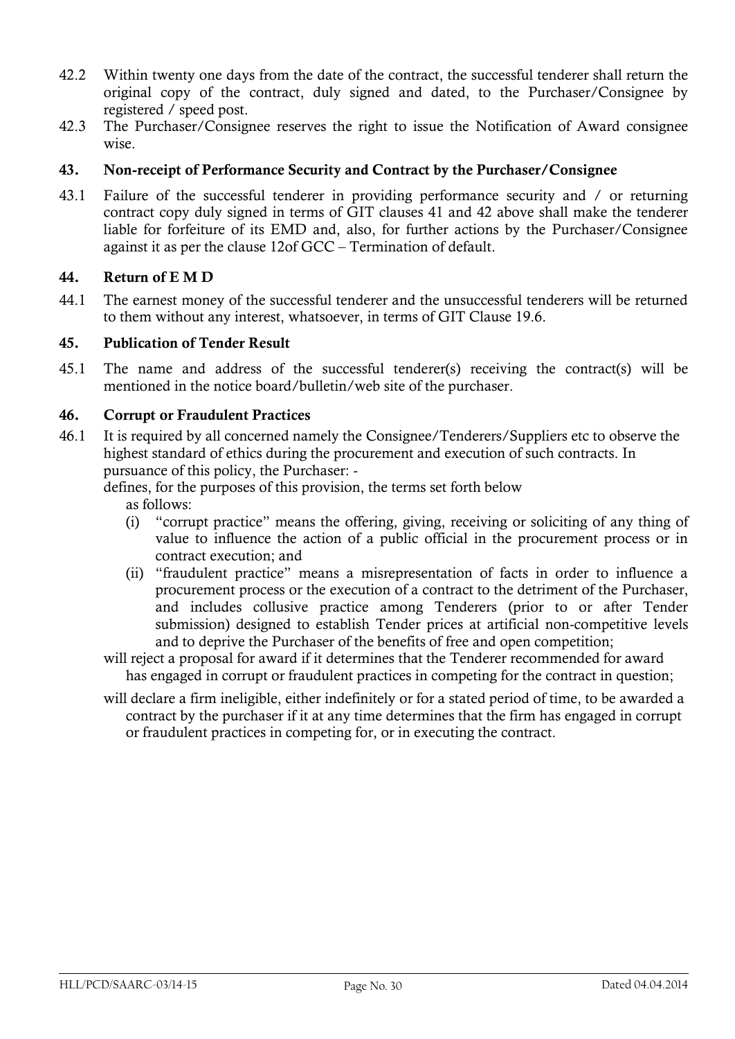42.2 Within twenty one days from the date of the contract, the successful tenderer shall return the original copy of the contract, duly signed and dated, to the Purchaser/Consignee by registered / speed post.

42.3 The Purchaser/Consignee reserves the right to issue the Notification of Award consignee wise.

### 43. Non-receipt of Performance Security and Contract by the Purchaser/Consignee

43.1 Failure of the successful tenderer in providing performance security and / or returning contract copy duly signed in terms of GIT clauses 41 and 42 above shall make the tenderer liable for forfeiture of its EMD and, also, for further actions by the Purchaser/Consignee against it as per the clause 12of GCC – Termination of default.

### 44. Return of E M D

44.1 The earnest money of the successful tenderer and the unsuccessful tenderers will be returned to them without any interest, whatsoever, in terms of GIT Clause 19.6.

### 45. Publication of Tender Result

45.1 The name and address of the successful tenderer(s) receiving the contract(s) will be mentioned in the notice board/bulletin/web site of the purchaser.

### 46. Corrupt or Fraudulent Practices

46.1 It is required by all concerned namely the Consignee/Tenderers/Suppliers etc to observe the highest standard of ethics during the procurement and execution of such contracts. In pursuance of this policy, the Purchaser: -

defines, for the purposes of this provision, the terms set forth below as follows:

(i) "corrupt practice" means the offering, giving, receiving or soliciting of any thing of value to influence the action of a public official in the procurement process or in contract execution; and

(ii) "fraudulent practice" means a misrepresentation of facts in order to influence a procurement process or the execution of a contract to the detriment of the Purchaser, and includes collusive practice among Tenderers (prior to or after Tender submission) designed to establish Tender prices at artificial non-competitive levels and to deprive the Purchaser of the benefits of free and open competition;

will reject a proposal for award if it determines that the Tenderer recommended for award has engaged in corrupt or fraudulent practices in competing for the contract in question;

will declare a firm ineligible, either indefinitely or for a stated period of time, to be awarded a contract by the purchaser if it at any time determines that the firm has engaged in corrupt or fraudulent practices in competing for, or in executing the contract.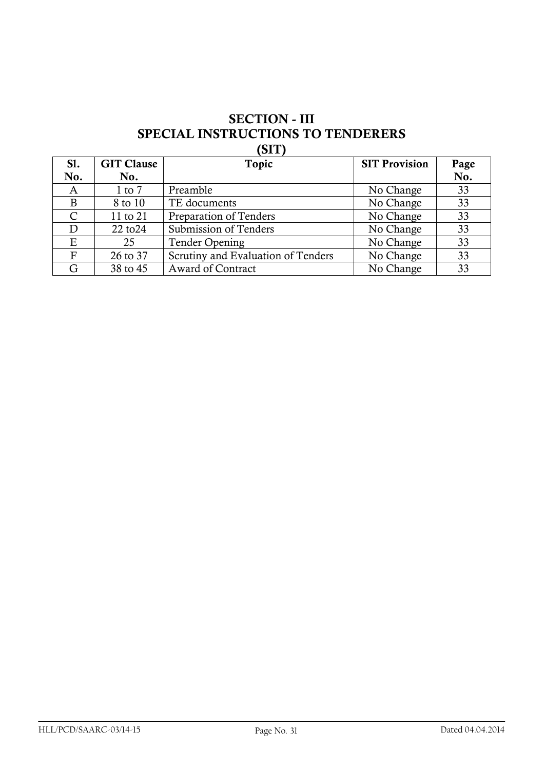# SECTION - III
# SPECIAL INSTRUCTIONS TO TENDERERS
# (SIT)

| Sl. No. | GIT Clause No. | Topic | SIT Provision | Page No. |
|---|---|---|---|---|
| A | 1 to 7 | Preamble | No Change | 33 |
| B | 8 to 10 | TE documents | No Change | 33 |
| C | 11 to 21 | Preparation of Tenders | No Change | 33 |
| D | 22 to24 | Submission of Tenders | No Change | 33 |
| E | 25 | Tender Opening | No Change | 33 |
| F | 26 to 37 | Scrutiny and Evaluation of Tenders | No Change | 33 |
| G | 38 to 45 | Award of Contract | No Change | 33 |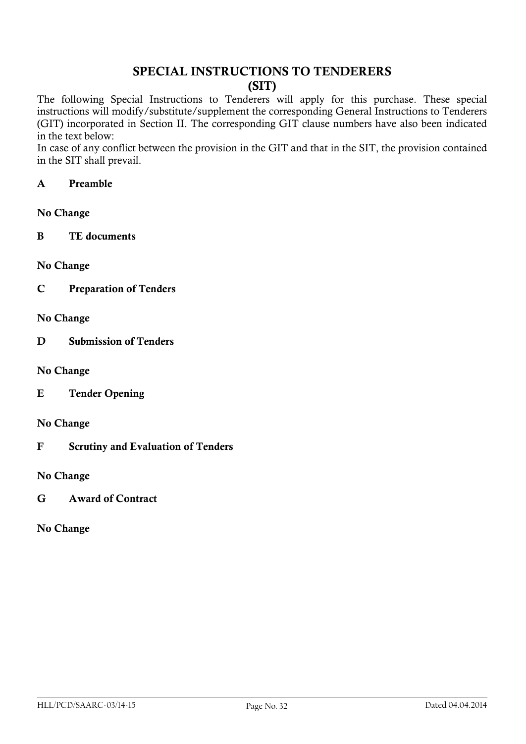# SPECIAL INSTRUCTIONS TO TENDERERS
## (SIT)

The following Special Instructions to Tenderers will apply for this purchase. These special instructions will modify/substitute/supplement the corresponding General Instructions to Tenderers (GIT) incorporated in Section II. The corresponding GIT clause numbers have also been indicated in the text below:

In case of any conflict between the provision in the GIT and that in the SIT, the provision contained in the SIT shall prevail.

**A Preamble**

**No Change**

**B TE documents**

**No Change**

**C Preparation of Tenders**

**No Change**

**D Submission of Tenders**

**No Change**

**E Tender Opening**

**No Change**

**F Scrutiny and Evaluation of Tenders**

**No Change**

**G Award of Contract**

**No Change**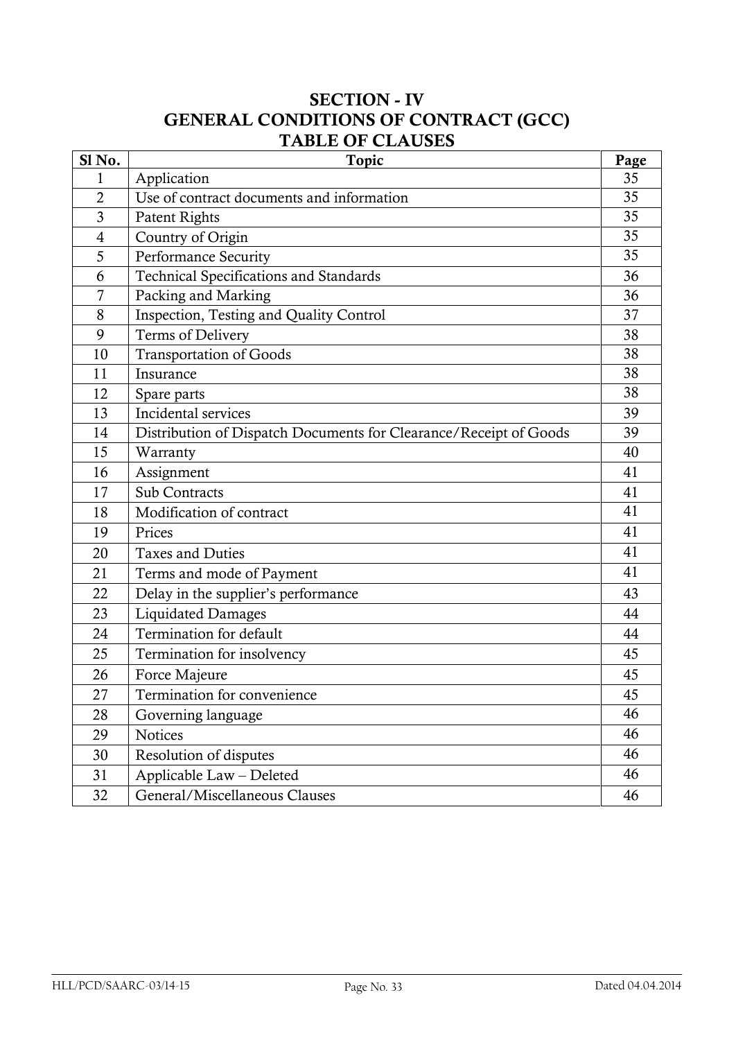# SECTION - IV
# GENERAL CONDITIONS OF CONTRACT (GCC)
## TABLE OF CLAUSES

| Sl No. | Topic | Page |
|---|---|---|
| 1 | Application | 35 |
| 2 | Use of contract documents and information | 35 |
| 3 | Patent Rights | 35 |
| 4 | Country of Origin | 35 |
| 5 | Performance Security | 35 |
| 6 | Technical Specifications and Standards | 36 |
| 7 | Packing and Marking | 36 |
| 8 | Inspection, Testing and Quality Control | 37 |
| 9 | Terms of Delivery | 38 |
| 10 | Transportation of Goods | 38 |
| 11 | Insurance | 38 |
| 12 | Spare parts | 38 |
| 13 | Incidental services | 39 |
| 14 | Distribution of Dispatch Documents for Clearance/Receipt of Goods | 39 |
| 15 | Warranty | 40 |
| 16 | Assignment | 41 |
| 17 | Sub Contracts | 41 |
| 18 | Modification of contract | 41 |
| 19 | Prices | 41 |
| 20 | Taxes and Duties | 41 |
| 21 | Terms and mode of Payment | 41 |
| 22 | Delay in the supplier's performance | 43 |
| 23 | Liquidated Damages | 44 |
| 24 | Termination for default | 44 |
| 25 | Termination for insolvency | 45 |
| 26 | Force Majeure | 45 |
| 27 | Termination for convenience | 45 |
| 28 | Governing language | 46 |
| 29 | Notices | 46 |
| 30 | Resolution of disputes | 46 |
| 31 | Applicable Law – Deleted | 46 |
| 32 | General/Miscellaneous Clauses | 46 |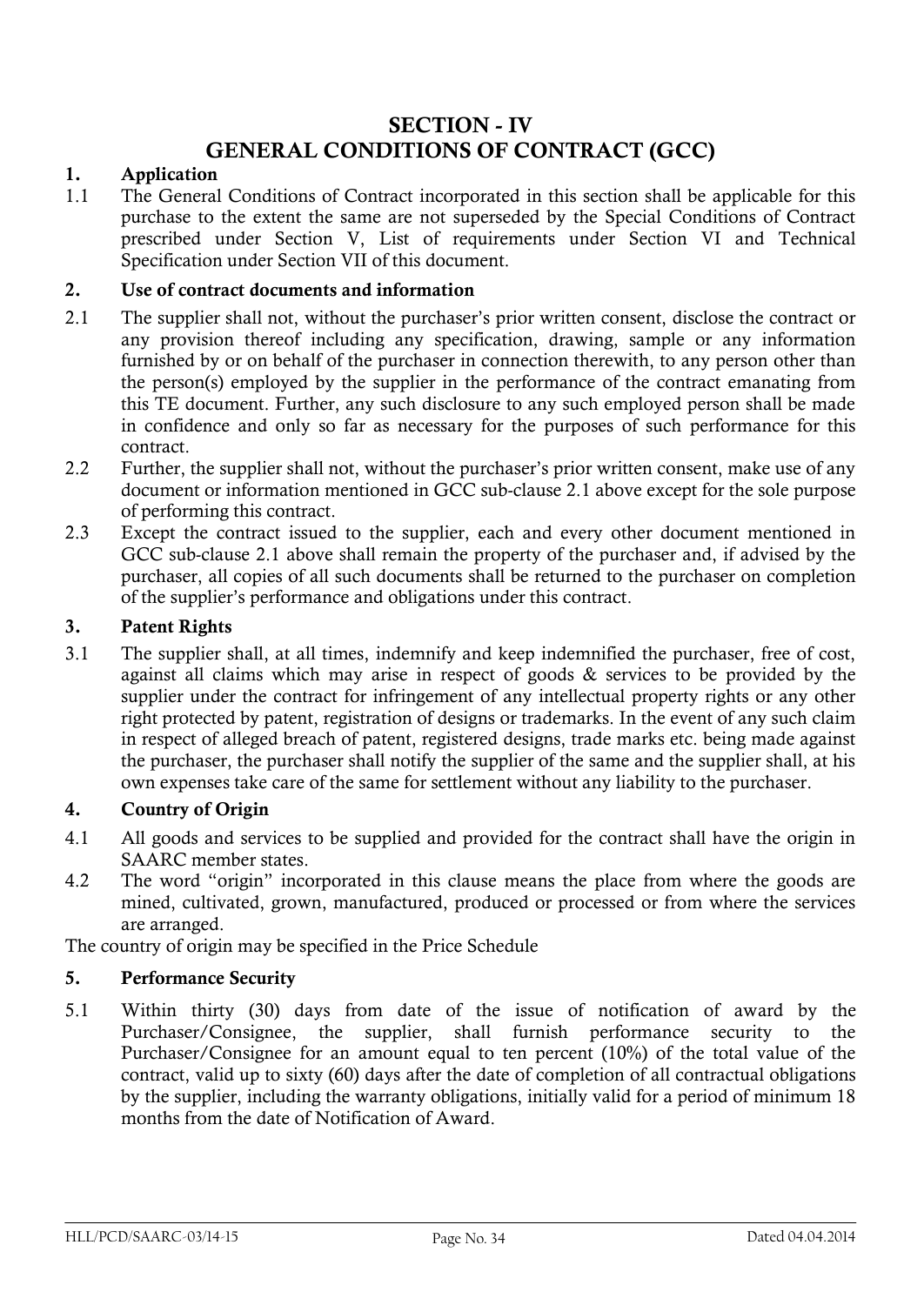# SECTION - IV
# GENERAL CONDITIONS OF CONTRACT (GCC)

## 1. Application

1.1 The General Conditions of Contract incorporated in this section shall be applicable for this purchase to the extent the same are not superseded by the Special Conditions of Contract prescribed under Section V, List of requirements under Section VI and Technical Specification under Section VII of this document.

## 2. Use of contract documents and information

2.1 The supplier shall not, without the purchaser's prior written consent, disclose the contract or any provision thereof including any specification, drawing, sample or any information furnished by or on behalf of the purchaser in connection therewith, to any person other than the person(s) employed by the supplier in the performance of the contract emanating from this TE document. Further, any such disclosure to any such employed person shall be made in confidence and only so far as necessary for the purposes of such performance for this contract.

2.2 Further, the supplier shall not, without the purchaser's prior written consent, make use of any document or information mentioned in GCC sub-clause 2.1 above except for the sole purpose of performing this contract.

2.3 Except the contract issued to the supplier, each and every other document mentioned in GCC sub-clause 2.1 above shall remain the property of the purchaser and, if advised by the purchaser, all copies of all such documents shall be returned to the purchaser on completion of the supplier's performance and obligations under this contract.

## 3. Patent Rights

3.1 The supplier shall, at all times, indemnify and keep indemnified the purchaser, free of cost, against all claims which may arise in respect of goods & services to be provided by the supplier under the contract for infringement of any intellectual property rights or any other right protected by patent, registration of designs or trademarks. In the event of any such claim in respect of alleged breach of patent, registered designs, trade marks etc. being made against the purchaser, the purchaser shall notify the supplier of the same and the supplier shall, at his own expenses take care of the same for settlement without any liability to the purchaser.

## 4. Country of Origin

4.1 All goods and services to be supplied and provided for the contract shall have the origin in SAARC member states.

4.2 The word "origin" incorporated in this clause means the place from where the goods are mined, cultivated, grown, manufactured, produced or processed or from where the services are arranged.

The country of origin may be specified in the Price Schedule

## 5. Performance Security

5.1 Within thirty (30) days from date of the issue of notification of award by the Purchaser/Consignee, the supplier, shall furnish performance security to the Purchaser/Consignee for an amount equal to ten percent (10%) of the total value of the contract, valid up to sixty (60) days after the date of completion of all contractual obligations by the supplier, including the warranty obligations, initially valid for a period of minimum 18 months from the date of Notification of Award.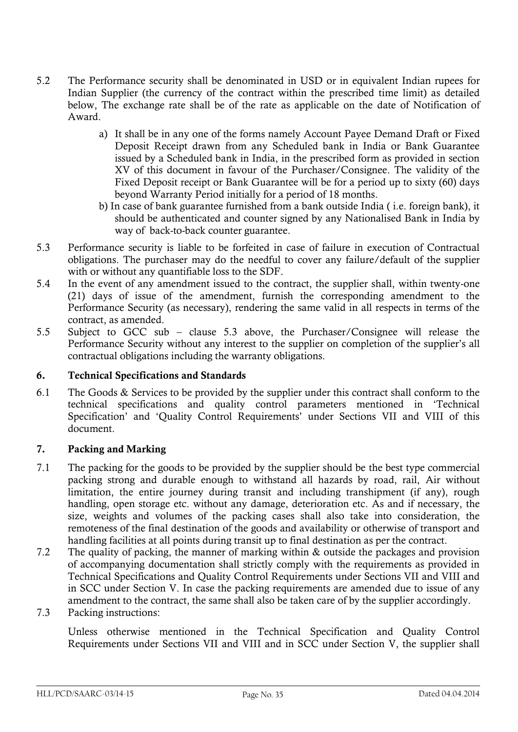5.2 The Performance security shall be denominated in USD or in equivalent Indian rupees for Indian Supplier (the currency of the contract within the prescribed time limit) as detailed below, The exchange rate shall be of the rate as applicable on the date of Notification of Award.

   a) It shall be in any one of the forms namely Account Payee Demand Draft or Fixed Deposit Receipt drawn from any Scheduled bank in India or Bank Guarantee issued by a Scheduled bank in India, in the prescribed form as provided in section XV of this document in favour of the Purchaser/Consignee. The validity of the Fixed Deposit receipt or Bank Guarantee will be for a period up to sixty (60) days beyond Warranty Period initially for a period of 18 months.

   b) In case of bank guarantee furnished from a bank outside India ( i.e. foreign bank), it should be authenticated and counter signed by any Nationalised Bank in India by way of back-to-back counter guarantee.

5.3 Performance security is liable to be forfeited in case of failure in execution of Contractual obligations. The purchaser may do the needful to cover any failure/default of the supplier with or without any quantifiable loss to the SDF.

5.4 In the event of any amendment issued to the contract, the supplier shall, within twenty-one (21) days of issue of the amendment, furnish the corresponding amendment to the Performance Security (as necessary), rendering the same valid in all respects in terms of the contract, as amended.

5.5 Subject to GCC sub – clause 5.3 above, the Purchaser/Consignee will release the Performance Security without any interest to the supplier on completion of the supplier's all contractual obligations including the warranty obligations.

## 6. Technical Specifications and Standards

6.1 The Goods & Services to be provided by the supplier under this contract shall conform to the technical specifications and quality control parameters mentioned in 'Technical Specification' and 'Quality Control Requirements' under Sections VII and VIII of this document.

## 7. Packing and Marking

7.1 The packing for the goods to be provided by the supplier should be the best type commercial packing strong and durable enough to withstand all hazards by road, rail, Air without limitation, the entire journey during transit and including transhipment (if any), rough handling, open storage etc. without any damage, deterioration etc. As and if necessary, the size, weights and volumes of the packing cases shall also take into consideration, the remoteness of the final destination of the goods and availability or otherwise of transport and handling facilities at all points during transit up to final destination as per the contract.

7.2 The quality of packing, the manner of marking within & outside the packages and provision of accompanying documentation shall strictly comply with the requirements as provided in Technical Specifications and Quality Control Requirements under Sections VII and VIII and in SCC under Section V. In case the packing requirements are amended due to issue of any amendment to the contract, the same shall also be taken care of by the supplier accordingly.

7.3 Packing instructions:

Unless otherwise mentioned in the Technical Specification and Quality Control Requirements under Sections VII and VIII and in SCC under Section V, the supplier shall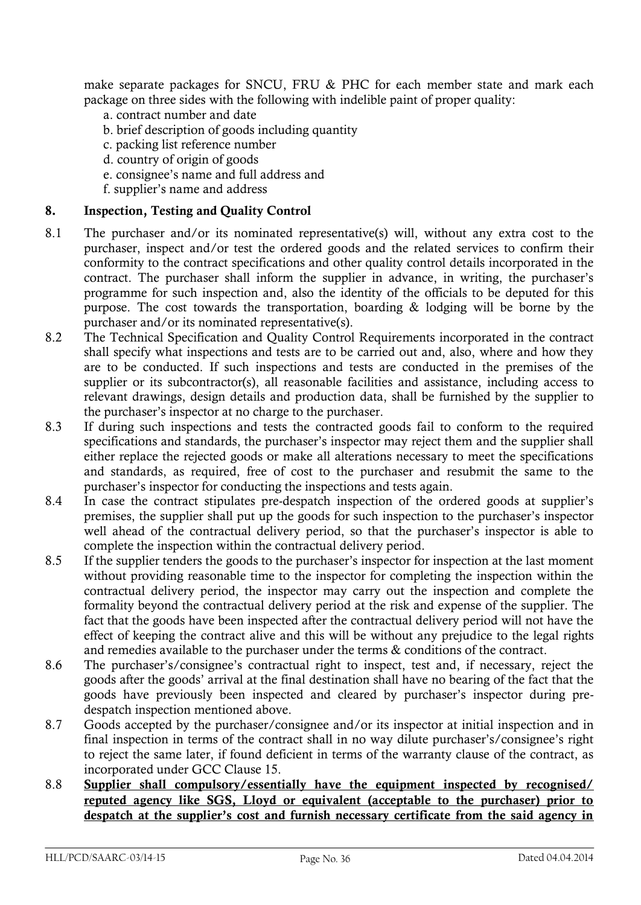make separate packages for SNCU, FRU & PHC for each member state and mark each package on three sides with the following with indelible paint of proper quality:

a. contract number and date
b. brief description of goods including quantity
c. packing list reference number
d. country of origin of goods
e. consignee's name and full address and
f. supplier's name and address

## 8. Inspection, Testing and Quality Control

8.1 The purchaser and/or its nominated representative(s) will, without any extra cost to the purchaser, inspect and/or test the ordered goods and the related services to confirm their conformity to the contract specifications and other quality control details incorporated in the contract. The purchaser shall inform the supplier in advance, in writing, the purchaser's programme for such inspection and, also the identity of the officials to be deputed for this purpose. The cost towards the transportation, boarding & lodging will be borne by the purchaser and/or its nominated representative(s).

8.2 The Technical Specification and Quality Control Requirements incorporated in the contract shall specify what inspections and tests are to be carried out and, also, where and how they are to be conducted. If such inspections and tests are conducted in the premises of the supplier or its subcontractor(s), all reasonable facilities and assistance, including access to relevant drawings, design details and production data, shall be furnished by the supplier to the purchaser's inspector at no charge to the purchaser.

8.3 If during such inspections and tests the contracted goods fail to conform to the required specifications and standards, the purchaser's inspector may reject them and the supplier shall either replace the rejected goods or make all alterations necessary to meet the specifications and standards, as required, free of cost to the purchaser and resubmit the same to the purchaser's inspector for conducting the inspections and tests again.

8.4 In case the contract stipulates pre-despatch inspection of the ordered goods at supplier's premises, the supplier shall put up the goods for such inspection to the purchaser's inspector well ahead of the contractual delivery period, so that the purchaser's inspector is able to complete the inspection within the contractual delivery period.

8.5 If the supplier tenders the goods to the purchaser's inspector for inspection at the last moment without providing reasonable time to the inspector for completing the inspection within the contractual delivery period, the inspector may carry out the inspection and complete the formality beyond the contractual delivery period at the risk and expense of the supplier. The fact that the goods have been inspected after the contractual delivery period will not have the effect of keeping the contract alive and this will be without any prejudice to the legal rights and remedies available to the purchaser under the terms & conditions of the contract.

8.6 The purchaser's/consignee's contractual right to inspect, test and, if necessary, reject the goods after the goods' arrival at the final destination shall have no bearing of the fact that the goods have previously been inspected and cleared by purchaser's inspector during pre-despatch inspection mentioned above.

8.7 Goods accepted by the purchaser/consignee and/or its inspector at initial inspection and in final inspection in terms of the contract shall in no way dilute purchaser's/consignee's right to reject the same later, if found deficient in terms of the warranty clause of the contract, as incorporated under GCC Clause 15.

8.8 **Supplier shall compulsory/essentially have the equipment inspected by recognised/ reputed agency like SGS, Lloyd or equivalent (acceptable to the purchaser) prior to despatch at the supplier's cost and furnish necessary certificate from the said agency in**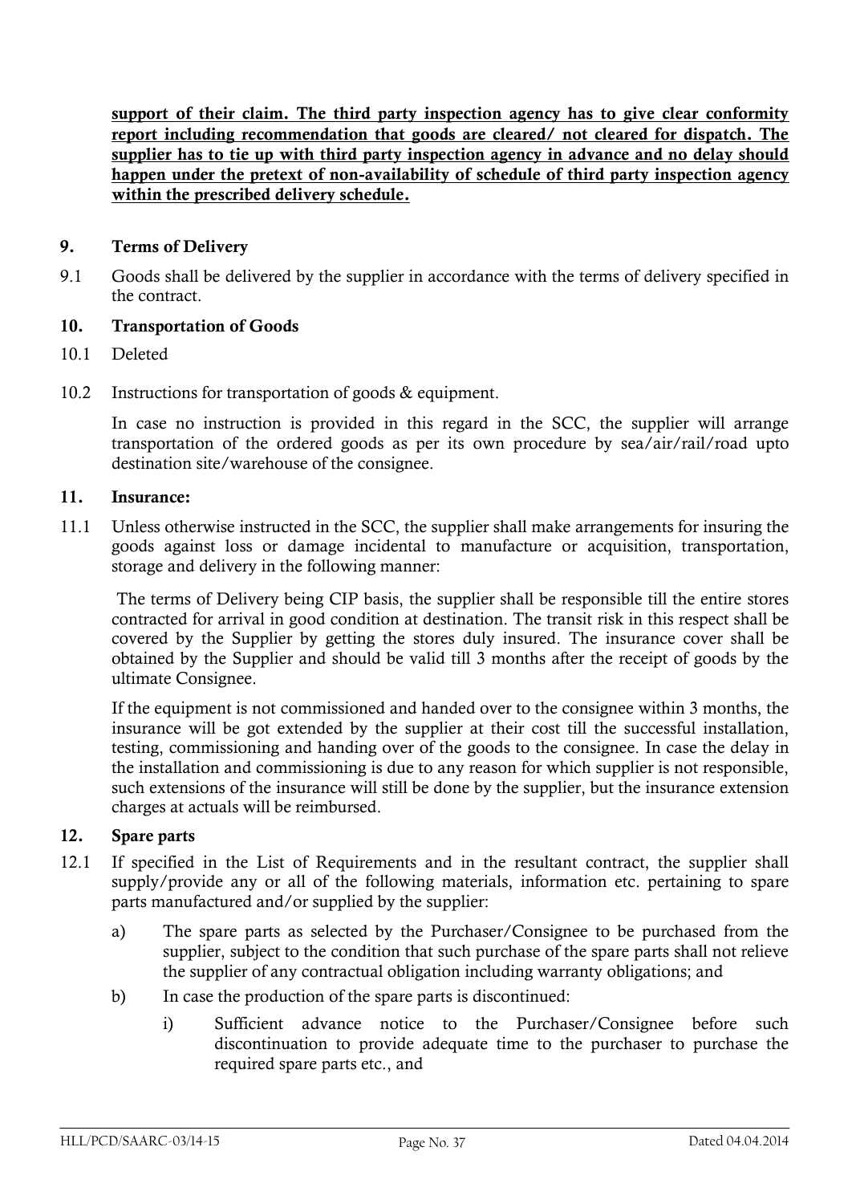**support of their claim. The third party inspection agency has to give clear conformity report including recommendation that goods are cleared/ not cleared for dispatch. The supplier has to tie up with third party inspection agency in advance and no delay should happen under the pretext of non-availability of schedule of third party inspection agency within the prescribed delivery schedule.**

## 9. Terms of Delivery

9.1 Goods shall be delivered by the supplier in accordance with the terms of delivery specified in the contract.

## 10. Transportation of Goods

10.1 Deleted

10.2 Instructions for transportation of goods & equipment.

In case no instruction is provided in this regard in the SCC, the supplier will arrange transportation of the ordered goods as per its own procedure by sea/air/rail/road upto destination site/warehouse of the consignee.

## 11. Insurance:

11.1 Unless otherwise instructed in the SCC, the supplier shall make arrangements for insuring the goods against loss or damage incidental to manufacture or acquisition, transportation, storage and delivery in the following manner:

The terms of Delivery being CIP basis, the supplier shall be responsible till the entire stores contracted for arrival in good condition at destination. The transit risk in this respect shall be covered by the Supplier by getting the stores duly insured. The insurance cover shall be obtained by the Supplier and should be valid till 3 months after the receipt of goods by the ultimate Consignee.

If the equipment is not commissioned and handed over to the consignee within 3 months, the insurance will be got extended by the supplier at their cost till the successful installation, testing, commissioning and handing over of the goods to the consignee. In case the delay in the installation and commissioning is due to any reason for which supplier is not responsible, such extensions of the insurance will still be done by the supplier, but the insurance extension charges at actuals will be reimbursed.

## 12. Spare parts

12.1 If specified in the List of Requirements and in the resultant contract, the supplier shall supply/provide any or all of the following materials, information etc. pertaining to spare parts manufactured and/or supplied by the supplier:

a) The spare parts as selected by the Purchaser/Consignee to be purchased from the supplier, subject to the condition that such purchase of the spare parts shall not relieve the supplier of any contractual obligation including warranty obligations; and

b) In case the production of the spare parts is discontinued:

i) Sufficient advance notice to the Purchaser/Consignee before such discontinuation to provide adequate time to the purchaser to purchase the required spare parts etc., and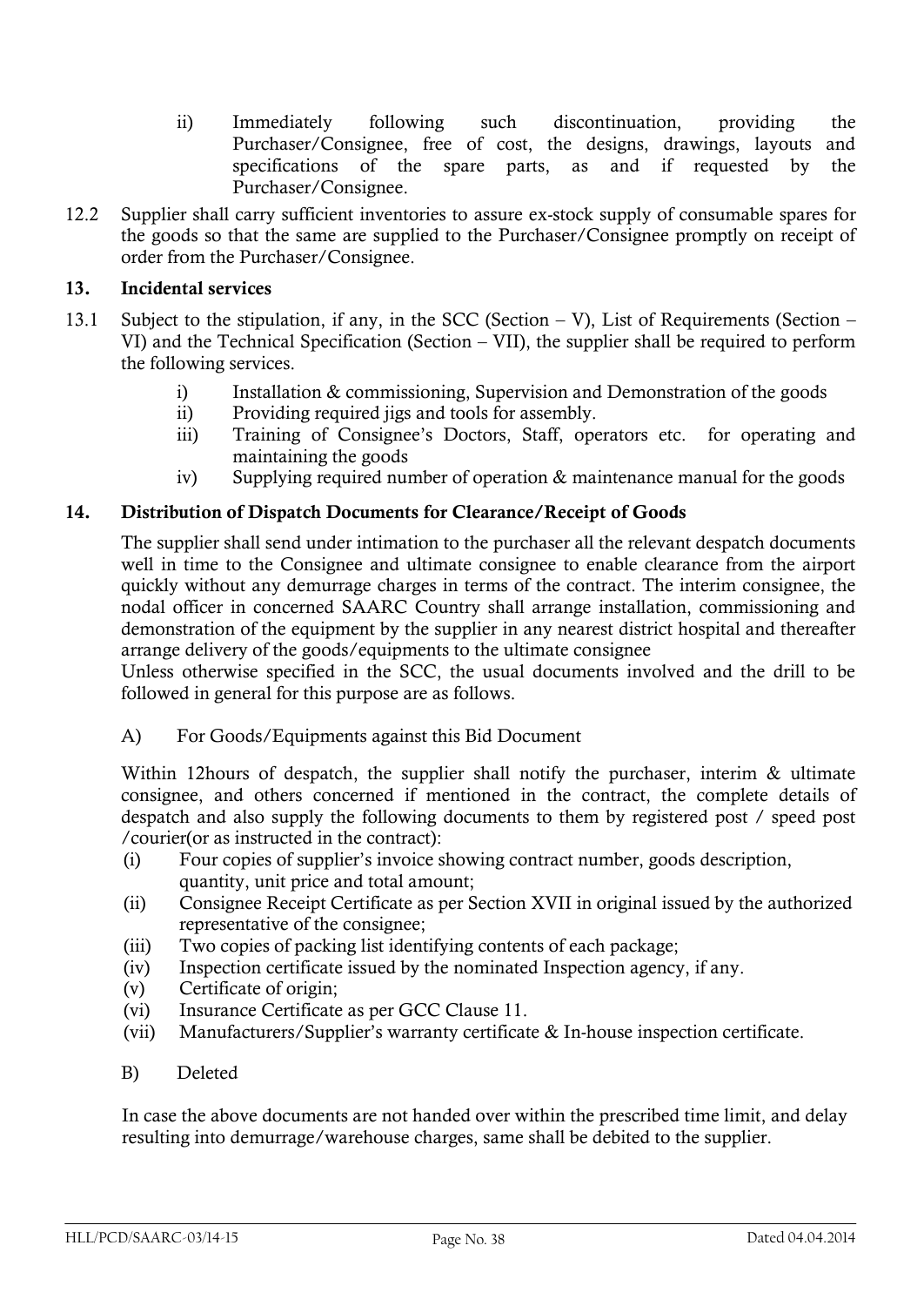ii) Immediately following such discontinuation, providing the Purchaser/Consignee, free of cost, the designs, drawings, layouts and specifications of the spare parts, as and if requested by the Purchaser/Consignee.

12.2 Supplier shall carry sufficient inventories to assure ex-stock supply of consumable spares for the goods so that the same are supplied to the Purchaser/Consignee promptly on receipt of order from the Purchaser/Consignee.

## 13. Incidental services

13.1 Subject to the stipulation, if any, in the SCC (Section – V), List of Requirements (Section – VI) and the Technical Specification (Section – VII), the supplier shall be required to perform the following services.

i) Installation & commissioning, Supervision and Demonstration of the goods
ii) Providing required jigs and tools for assembly.
iii) Training of Consignee's Doctors, Staff, operators etc. for operating and maintaining the goods
iv) Supplying required number of operation & maintenance manual for the goods

## 14. Distribution of Dispatch Documents for Clearance/Receipt of Goods

The supplier shall send under intimation to the purchaser all the relevant despatch documents well in time to the Consignee and ultimate consignee to enable clearance from the airport quickly without any demurrage charges in terms of the contract. The interim consignee, the nodal officer in concerned SAARC Country shall arrange installation, commissioning and demonstration of the equipment by the supplier in any nearest district hospital and thereafter arrange delivery of the goods/equipments to the ultimate consignee

Unless otherwise specified in the SCC, the usual documents involved and the drill to be followed in general for this purpose are as follows.

A) For Goods/Equipments against this Bid Document

Within 12hours of despatch, the supplier shall notify the purchaser, interim & ultimate consignee, and others concerned if mentioned in the contract, the complete details of despatch and also supply the following documents to them by registered post / speed post /courier(or as instructed in the contract):

(i) Four copies of supplier's invoice showing contract number, goods description, quantity, unit price and total amount;
(ii) Consignee Receipt Certificate as per Section XVII in original issued by the authorized representative of the consignee;
(iii) Two copies of packing list identifying contents of each package;
(iv) Inspection certificate issued by the nominated Inspection agency, if any.
(v) Certificate of origin;
(vi) Insurance Certificate as per GCC Clause 11.
(vii) Manufacturers/Supplier's warranty certificate & In-house inspection certificate.

B) Deleted

In case the above documents are not handed over within the prescribed time limit, and delay resulting into demurrage/warehouse charges, same shall be debited to the supplier.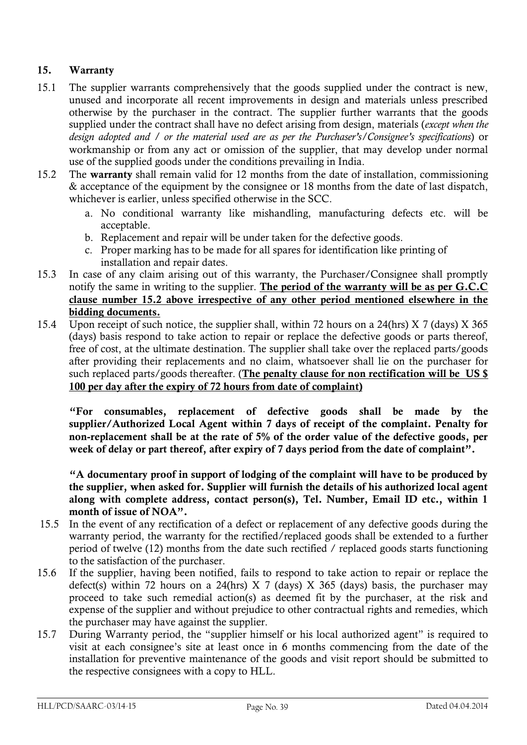## 15. Warranty

15.1 The supplier warrants comprehensively that the goods supplied under the contract is new, unused and incorporate all recent improvements in design and materials unless prescribed otherwise by the purchaser in the contract. The supplier further warrants that the goods supplied under the contract shall have no defect arising from design, materials (*except when the design adopted and / or the material used are as per the Purchaser's/Consignee's specifications*) or workmanship or from any act or omission of the supplier, that may develop under normal use of the supplied goods under the conditions prevailing in India.

15.2 The **warranty** shall remain valid for 12 months from the date of installation, commissioning & acceptance of the equipment by the consignee or 18 months from the date of last dispatch, whichever is earlier, unless specified otherwise in the SCC.

   a. No conditional warranty like mishandling, manufacturing defects etc. will be acceptable.
   b. Replacement and repair will be under taken for the defective goods.
   c. Proper marking has to be made for all spares for identification like printing of installation and repair dates.

15.3 In case of any claim arising out of this warranty, the Purchaser/Consignee shall promptly notify the same in writing to the supplier. **<u>The period of the warranty will be as per G.C.C clause number 15.2 above irrespective of any other period mentioned elsewhere in the bidding documents.</u>**

15.4 Upon receipt of such notice, the supplier shall, within 72 hours on a 24(hrs) X 7 (days) X 365 (days) basis respond to take action to repair or replace the defective goods or parts thereof, free of cost, at the ultimate destination. The supplier shall take over the replaced parts/goods after providing their replacements and no claim, whatsoever shall lie on the purchaser for such replaced parts/goods thereafter. (**<u>The penalty clause for non rectification will be US $ 100 per day after the expiry of 72 hours from date of complaint)</u>**

**"For consumables, replacement of defective goods shall be made by the supplier/Authorized Local Agent within 7 days of receipt of the complaint. Penalty for non-replacement shall be at the rate of 5% of the order value of the defective goods, per week of delay or part thereof, after expiry of 7 days period from the date of complaint".**

**"A documentary proof in support of lodging of the complaint will have to be produced by the supplier, when asked for. Supplier will furnish the details of his authorized local agent along with complete address, contact person(s), Tel. Number, Email ID etc., within 1 month of issue of NOA".**

15.5 In the event of any rectification of a defect or replacement of any defective goods during the warranty period, the warranty for the rectified/replaced goods shall be extended to a further period of twelve (12) months from the date such rectified / replaced goods starts functioning to the satisfaction of the purchaser.

15.6 If the supplier, having been notified, fails to respond to take action to repair or replace the defect(s) within 72 hours on a 24(hrs) X 7 (days) X 365 (days) basis, the purchaser may proceed to take such remedial action(s) as deemed fit by the purchaser, at the risk and expense of the supplier and without prejudice to other contractual rights and remedies, which the purchaser may have against the supplier.

15.7 During Warranty period, the "supplier himself or his local authorized agent" is required to visit at each consignee's site at least once in 6 months commencing from the date of the installation for preventive maintenance of the goods and visit report should be submitted to the respective consignees with a copy to HLL.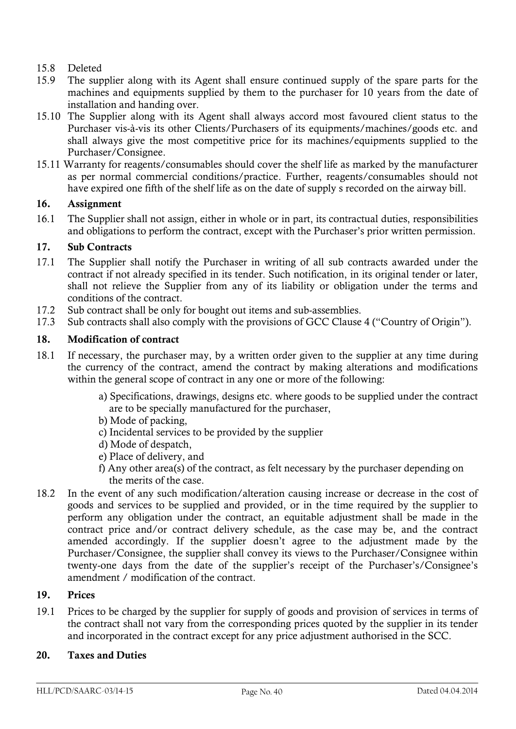15.8 Deleted

15.9 The supplier along with its Agent shall ensure continued supply of the spare parts for the machines and equipments supplied by them to the purchaser for 10 years from the date of installation and handing over.

15.10 The Supplier along with its Agent shall always accord most favoured client status to the Purchaser vis-à-vis its other Clients/Purchasers of its equipments/machines/goods etc. and shall always give the most competitive price for its machines/equipments supplied to the Purchaser/Consignee.

15.11 Warranty for reagents/consumables should cover the shelf life as marked by the manufacturer as per normal commercial conditions/practice. Further, reagents/consumables should not have expired one fifth of the shelf life as on the date of supply s recorded on the airway bill.

## 16. Assignment

16.1 The Supplier shall not assign, either in whole or in part, its contractual duties, responsibilities and obligations to perform the contract, except with the Purchaser's prior written permission.

## 17. Sub Contracts

17.1 The Supplier shall notify the Purchaser in writing of all sub contracts awarded under the contract if not already specified in its tender. Such notification, in its original tender or later, shall not relieve the Supplier from any of its liability or obligation under the terms and conditions of the contract.

17.2 Sub contract shall be only for bought out items and sub-assemblies.

17.3 Sub contracts shall also comply with the provisions of GCC Clause 4 ("Country of Origin").

## 18. Modification of contract

18.1 If necessary, the purchaser may, by a written order given to the supplier at any time during the currency of the contract, amend the contract by making alterations and modifications within the general scope of contract in any one or more of the following:

a) Specifications, drawings, designs etc. where goods to be supplied under the contract are to be specially manufactured for the purchaser,
b) Mode of packing,
c) Incidental services to be provided by the supplier
d) Mode of despatch,
e) Place of delivery, and
f) Any other area(s) of the contract, as felt necessary by the purchaser depending on the merits of the case.

18.2 In the event of any such modification/alteration causing increase or decrease in the cost of goods and services to be supplied and provided, or in the time required by the supplier to perform any obligation under the contract, an equitable adjustment shall be made in the contract price and/or contract delivery schedule, as the case may be, and the contract amended accordingly. If the supplier doesn't agree to the adjustment made by the Purchaser/Consignee, the supplier shall convey its views to the Purchaser/Consignee within twenty-one days from the date of the supplier's receipt of the Purchaser's/Consignee's amendment / modification of the contract.

## 19. Prices

19.1 Prices to be charged by the supplier for supply of goods and provision of services in terms of the contract shall not vary from the corresponding prices quoted by the supplier in its tender and incorporated in the contract except for any price adjustment authorised in the SCC.

## 20. Taxes and Duties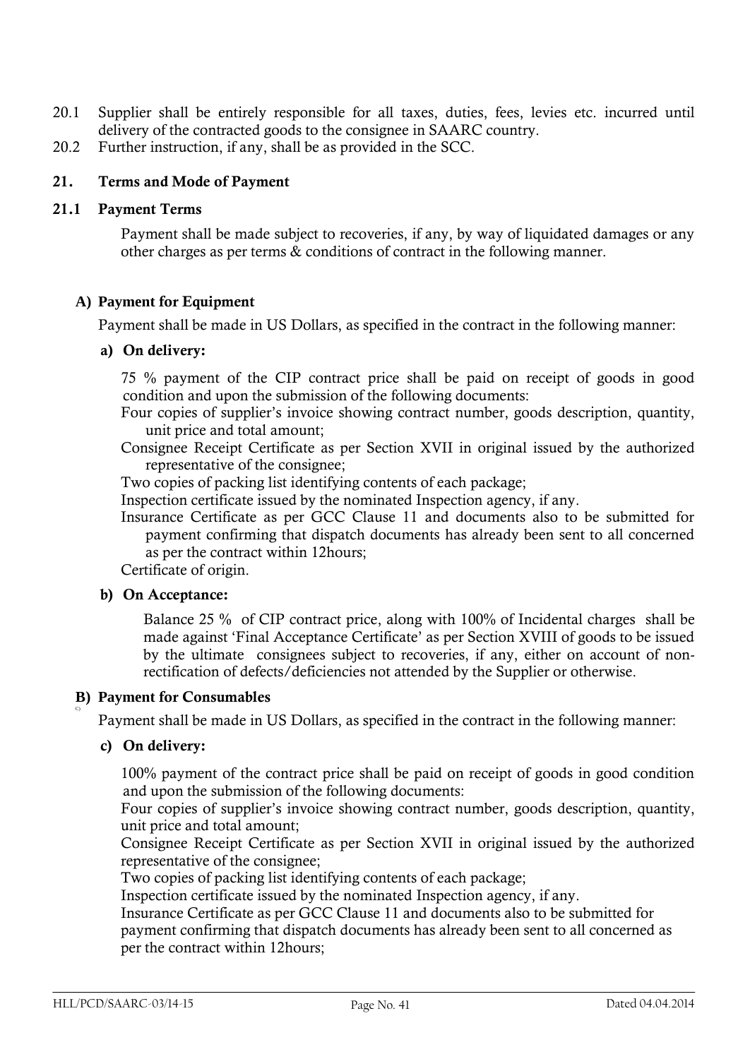20.1 Supplier shall be entirely responsible for all taxes, duties, fees, levies etc. incurred until delivery of the contracted goods to the consignee in SAARC country.

20.2 Further instruction, if any, shall be as provided in the SCC.

## 21. Terms and Mode of Payment

### 21.1 Payment Terms

Payment shall be made subject to recoveries, if any, by way of liquidated damages or any other charges as per terms & conditions of contract in the following manner.

**A) Payment for Equipment**

Payment shall be made in US Dollars, as specified in the contract in the following manner:

**a) On delivery:**

75 % payment of the CIP contract price shall be paid on receipt of goods in good condition and upon the submission of the following documents:

Four copies of supplier's invoice showing contract number, goods description, quantity, unit price and total amount;

Consignee Receipt Certificate as per Section XVII in original issued by the authorized representative of the consignee;

Two copies of packing list identifying contents of each package;

Inspection certificate issued by the nominated Inspection agency, if any.

Insurance Certificate as per GCC Clause 11 and documents also to be submitted for payment confirming that dispatch documents has already been sent to all concerned as per the contract within 12hours;

Certificate of origin.

**b) On Acceptance:**

Balance 25 % of CIP contract price, along with 100% of Incidental charges shall be made against 'Final Acceptance Certificate' as per Section XVIII of goods to be issued by the ultimate consignees subject to recoveries, if any, either on account of non-rectification of defects/deficiencies not attended by the Supplier or otherwise.

**B) Payment for Consumables**

Payment shall be made in US Dollars, as specified in the contract in the following manner:

**c) On delivery:**

100% payment of the contract price shall be paid on receipt of goods in good condition and upon the submission of the following documents:

Four copies of supplier's invoice showing contract number, goods description, quantity, unit price and total amount;

Consignee Receipt Certificate as per Section XVII in original issued by the authorized representative of the consignee;

Two copies of packing list identifying contents of each package;

Inspection certificate issued by the nominated Inspection agency, if any.

Insurance Certificate as per GCC Clause 11 and documents also to be submitted for payment confirming that dispatch documents has already been sent to all concerned as per the contract within 12hours;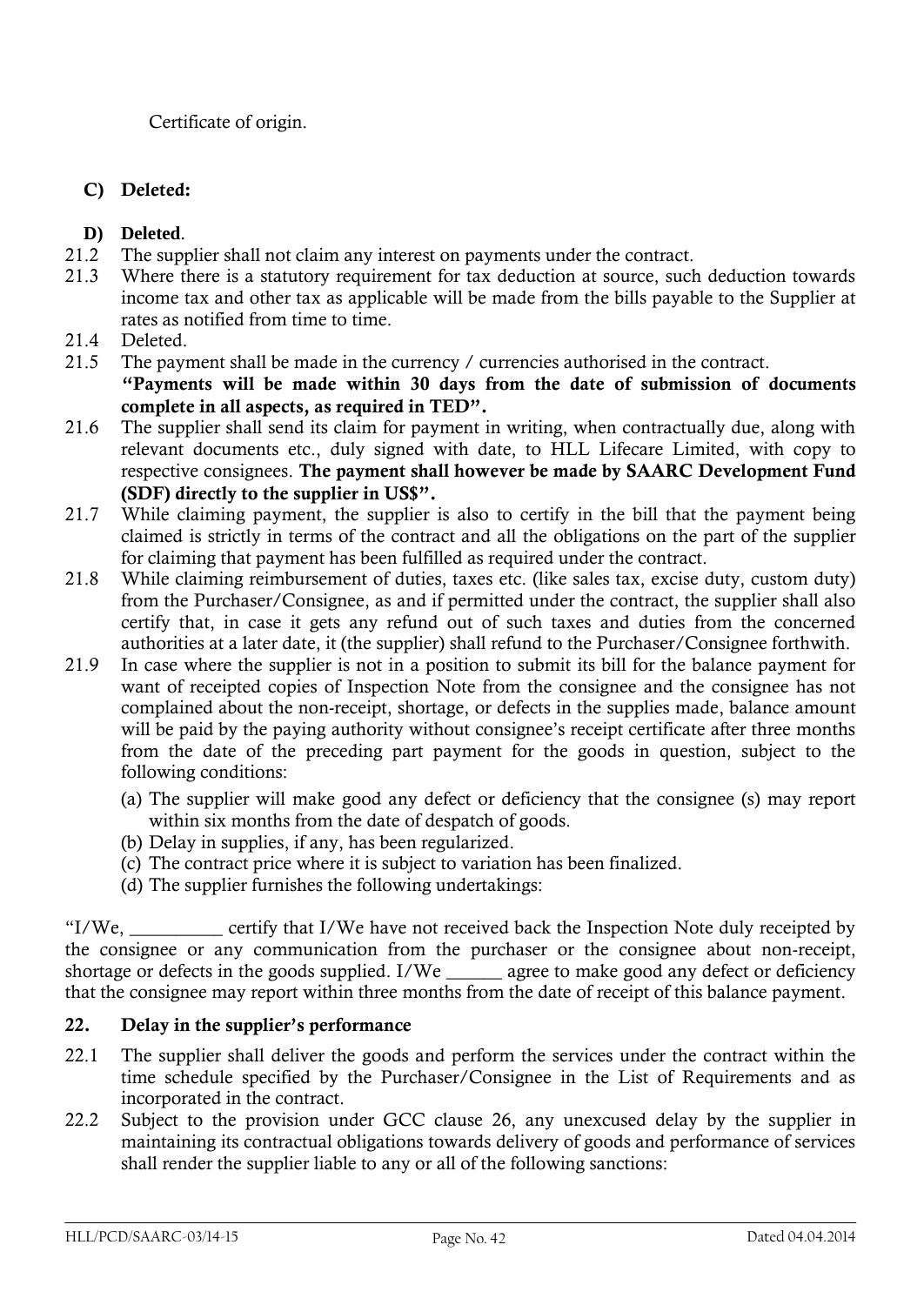Certificate of origin.

**C) Deleted:**

**D) Deleted**.

21.2 The supplier shall not claim any interest on payments under the contract.

21.3 Where there is a statutory requirement for tax deduction at source, such deduction towards income tax and other tax as applicable will be made from the bills payable to the Supplier at rates as notified from time to time.

21.4 Deleted.

21.5 The payment shall be made in the currency / currencies authorised in the contract.
**"Payments will be made within 30 days from the date of submission of documents complete in all aspects, as required in TED".**

21.6 The supplier shall send its claim for payment in writing, when contractually due, along with relevant documents etc., duly signed with date, to HLL Lifecare Limited, with copy to respective consignees. **The payment shall however be made by SAARC Development Fund (SDF) directly to the supplier in US$".**

21.7 While claiming payment, the supplier is also to certify in the bill that the payment being claimed is strictly in terms of the contract and all the obligations on the part of the supplier for claiming that payment has been fulfilled as required under the contract.

21.8 While claiming reimbursement of duties, taxes etc. (like sales tax, excise duty, custom duty) from the Purchaser/Consignee, as and if permitted under the contract, the supplier shall also certify that, in case it gets any refund out of such taxes and duties from the concerned authorities at a later date, it (the supplier) shall refund to the Purchaser/Consignee forthwith.

21.9 In case where the supplier is not in a position to submit its bill for the balance payment for want of receipted copies of Inspection Note from the consignee and the consignee has not complained about the non-receipt, shortage, or defects in the supplies made, balance amount will be paid by the paying authority without consignee's receipt certificate after three months from the date of the preceding part payment for the goods in question, subject to the following conditions:

(a) The supplier will make good any defect or deficiency that the consignee (s) may report within six months from the date of despatch of goods.
(b) Delay in supplies, if any, has been regularized.
(c) The contract price where it is subject to variation has been finalized.
(d) The supplier furnishes the following undertakings:

"I/We, __________ certify that I/We have not received back the Inspection Note duly receipted by the consignee or any communication from the purchaser or the consignee about non-receipt, shortage or defects in the goods supplied. I/We ______ agree to make good any defect or deficiency that the consignee may report within three months from the date of receipt of this balance payment.

## 22. Delay in the supplier's performance

22.1 The supplier shall deliver the goods and perform the services under the contract within the time schedule specified by the Purchaser/Consignee in the List of Requirements and as incorporated in the contract.

22.2 Subject to the provision under GCC clause 26, any unexcused delay by the supplier in maintaining its contractual obligations towards delivery of goods and performance of services shall render the supplier liable to any or all of the following sanctions: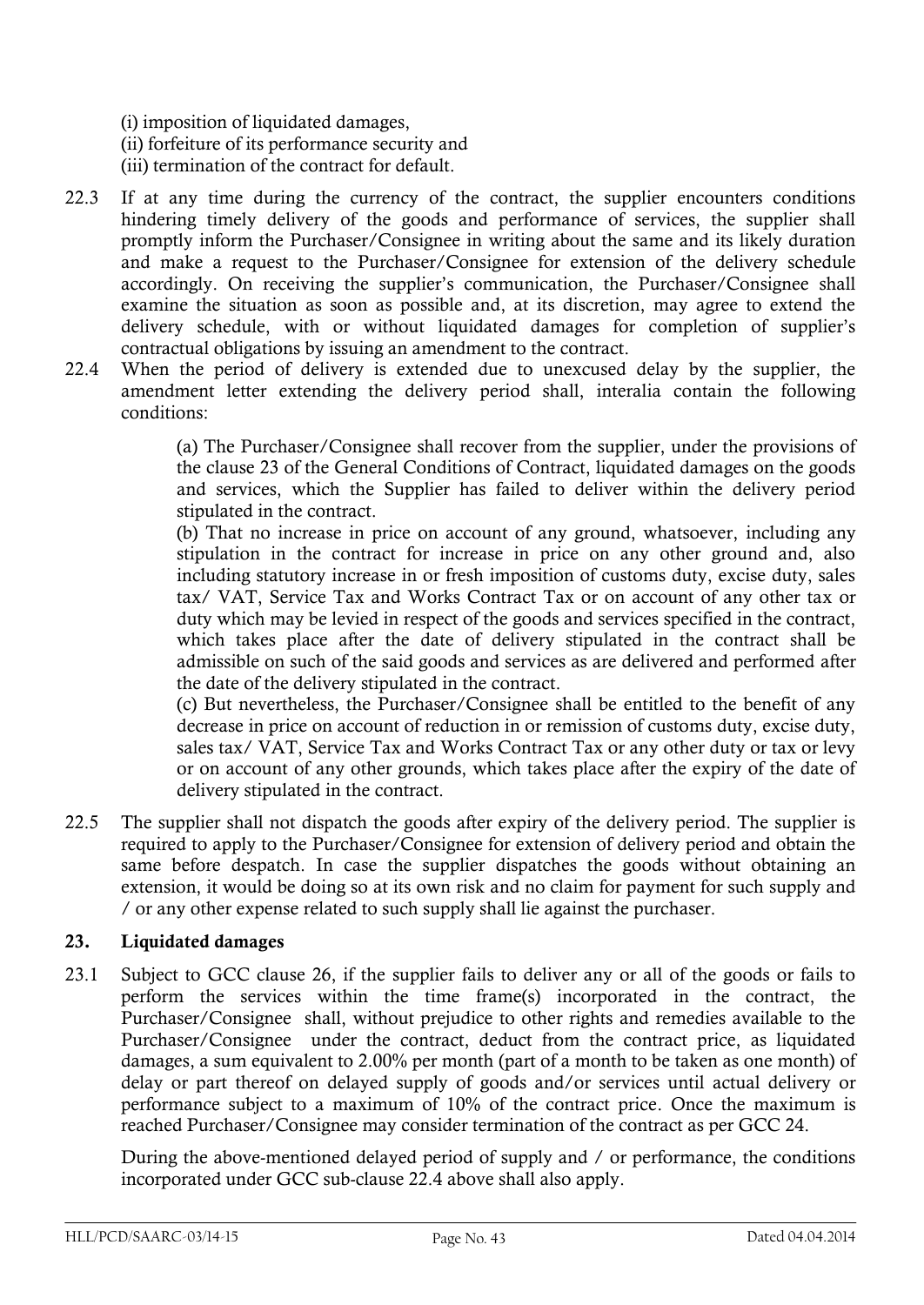(i) imposition of liquidated damages,
(ii) forfeiture of its performance security and
(iii) termination of the contract for default.

22.3 If at any time during the currency of the contract, the supplier encounters conditions hindering timely delivery of the goods and performance of services, the supplier shall promptly inform the Purchaser/Consignee in writing about the same and its likely duration and make a request to the Purchaser/Consignee for extension of the delivery schedule accordingly. On receiving the supplier's communication, the Purchaser/Consignee shall examine the situation as soon as possible and, at its discretion, may agree to extend the delivery schedule, with or without liquidated damages for completion of supplier's contractual obligations by issuing an amendment to the contract.

22.4 When the period of delivery is extended due to unexcused delay by the supplier, the amendment letter extending the delivery period shall, interalia contain the following conditions:

(a) The Purchaser/Consignee shall recover from the supplier, under the provisions of the clause 23 of the General Conditions of Contract, liquidated damages on the goods and services, which the Supplier has failed to deliver within the delivery period stipulated in the contract.

(b) That no increase in price on account of any ground, whatsoever, including any stipulation in the contract for increase in price on any other ground and, also including statutory increase in or fresh imposition of customs duty, excise duty, sales tax/ VAT, Service Tax and Works Contract Tax or on account of any other tax or duty which may be levied in respect of the goods and services specified in the contract, which takes place after the date of delivery stipulated in the contract shall be admissible on such of the said goods and services as are delivered and performed after the date of the delivery stipulated in the contract.

(c) But nevertheless, the Purchaser/Consignee shall be entitled to the benefit of any decrease in price on account of reduction in or remission of customs duty, excise duty, sales tax/ VAT, Service Tax and Works Contract Tax or any other duty or tax or levy or on account of any other grounds, which takes place after the expiry of the date of delivery stipulated in the contract.

22.5 The supplier shall not dispatch the goods after expiry of the delivery period. The supplier is required to apply to the Purchaser/Consignee for extension of delivery period and obtain the same before despatch. In case the supplier dispatches the goods without obtaining an extension, it would be doing so at its own risk and no claim for payment for such supply and / or any other expense related to such supply shall lie against the purchaser.

## 23. Liquidated damages

23.1 Subject to GCC clause 26, if the supplier fails to deliver any or all of the goods or fails to perform the services within the time frame(s) incorporated in the contract, the Purchaser/Consignee shall, without prejudice to other rights and remedies available to the Purchaser/Consignee under the contract, deduct from the contract price, as liquidated damages, a sum equivalent to 2.00% per month (part of a month to be taken as one month) of delay or part thereof on delayed supply of goods and/or services until actual delivery or performance subject to a maximum of 10% of the contract price. Once the maximum is reached Purchaser/Consignee may consider termination of the contract as per GCC 24.

During the above-mentioned delayed period of supply and / or performance, the conditions incorporated under GCC sub-clause 22.4 above shall also apply.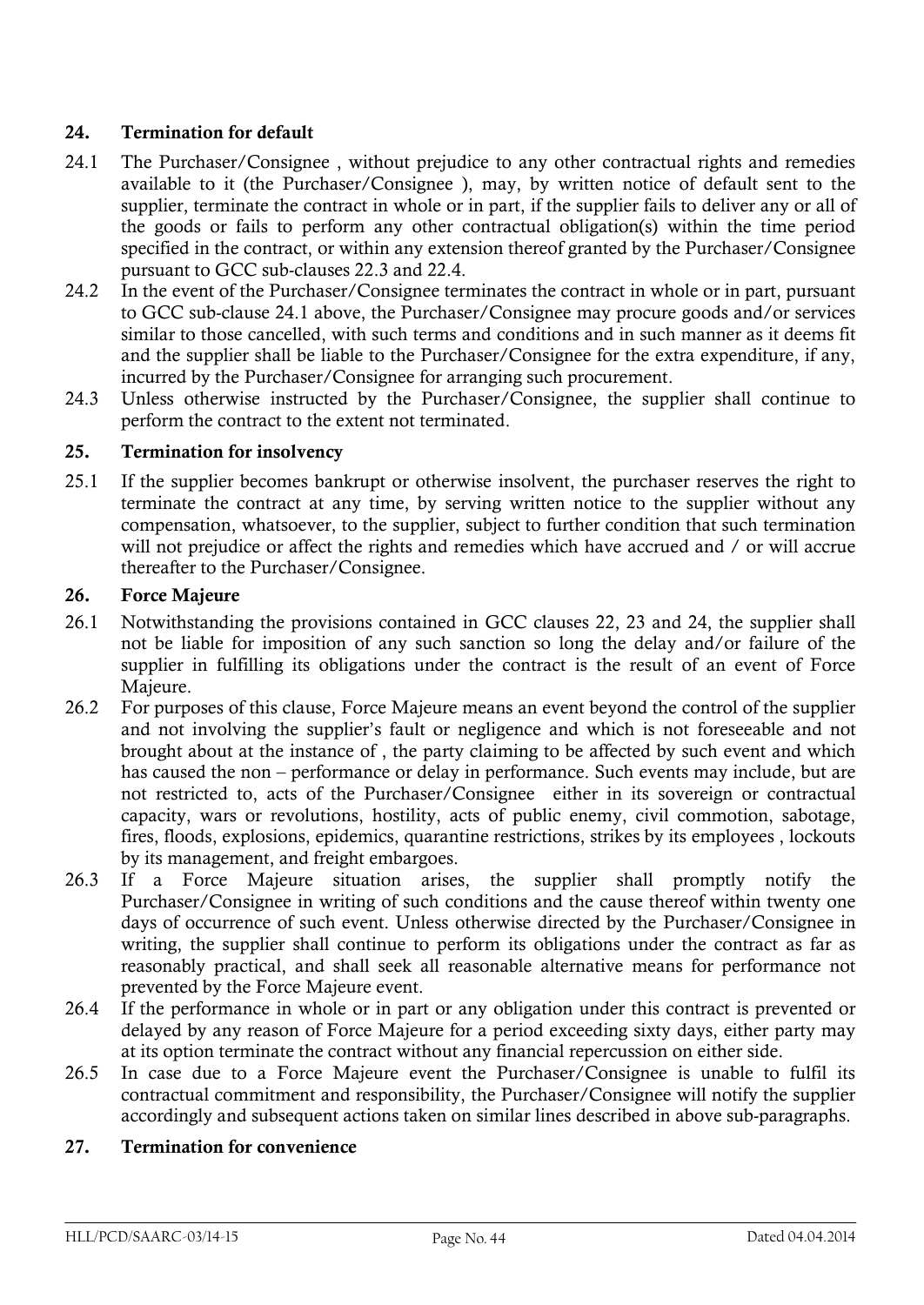## 24. Termination for default

24.1 The Purchaser/Consignee , without prejudice to any other contractual rights and remedies available to it (the Purchaser/Consignee ), may, by written notice of default sent to the supplier, terminate the contract in whole or in part, if the supplier fails to deliver any or all of the goods or fails to perform any other contractual obligation(s) within the time period specified in the contract, or within any extension thereof granted by the Purchaser/Consignee pursuant to GCC sub-clauses 22.3 and 22.4.

24.2 In the event of the Purchaser/Consignee terminates the contract in whole or in part, pursuant to GCC sub-clause 24.1 above, the Purchaser/Consignee may procure goods and/or services similar to those cancelled, with such terms and conditions and in such manner as it deems fit and the supplier shall be liable to the Purchaser/Consignee for the extra expenditure, if any, incurred by the Purchaser/Consignee for arranging such procurement.

24.3 Unless otherwise instructed by the Purchaser/Consignee, the supplier shall continue to perform the contract to the extent not terminated.

## 25. Termination for insolvency

25.1 If the supplier becomes bankrupt or otherwise insolvent, the purchaser reserves the right to terminate the contract at any time, by serving written notice to the supplier without any compensation, whatsoever, to the supplier, subject to further condition that such termination will not prejudice or affect the rights and remedies which have accrued and / or will accrue thereafter to the Purchaser/Consignee.

## 26. Force Majeure

26.1 Notwithstanding the provisions contained in GCC clauses 22, 23 and 24, the supplier shall not be liable for imposition of any such sanction so long the delay and/or failure of the supplier in fulfilling its obligations under the contract is the result of an event of Force Majeure.

26.2 For purposes of this clause, Force Majeure means an event beyond the control of the supplier and not involving the supplier's fault or negligence and which is not foreseeable and not brought about at the instance of , the party claiming to be affected by such event and which has caused the non – performance or delay in performance. Such events may include, but are not restricted to, acts of the Purchaser/Consignee either in its sovereign or contractual capacity, wars or revolutions, hostility, acts of public enemy, civil commotion, sabotage, fires, floods, explosions, epidemics, quarantine restrictions, strikes by its employees , lockouts by its management, and freight embargoes.

26.3 If a Force Majeure situation arises, the supplier shall promptly notify the Purchaser/Consignee in writing of such conditions and the cause thereof within twenty one days of occurrence of such event. Unless otherwise directed by the Purchaser/Consignee in writing, the supplier shall continue to perform its obligations under the contract as far as reasonably practical, and shall seek all reasonable alternative means for performance not prevented by the Force Majeure event.

26.4 If the performance in whole or in part or any obligation under this contract is prevented or delayed by any reason of Force Majeure for a period exceeding sixty days, either party may at its option terminate the contract without any financial repercussion on either side.

26.5 In case due to a Force Majeure event the Purchaser/Consignee is unable to fulfil its contractual commitment and responsibility, the Purchaser/Consignee will notify the supplier accordingly and subsequent actions taken on similar lines described in above sub-paragraphs.

## 27. Termination for convenience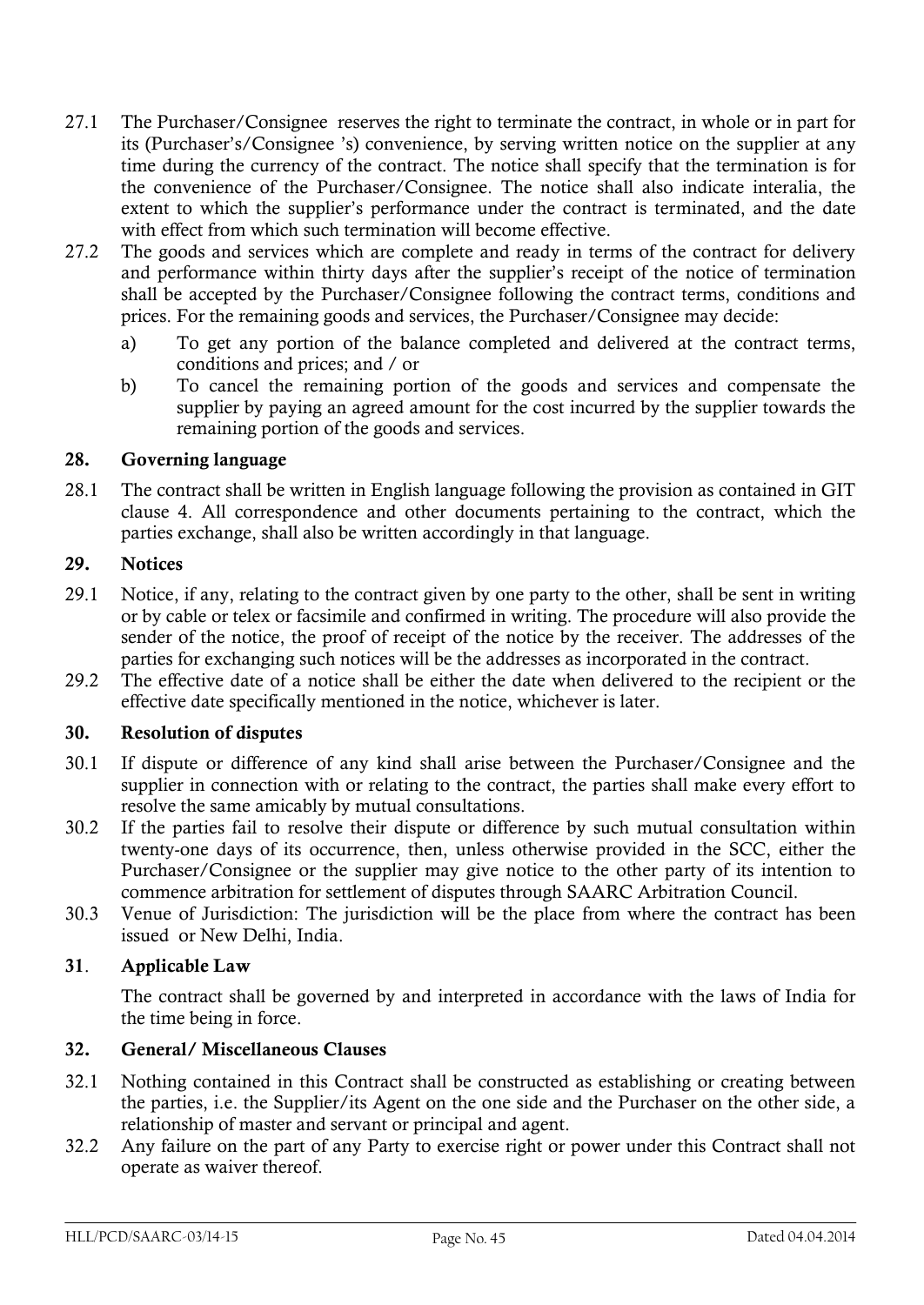27.1 The Purchaser/Consignee reserves the right to terminate the contract, in whole or in part for its (Purchaser's/Consignee 's) convenience, by serving written notice on the supplier at any time during the currency of the contract. The notice shall specify that the termination is for the convenience of the Purchaser/Consignee. The notice shall also indicate interalia, the extent to which the supplier's performance under the contract is terminated, and the date with effect from which such termination will become effective.

27.2 The goods and services which are complete and ready in terms of the contract for delivery and performance within thirty days after the supplier's receipt of the notice of termination shall be accepted by the Purchaser/Consignee following the contract terms, conditions and prices. For the remaining goods and services, the Purchaser/Consignee may decide:

a) To get any portion of the balance completed and delivered at the contract terms, conditions and prices; and / or

b) To cancel the remaining portion of the goods and services and compensate the supplier by paying an agreed amount for the cost incurred by the supplier towards the remaining portion of the goods and services.

## 28. Governing language

28.1 The contract shall be written in English language following the provision as contained in GIT clause 4. All correspondence and other documents pertaining to the contract, which the parties exchange, shall also be written accordingly in that language.

## 29. Notices

29.1 Notice, if any, relating to the contract given by one party to the other, shall be sent in writing or by cable or telex or facsimile and confirmed in writing. The procedure will also provide the sender of the notice, the proof of receipt of the notice by the receiver. The addresses of the parties for exchanging such notices will be the addresses as incorporated in the contract.

29.2 The effective date of a notice shall be either the date when delivered to the recipient or the effective date specifically mentioned in the notice, whichever is later.

## 30. Resolution of disputes

30.1 If dispute or difference of any kind shall arise between the Purchaser/Consignee and the supplier in connection with or relating to the contract, the parties shall make every effort to resolve the same amicably by mutual consultations.

30.2 If the parties fail to resolve their dispute or difference by such mutual consultation within twenty-one days of its occurrence, then, unless otherwise provided in the SCC, either the Purchaser/Consignee or the supplier may give notice to the other party of its intention to commence arbitration for settlement of disputes through SAARC Arbitration Council.

30.3 Venue of Jurisdiction: The jurisdiction will be the place from where the contract has been issued or New Delhi, India.

## 31. Applicable Law

The contract shall be governed by and interpreted in accordance with the laws of India for the time being in force.

## 32. General/ Miscellaneous Clauses

32.1 Nothing contained in this Contract shall be constructed as establishing or creating between the parties, i.e. the Supplier/its Agent on the one side and the Purchaser on the other side, a relationship of master and servant or principal and agent.

32.2 Any failure on the part of any Party to exercise right or power under this Contract shall not operate as waiver thereof.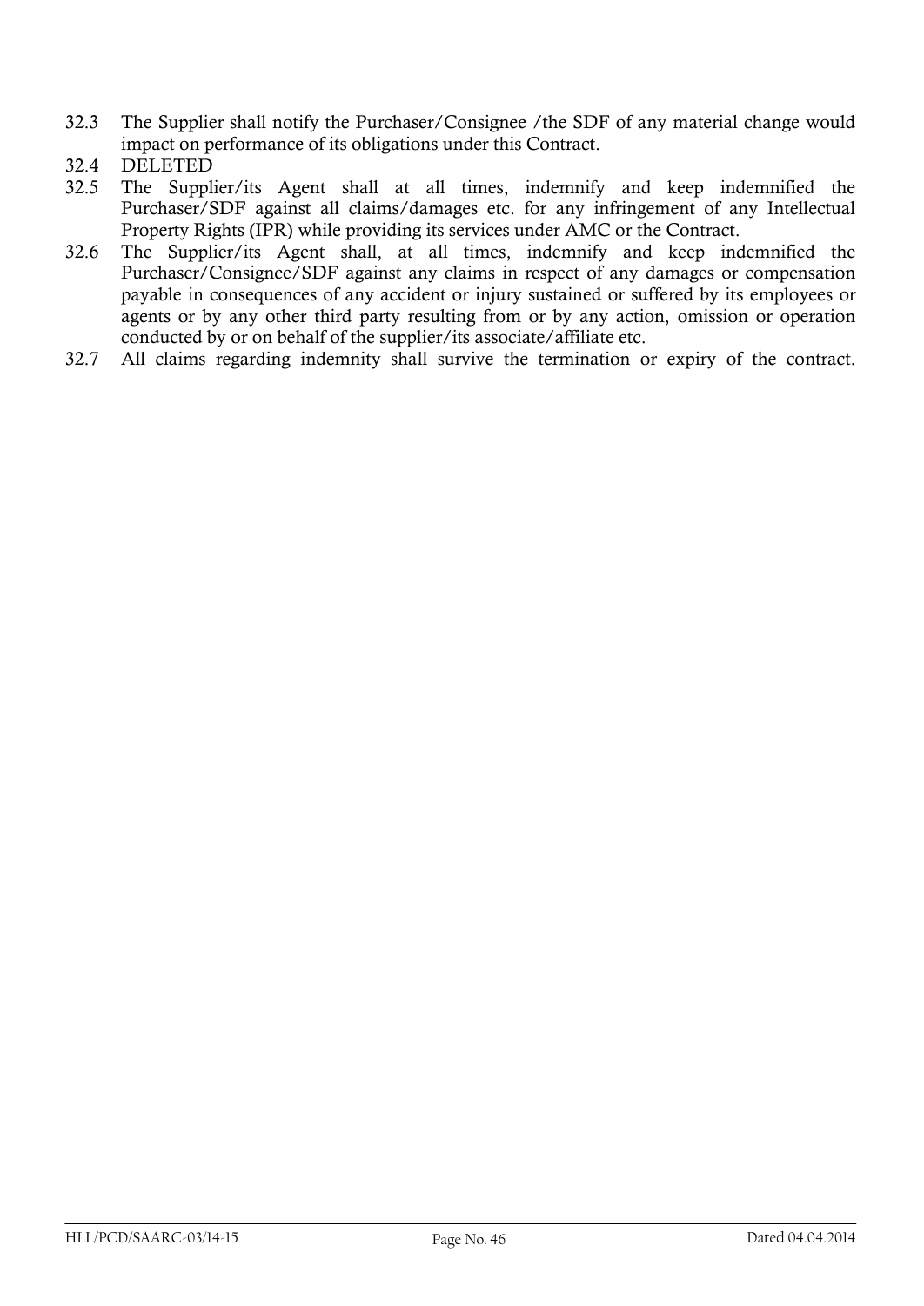32.3 The Supplier shall notify the Purchaser/Consignee /the SDF of any material change would impact on performance of its obligations under this Contract.

32.4 DELETED

32.5 The Supplier/its Agent shall at all times, indemnify and keep indemnified the Purchaser/SDF against all claims/damages etc. for any infringement of any Intellectual Property Rights (IPR) while providing its services under AMC or the Contract.

32.6 The Supplier/its Agent shall, at all times, indemnify and keep indemnified the Purchaser/Consignee/SDF against any claims in respect of any damages or compensation payable in consequences of any accident or injury sustained or suffered by its employees or agents or by any other third party resulting from or by any action, omission or operation conducted by or on behalf of the supplier/its associate/affiliate etc.

32.7 All claims regarding indemnity shall survive the termination or expiry of the contract.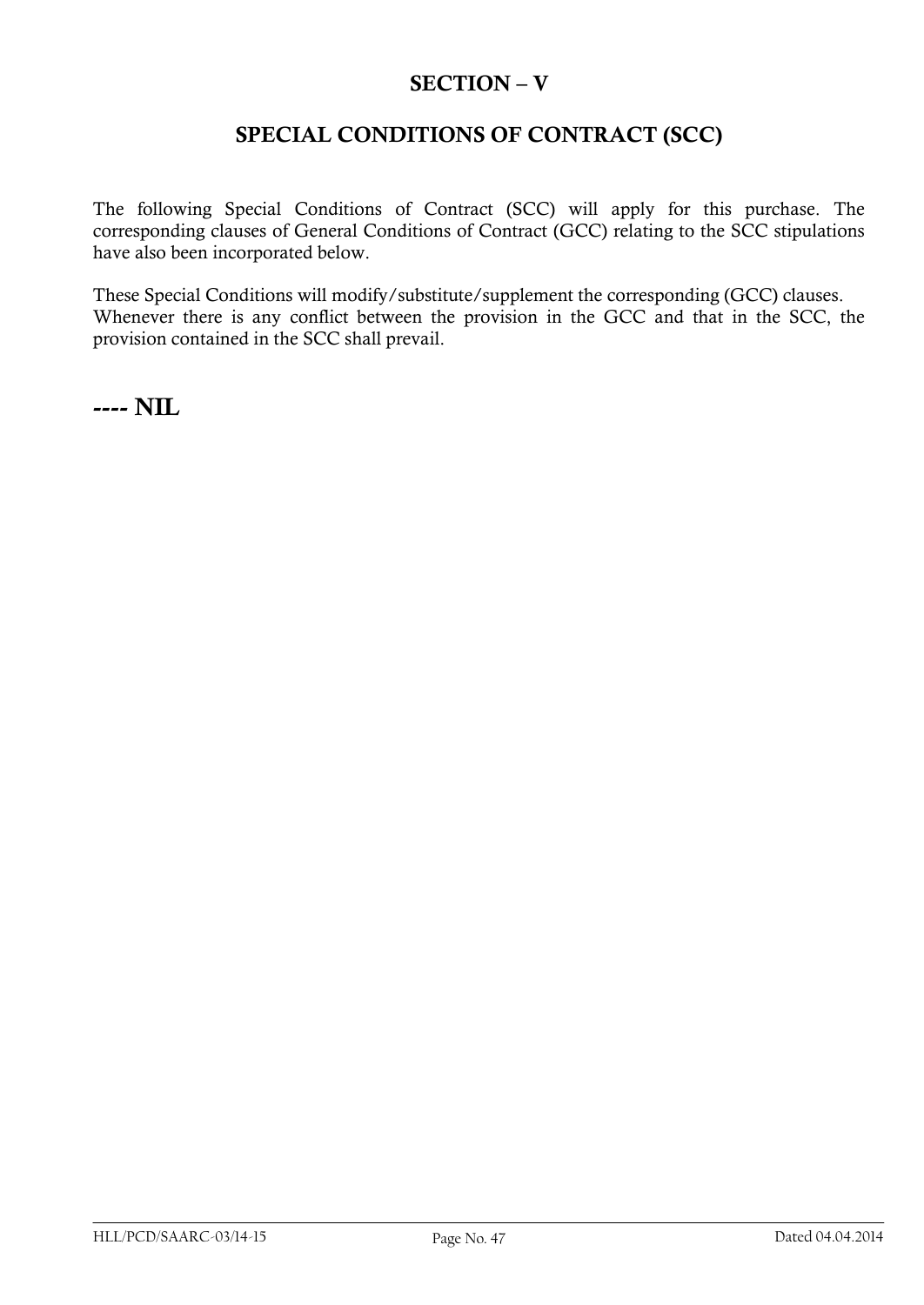# SECTION – V

## SPECIAL CONDITIONS OF CONTRACT (SCC)

The following Special Conditions of Contract (SCC) will apply for this purchase. The corresponding clauses of General Conditions of Contract (GCC) relating to the SCC stipulations have also been incorporated below.

These Special Conditions will modify/substitute/supplement the corresponding (GCC) clauses. Whenever there is any conflict between the provision in the GCC and that in the SCC, the provision contained in the SCC shall prevail.

**---- NIL**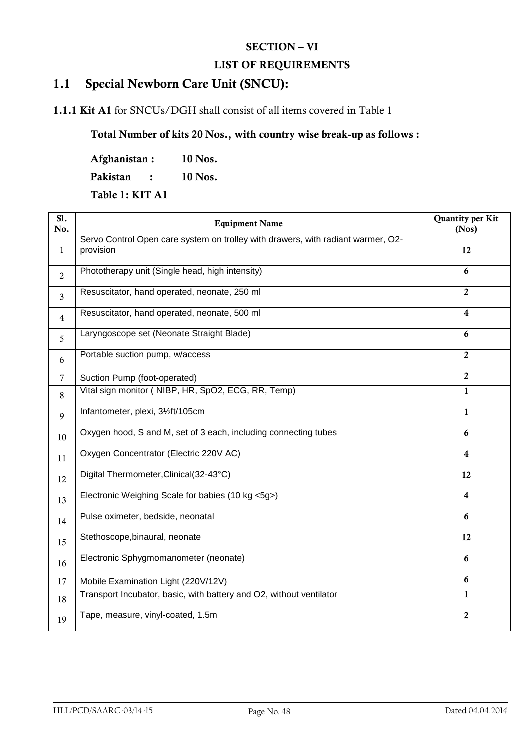**SECTION – VI**

**LIST OF REQUIREMENTS**

## 1.1 Special Newborn Care Unit (SNCU):

**1.1.1 Kit A1** for SNCUs/DGH shall consist of all items covered in Table 1

**Total Number of kits 20 Nos., with country wise break-up as follows :**

**Afghanistan : 10 Nos.**

**Pakistan : 10 Nos.**

**Table 1: KIT A1**

| Sl. No. | Equipment Name | Quantity per Kit (Nos) |
|---|---|---|
| 1 | Servo Control Open care system on trolley with drawers, with radiant warmer, O2-provision | 12 |
| 2 | Phototherapy unit (Single head, high intensity) | 6 |
| 3 | Resuscitator, hand operated, neonate, 250 ml | 2 |
| 4 | Resuscitator, hand operated, neonate, 500 ml | 4 |
| 5 | Laryngoscope set (Neonate Straight Blade) | 6 |
| 6 | Portable suction pump, w/access | 2 |
| 7 | Suction Pump (foot-operated) | 2 |
| 8 | Vital sign monitor ( NIBP, HR, SpO2, ECG, RR, Temp) | 1 |
| 9 | Infantometer, plexi, 3½ft/105cm | 1 |
| 10 | Oxygen hood, S and M, set of 3 each, including connecting tubes | 6 |
| 11 | Oxygen Concentrator (Electric 220V AC) | 4 |
| 12 | Digital Thermometer,Clinical(32-43°C) | 12 |
| 13 | Electronic Weighing Scale for babies (10 kg <5g>) | 4 |
| 14 | Pulse oximeter, bedside, neonatal | 6 |
| 15 | Stethoscope,binaural, neonate | 12 |
| 16 | Electronic Sphygmomanometer (neonate) | 6 |
| 17 | Mobile Examination Light (220V/12V) | 6 |
| 18 | Transport Incubator, basic, with battery and O2, without ventilator | 1 |
| 19 | Tape, measure, vinyl-coated, 1.5m | 2 |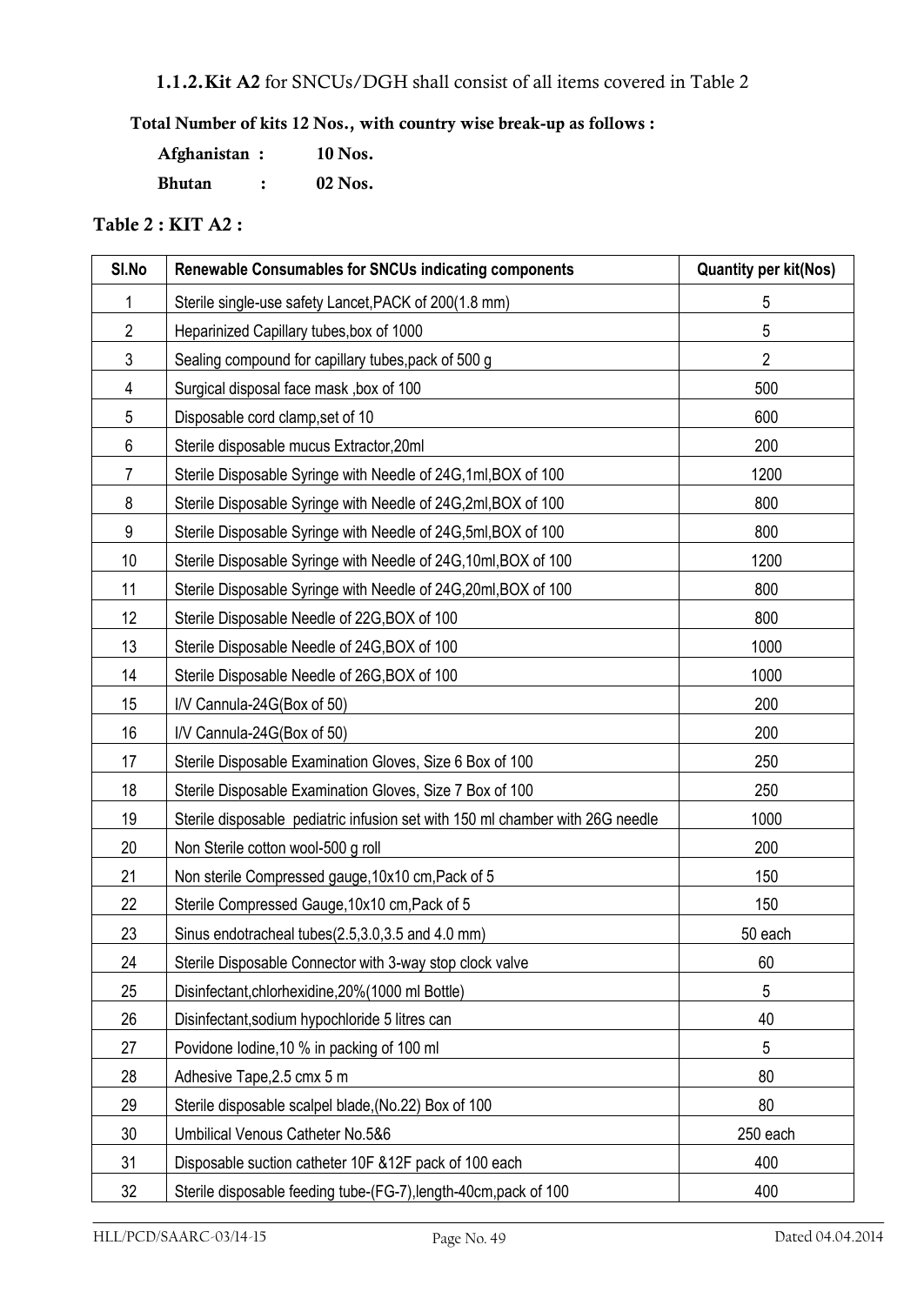### 1.1.2. Kit A2 for SNCUs/DGH shall consist of all items covered in Table 2

**Total Number of kits 12 Nos., with country wise break-up as follows :**

**Afghanistan : 10 Nos.**

**Bhutan : 02 Nos.**

**Table 2 : KIT A2 :**

| Sl.No | Renewable Consumables for SNCUs indicating components | Quantity per kit(Nos) |
|---|---|---|
| 1 | Sterile single-use safety Lancet,PACK of 200(1.8 mm) | 5 |
| 2 | Heparinized Capillary tubes,box of 1000 | 5 |
| 3 | Sealing compound for capillary tubes,pack of 500 g | 2 |
| 4 | Surgical disposal face mask ,box of 100 | 500 |
| 5 | Disposable cord clamp,set of 10 | 600 |
| 6 | Sterile disposable mucus Extractor,20ml | 200 |
| 7 | Sterile Disposable Syringe with Needle of 24G,1ml,BOX of 100 | 1200 |
| 8 | Sterile Disposable Syringe with Needle of 24G,2ml,BOX of 100 | 800 |
| 9 | Sterile Disposable Syringe with Needle of 24G,5ml,BOX of 100 | 800 |
| 10 | Sterile Disposable Syringe with Needle of 24G,10ml,BOX of 100 | 1200 |
| 11 | Sterile Disposable Syringe with Needle of 24G,20ml,BOX of 100 | 800 |
| 12 | Sterile Disposable Needle of 22G,BOX of 100 | 800 |
| 13 | Sterile Disposable Needle of 24G,BOX of 100 | 1000 |
| 14 | Sterile Disposable Needle of 26G,BOX of 100 | 1000 |
| 15 | I/V Cannula-24G(Box of 50) | 200 |
| 16 | I/V Cannula-24G(Box of 50) | 200 |
| 17 | Sterile Disposable Examination Gloves, Size 6 Box of 100 | 250 |
| 18 | Sterile Disposable Examination Gloves, Size 7 Box of 100 | 250 |
| 19 | Sterile disposable pediatric infusion set with 150 ml chamber with 26G needle | 1000 |
| 20 | Non Sterile cotton wool-500 g roll | 200 |
| 21 | Non sterile Compressed gauge,10x10 cm,Pack of 5 | 150 |
| 22 | Sterile Compressed Gauge,10x10 cm,Pack of 5 | 150 |
| 23 | Sinus endotracheal tubes(2.5,3.0,3.5 and 4.0 mm) | 50 each |
| 24 | Sterile Disposable Connector with 3-way stop clock valve | 60 |
| 25 | Disinfectant,chlorhexidine,20%(1000 ml Bottle) | 5 |
| 26 | Disinfectant,sodium hypochloride 5 litres can | 40 |
| 27 | Povidone Iodine,10 % in packing of 100 ml | 5 |
| 28 | Adhesive Tape,2.5 cmx 5 m | 80 |
| 29 | Sterile disposable scalpel blade,(No.22) Box of 100 | 80 |
| 30 | Umbilical Venous Catheter No.5&6 | 250 each |
| 31 | Disposable suction catheter 10F &12F pack of 100 each | 400 |
| 32 | Sterile disposable feeding tube-(FG-7),length-40cm,pack of 100 | 400 |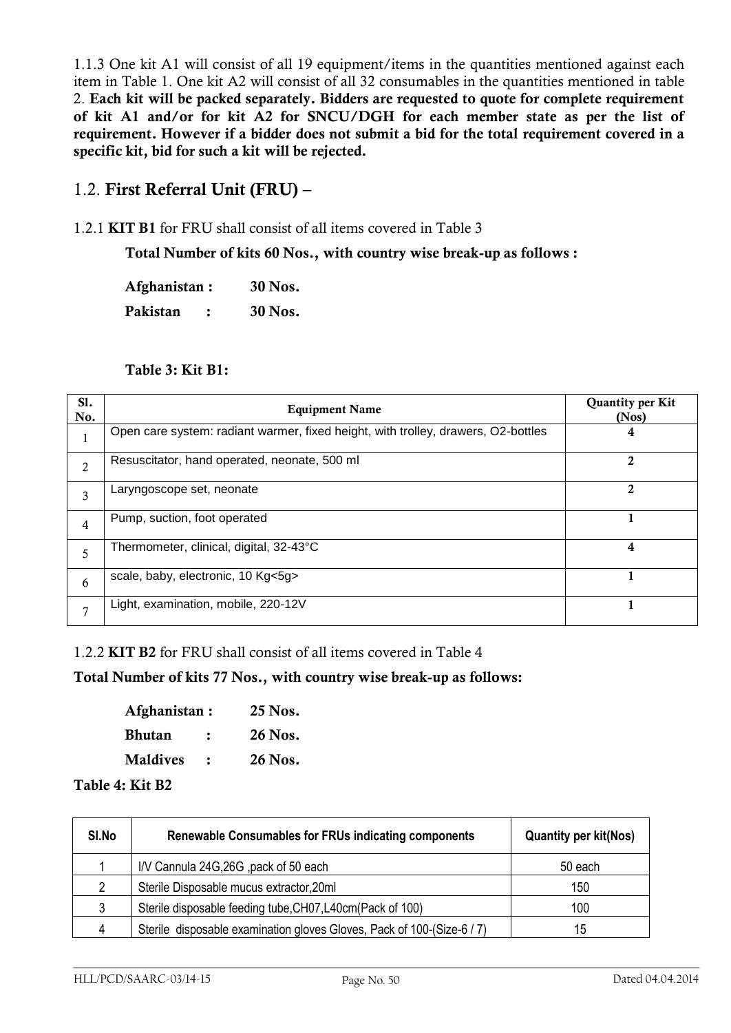1.1.3 One kit A1 will consist of all 19 equipment/items in the quantities mentioned against each item in Table 1. One kit A2 will consist of all 32 consumables in the quantities mentioned in table 2. **Each kit will be packed separately. Bidders are requested to quote for complete requirement of kit A1 and/or for kit A2 for SNCU/DGH for each member state as per the list of requirement. However if a bidder does not submit a bid for the total requirement covered in a specific kit, bid for such a kit will be rejected.**

## 1.2. **First Referral Unit (FRU) –**

1.2.1 **KIT B1** for FRU shall consist of all items covered in Table 3

**Total Number of kits 60 Nos., with country wise break-up as follows :**

**Afghanistan : 30 Nos.**

**Pakistan : 30 Nos.**

**Table 3: Kit B1:**

| Sl. No. | Equipment Name | Quantity per Kit (Nos) |
|---|---|---|
| 1 | Open care system: radiant warmer, fixed height, with trolley, drawers, O2-bottles | **4** |
| 2 | Resuscitator, hand operated, neonate, 500 ml | **2** |
| 3 | Laryngoscope set, neonate | **2** |
| 4 | Pump, suction, foot operated | **1** |
| 5 | Thermometer, clinical, digital, 32-43°C | **4** |
| 6 | scale, baby, electronic, 10 Kg<5g> | **1** |
| 7 | Light, examination, mobile, 220-12V | **1** |

1.2.2 **KIT B2** for FRU shall consist of all items covered in Table 4

**Total Number of kits 77 Nos., with country wise break-up as follows:**

**Afghanistan : 25 Nos.**

**Bhutan : 26 Nos.**

**Maldives : 26 Nos.**

**Table 4: Kit B2**

| Sl.No | Renewable Consumables for FRUs indicating components | Quantity per kit(Nos) |
|---|---|---|
| 1 | I/V Cannula 24G,26G ,pack of 50 each | 50 each |
| 2 | Sterile Disposable mucus extractor,20ml | 150 |
| 3 | Sterile disposable feeding tube,CH07,L40cm(Pack of 100) | 100 |
| 4 | Sterile disposable examination gloves Gloves, Pack of 100-(Size-6 / 7) | 15 |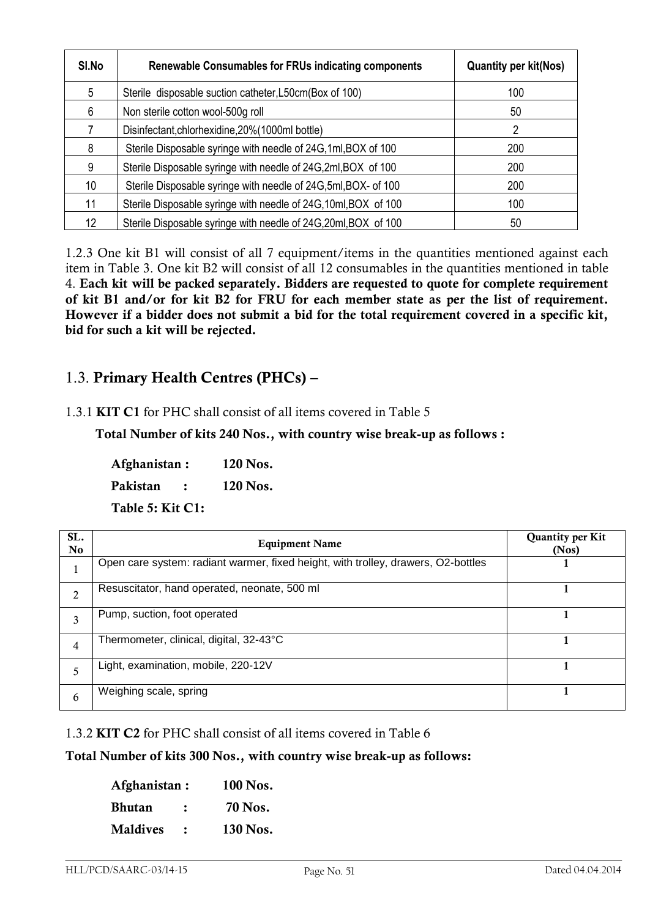| Sl.No | Renewable Consumables for FRUs indicating components | Quantity per kit(Nos) |
|---|---|---|
| 5 | Sterile disposable suction catheter,L50cm(Box of 100) | 100 |
| 6 | Non sterile cotton wool-500g roll | 50 |
| 7 | Disinfectant,chlorhexidine,20%(1000ml bottle) | 2 |
| 8 | Sterile Disposable syringe with needle of 24G,1ml,BOX of 100 | 200 |
| 9 | Sterile Disposable syringe with needle of 24G,2ml,BOX of 100 | 200 |
| 10 | Sterile Disposable syringe with needle of 24G,5ml,BOX- of 100 | 200 |
| 11 | Sterile Disposable syringe with needle of 24G,10ml,BOX of 100 | 100 |
| 12 | Sterile Disposable syringe with needle of 24G,20ml,BOX of 100 | 50 |

1.2.3 One kit B1 will consist of all 7 equipment/items in the quantities mentioned against each item in Table 3. One kit B2 will consist of all 12 consumables in the quantities mentioned in table 4. **Each kit will be packed separately. Bidders are requested to quote for complete requirement of kit B1 and/or for kit B2 for FRU for each member state as per the list of requirement. However if a bidder does not submit a bid for the total requirement covered in a specific kit, bid for such a kit will be rejected.**

## 1.3. Primary Health Centres (PHCs) –

1.3.1 **KIT C1** for PHC shall consist of all items covered in Table 5

**Total Number of kits 240 Nos., with country wise break-up as follows :**

**Afghanistan : 120 Nos.**

**Pakistan : 120 Nos.**

**Table 5: Kit C1:**

| SL. No | Equipment Name | Quantity per Kit (Nos) |
|---|---|---|
| 1 | Open care system: radiant warmer, fixed height, with trolley, drawers, O2-bottles | 1 |
| 2 | Resuscitator, hand operated, neonate, 500 ml | 1 |
| 3 | Pump, suction, foot operated | 1 |
| 4 | Thermometer, clinical, digital, 32-43°C | 1 |
| 5 | Light, examination, mobile, 220-12V | 1 |
| 6 | Weighing scale, spring | 1 |

1.3.2 **KIT C2** for PHC shall consist of all items covered in Table 6

**Total Number of kits 300 Nos., with country wise break-up as follows:**

**Afghanistan : 100 Nos.**

**Bhutan : 70 Nos.**

**Maldives : 130 Nos.**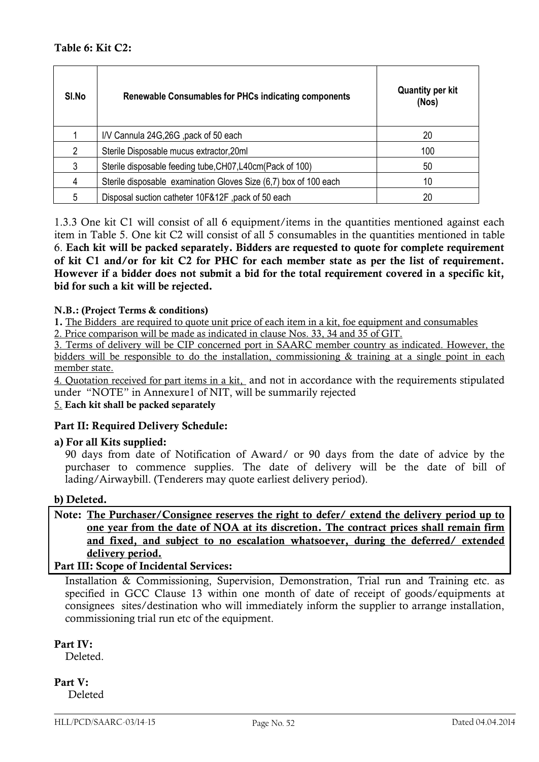**Table 6: Kit C2:**

| Sl.No | Renewable Consumables for PHCs indicating components | Quantity per kit (Nos) |
|---|---|---|
| 1 | I/V Cannula 24G,26G ,pack of 50 each | 20 |
| 2 | Sterile Disposable mucus extractor,20ml | 100 |
| 3 | Sterile disposable feeding tube,CH07,L40cm(Pack of 100) | 50 |
| 4 | Sterile disposable examination Gloves Size (6,7) box of 100 each | 10 |
| 5 | Disposal suction catheter 10F&12F ,pack of 50 each | 20 |

1.3.3 One kit C1 will consist of all 6 equipment/items in the quantities mentioned against each item in Table 5. One kit C2 will consist of all 5 consumables in the quantities mentioned in table 6. **Each kit will be packed separately. Bidders are requested to quote for complete requirement of kit C1 and/or for kit C2 for PHC for each member state as per the list of requirement. However if a bidder does not submit a bid for the total requirement covered in a specific kit, bid for such a kit will be rejected.**

**N.B.: (Project Terms & conditions)**

**1.** The Bidders are required to quote unit price of each item in a kit, foe equipment and consumables

2. Price comparison will be made as indicated in clause Nos. 33, 34 and 35 of GIT.

3. Terms of delivery will be CIP concerned port in SAARC member country as indicated. However, the bidders will be responsible to do the installation, commissioning & training at a single point in each member state.

4. Quotation received for part items in a kit, and not in accordance with the requirements stipulated under "NOTE" in Annexure1 of NIT, will be summarily rejected

5. **Each kit shall be packed separately**

**Part II: Required Delivery Schedule:**

**a) For all Kits supplied:**

90 days from date of Notification of Award/ or 90 days from the date of advice by the purchaser to commence supplies. The date of delivery will be the date of bill of lading/Airwaybill. (Tenderers may quote earliest delivery period).

**b) Deleted.**

**Note: The Purchaser/Consignee reserves the right to defer/ extend the delivery period up to one year from the date of NOA at its discretion. The contract prices shall remain firm and fixed, and subject to no escalation whatsoever, during the deferred/ extended delivery period.**

**Part III: Scope of Incidental Services:**

Installation & Commissioning, Supervision, Demonstration, Trial run and Training etc. as specified in GCC Clause 13 within one month of date of receipt of goods/equipments at consignees sites/destination who will immediately inform the supplier to arrange installation, commissioning trial run etc of the equipment.

**Part IV:**

Deleted.

**Part V:**

Deleted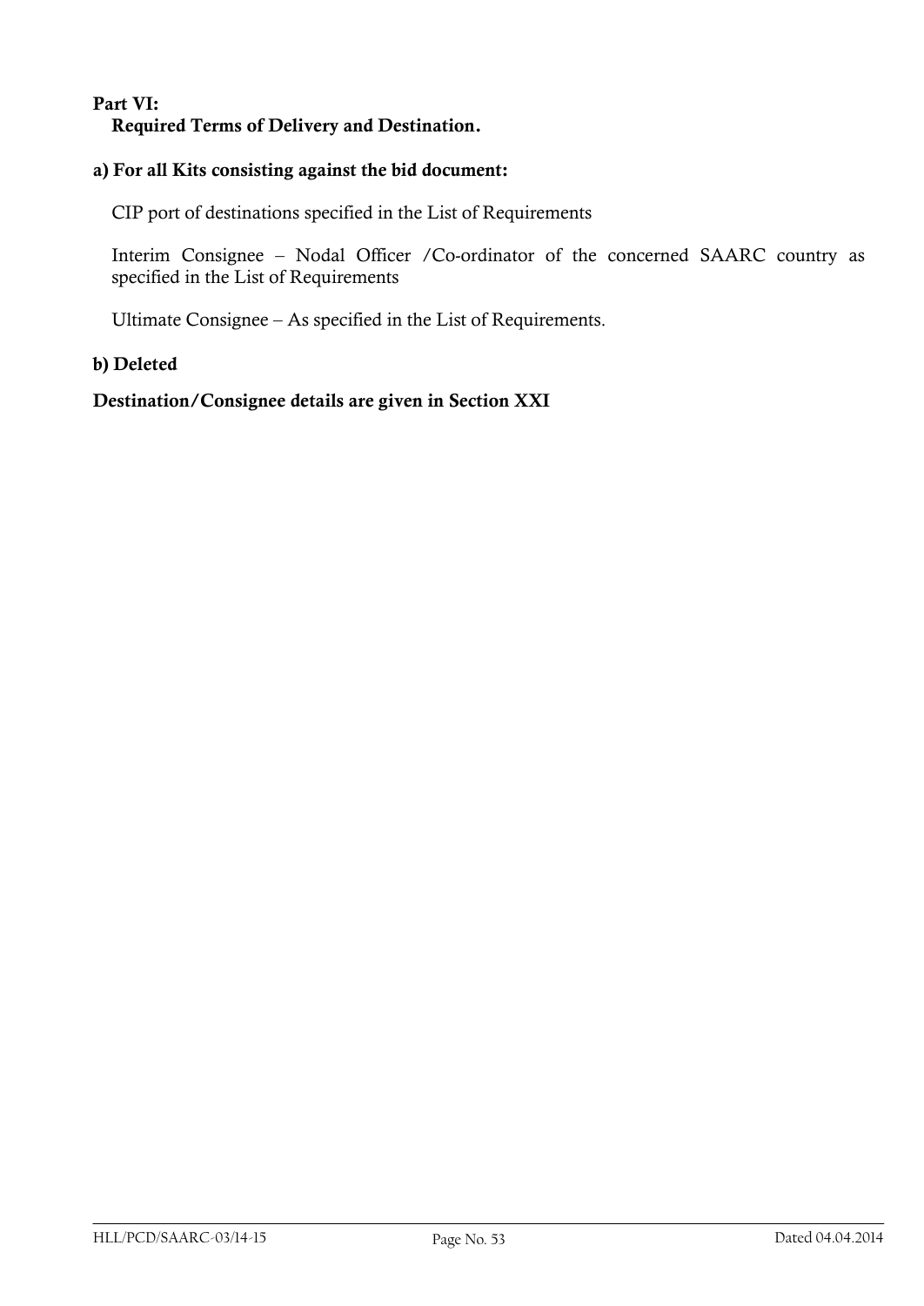**Part VI:**
**Required Terms of Delivery and Destination.**

**a) For all Kits consisting against the bid document:**

CIP port of destinations specified in the List of Requirements

Interim Consignee – Nodal Officer /Co-ordinator of the concerned SAARC country as specified in the List of Requirements

Ultimate Consignee – As specified in the List of Requirements.

**b) Deleted**

**Destination/Consignee details are given in Section XXI**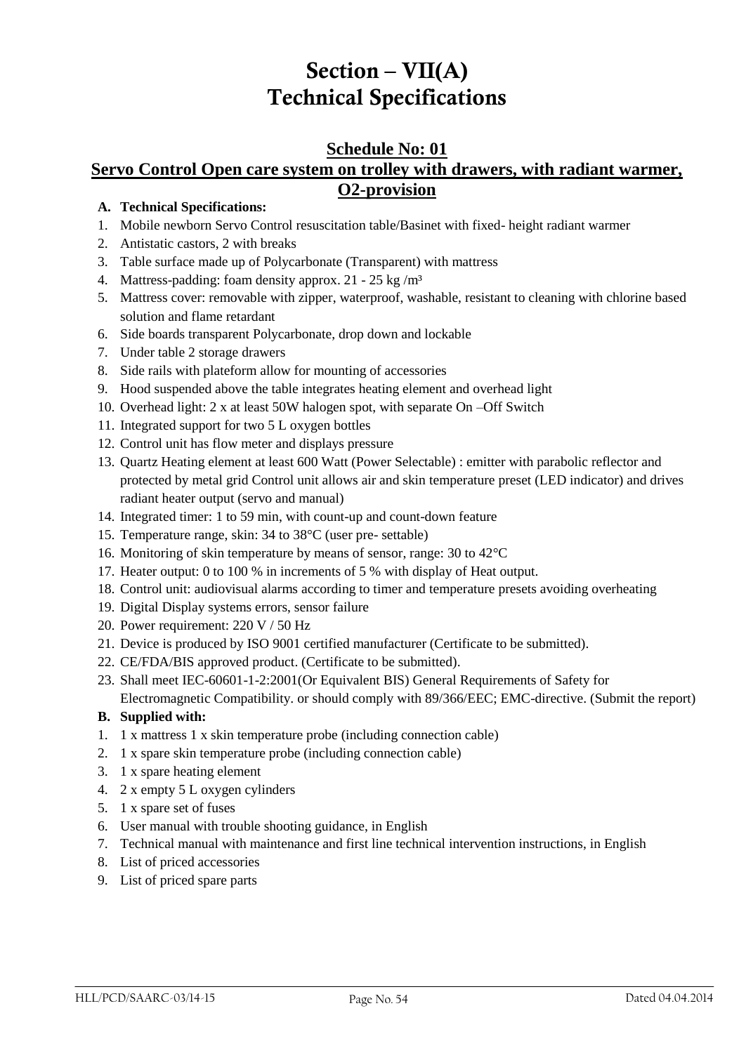# Section – VII(A)
# Technical Specifications

## Schedule No: 01

## Servo Control Open care system on trolley with drawers, with radiant warmer, O2-provision

**A. Technical Specifications:**

1. Mobile newborn Servo Control resuscitation table/Basinet with fixed- height radiant warmer
2. Antistatic castors, 2 with breaks
3. Table surface made up of Polycarbonate (Transparent) with mattress
4. Mattress-padding: foam density approx. 21 - 25 kg /m³
5. Mattress cover: removable with zipper, waterproof, washable, resistant to cleaning with chlorine based solution and flame retardant
6. Side boards transparent Polycarbonate, drop down and lockable
7. Under table 2 storage drawers
8. Side rails with plateform allow for mounting of accessories
9. Hood suspended above the table integrates heating element and overhead light
10. Overhead light: 2 x at least 50W halogen spot, with separate On –Off Switch
11. Integrated support for two 5 L oxygen bottles
12. Control unit has flow meter and displays pressure
13. Quartz Heating element at least 600 Watt (Power Selectable) : emitter with parabolic reflector and protected by metal grid Control unit allows air and skin temperature preset (LED indicator) and drives radiant heater output (servo and manual)
14. Integrated timer: 1 to 59 min, with count-up and count-down feature
15. Temperature range, skin: 34 to 38°C (user pre- settable)
16. Monitoring of skin temperature by means of sensor, range: 30 to 42°C
17. Heater output: 0 to 100 % in increments of 5 % with display of Heat output.
18. Control unit: audiovisual alarms according to timer and temperature presets avoiding overheating
19. Digital Display systems errors, sensor failure
20. Power requirement: 220 V / 50 Hz
21. Device is produced by ISO 9001 certified manufacturer (Certificate to be submitted).
22. CE/FDA/BIS approved product. (Certificate to be submitted).
23. Shall meet IEC-60601-1-2:2001(Or Equivalent BIS) General Requirements of Safety for Electromagnetic Compatibility. or should comply with 89/366/EEC; EMC-directive. (Submit the report)

**B. Supplied with:**

1. 1 x mattress 1 x skin temperature probe (including connection cable)
2. 1 x spare skin temperature probe (including connection cable)
3. 1 x spare heating element
4. 2 x empty 5 L oxygen cylinders
5. 1 x spare set of fuses
6. User manual with trouble shooting guidance, in English
7. Technical manual with maintenance and first line technical intervention instructions, in English
8. List of priced accessories
9. List of priced spare parts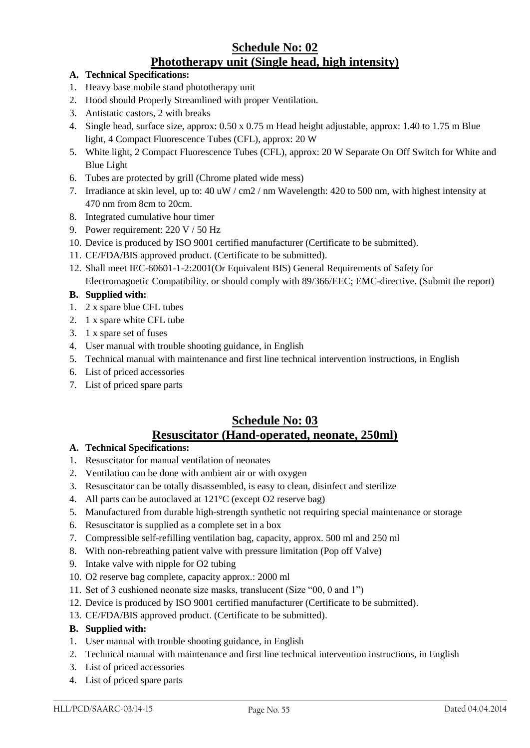## Schedule No: 02
## Phototherapy unit (Single head, high intensity)

**A. Technical Specifications:**

1. Heavy base mobile stand phototherapy unit
2. Hood should Properly Streamlined with proper Ventilation.
3. Antistatic castors, 2 with breaks
4. Single head, surface size, approx: 0.50 x 0.75 m Head height adjustable, approx: 1.40 to 1.75 m Blue light, 4 Compact Fluorescence Tubes (CFL), approx: 20 W
5. White light, 2 Compact Fluorescence Tubes (CFL), approx: 20 W Separate On Off Switch for White and Blue Light
6. Tubes are protected by grill (Chrome plated wide mess)
7. Irradiance at skin level, up to: 40 uW / cm2 / nm Wavelength: 420 to 500 nm, with highest intensity at 470 nm from 8cm to 20cm.
8. Integrated cumulative hour timer
9. Power requirement: 220 V / 50 Hz
10. Device is produced by ISO 9001 certified manufacturer (Certificate to be submitted).
11. CE/FDA/BIS approved product. (Certificate to be submitted).
12. Shall meet IEC-60601-1-2:2001(Or Equivalent BIS) General Requirements of Safety for Electromagnetic Compatibility. or should comply with 89/366/EEC; EMC-directive. (Submit the report)

**B. Supplied with:**

1. 2 x spare blue CFL tubes
2. 1 x spare white CFL tube
3. 1 x spare set of fuses
4. User manual with trouble shooting guidance, in English
5. Technical manual with maintenance and first line technical intervention instructions, in English
6. List of priced accessories
7. List of priced spare parts

## Schedule No: 03
## Resuscitator (Hand-operated, neonate, 250ml)

**A. Technical Specifications:**

1. Resuscitator for manual ventilation of neonates
2. Ventilation can be done with ambient air or with oxygen
3. Resuscitator can be totally disassembled, is easy to clean, disinfect and sterilize
4. All parts can be autoclaved at 121°C (except O2 reserve bag)
5. Manufactured from durable high-strength synthetic not requiring special maintenance or storage
6. Resuscitator is supplied as a complete set in a box
7. Compressible self-refilling ventilation bag, capacity, approx. 500 ml and 250 ml
8. With non-rebreathing patient valve with pressure limitation (Pop off Valve)
9. Intake valve with nipple for O2 tubing
10. O2 reserve bag complete, capacity approx.: 2000 ml
11. Set of 3 cushioned neonate size masks, translucent (Size "00, 0 and 1")
12. Device is produced by ISO 9001 certified manufacturer (Certificate to be submitted).
13. CE/FDA/BIS approved product. (Certificate to be submitted).

**B. Supplied with:**

1. User manual with trouble shooting guidance, in English
2. Technical manual with maintenance and first line technical intervention instructions, in English
3. List of priced accessories
4. List of priced spare parts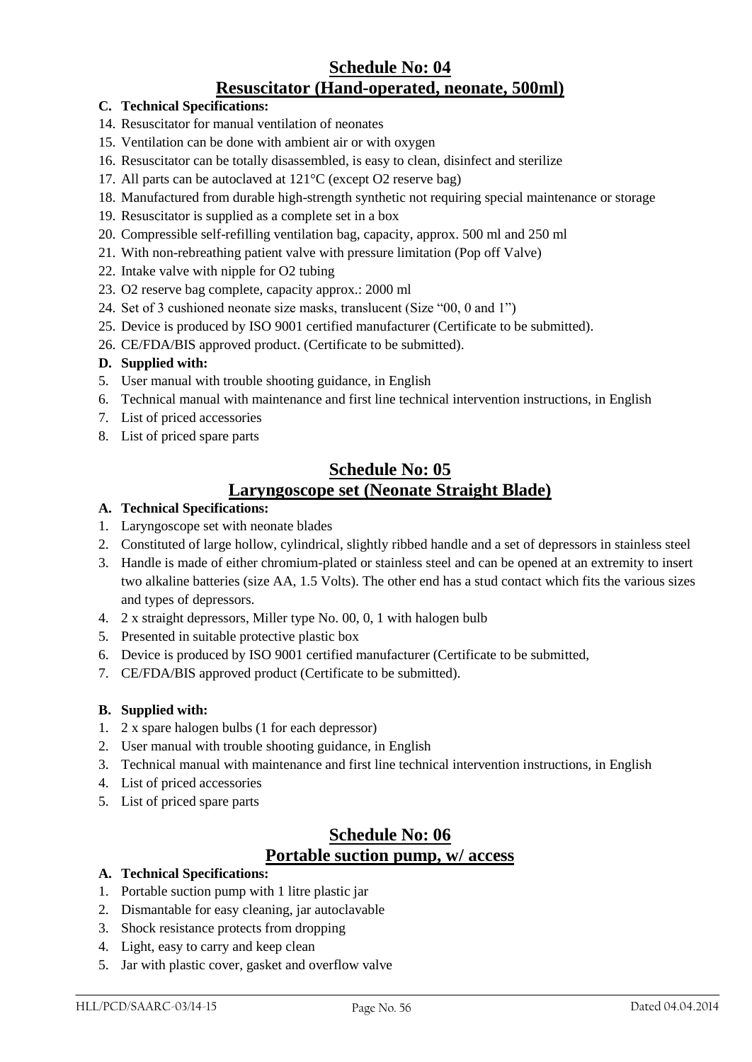## Schedule No: 04
## Resuscitator (Hand-operated, neonate, 500ml)

**C. Technical Specifications:**

14. Resuscitator for manual ventilation of neonates
15. Ventilation can be done with ambient air or with oxygen
16. Resuscitator can be totally disassembled, is easy to clean, disinfect and sterilize
17. All parts can be autoclaved at 121°C (except O2 reserve bag)
18. Manufactured from durable high-strength synthetic not requiring special maintenance or storage
19. Resuscitator is supplied as a complete set in a box
20. Compressible self-refilling ventilation bag, capacity, approx. 500 ml and 250 ml
21. With non-rebreathing patient valve with pressure limitation (Pop off Valve)
22. Intake valve with nipple for O2 tubing
23. O2 reserve bag complete, capacity approx.: 2000 ml
24. Set of 3 cushioned neonate size masks, translucent (Size "00, 0 and 1")
25. Device is produced by ISO 9001 certified manufacturer (Certificate to be submitted).
26. CE/FDA/BIS approved product. (Certificate to be submitted).

**D. Supplied with:**

5. User manual with trouble shooting guidance, in English
6. Technical manual with maintenance and first line technical intervention instructions, in English
7. List of priced accessories
8. List of priced spare parts

## Schedule No: 05
## Laryngoscope set (Neonate Straight Blade)

**A. Technical Specifications:**

1. Laryngoscope set with neonate blades
2. Constituted of large hollow, cylindrical, slightly ribbed handle and a set of depressors in stainless steel
3. Handle is made of either chromium-plated or stainless steel and can be opened at an extremity to insert two alkaline batteries (size AA, 1.5 Volts). The other end has a stud contact which fits the various sizes and types of depressors.
4. 2 x straight depressors, Miller type No. 00, 0, 1 with halogen bulb
5. Presented in suitable protective plastic box
6. Device is produced by ISO 9001 certified manufacturer (Certificate to be submitted,
7. CE/FDA/BIS approved product (Certificate to be submitted).

**B. Supplied with:**

1. 2 x spare halogen bulbs (1 for each depressor)
2. User manual with trouble shooting guidance, in English
3. Technical manual with maintenance and first line technical intervention instructions, in English
4. List of priced accessories
5. List of priced spare parts

## Schedule No: 06
## Portable suction pump, w/ access

**A. Technical Specifications:**

1. Portable suction pump with 1 litre plastic jar
2. Dismantable for easy cleaning, jar autoclavable
3. Shock resistance protects from dropping
4. Light, easy to carry and keep clean
5. Jar with plastic cover, gasket and overflow valve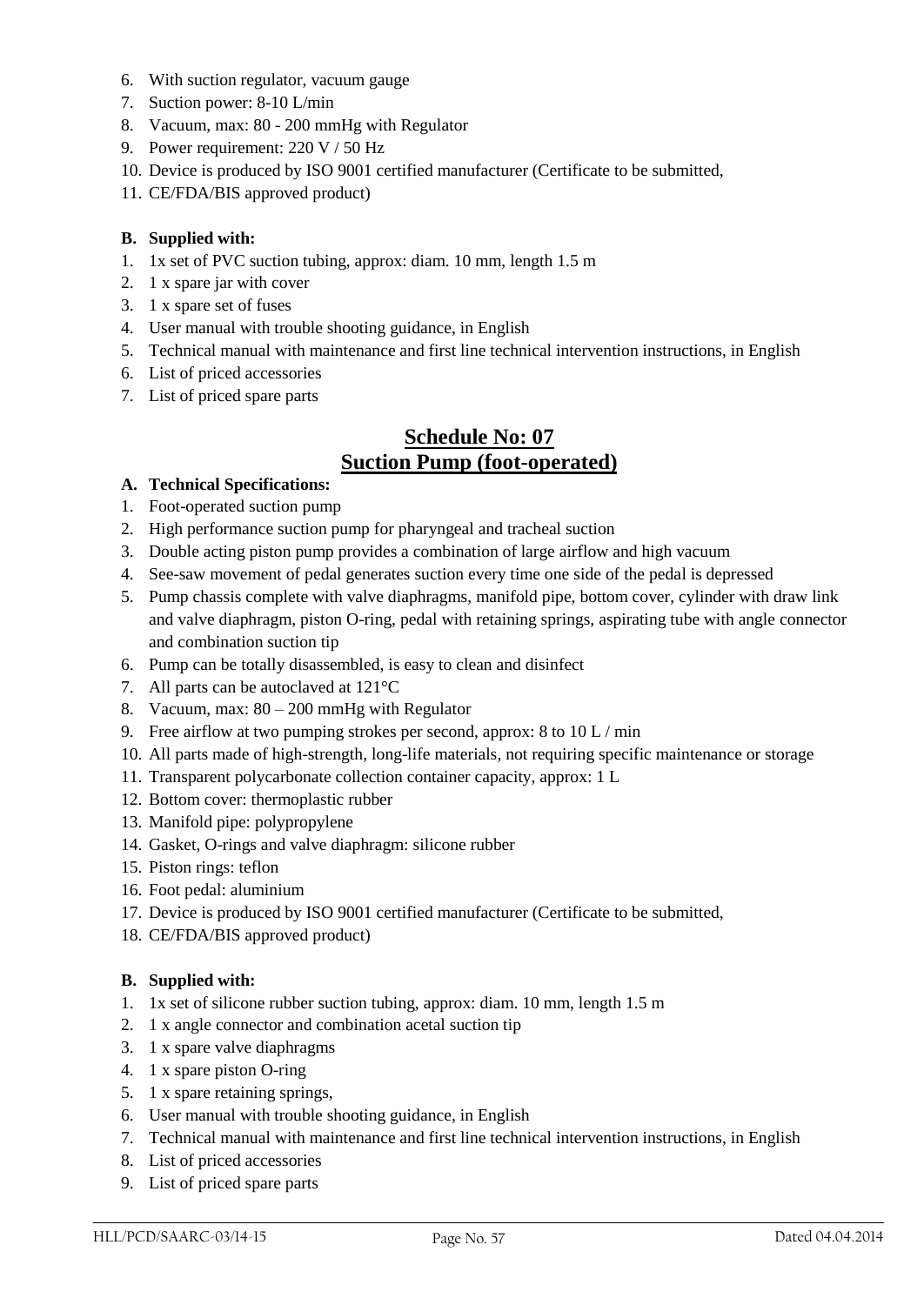6. With suction regulator, vacuum gauge
7. Suction power: 8-10 L/min
8. Vacuum, max: 80 - 200 mmHg with Regulator
9. Power requirement: 220 V / 50 Hz
10. Device is produced by ISO 9001 certified manufacturer (Certificate to be submitted,
11. CE/FDA/BIS approved product)

**B. Supplied with:**

1. 1x set of PVC suction tubing, approx: diam. 10 mm, length 1.5 m
2. 1 x spare jar with cover
3. 1 x spare set of fuses
4. User manual with trouble shooting guidance, in English
5. Technical manual with maintenance and first line technical intervention instructions, in English
6. List of priced accessories
7. List of priced spare parts

## Schedule No: 07
## Suction Pump (foot-operated)

**A. Technical Specifications:**

1. Foot-operated suction pump
2. High performance suction pump for pharyngeal and tracheal suction
3. Double acting piston pump provides a combination of large airflow and high vacuum
4. See-saw movement of pedal generates suction every time one side of the pedal is depressed
5. Pump chassis complete with valve diaphragms, manifold pipe, bottom cover, cylinder with draw link and valve diaphragm, piston O-ring, pedal with retaining springs, aspirating tube with angle connector and combination suction tip
6. Pump can be totally disassembled, is easy to clean and disinfect
7. All parts can be autoclaved at 121°C
8. Vacuum, max: 80 – 200 mmHg with Regulator
9. Free airflow at two pumping strokes per second, approx: 8 to 10 L / min
10. All parts made of high-strength, long-life materials, not requiring specific maintenance or storage
11. Transparent polycarbonate collection container capacity, approx: 1 L
12. Bottom cover: thermoplastic rubber
13. Manifold pipe: polypropylene
14. Gasket, O-rings and valve diaphragm: silicone rubber
15. Piston rings: teflon
16. Foot pedal: aluminium
17. Device is produced by ISO 9001 certified manufacturer (Certificate to be submitted,
18. CE/FDA/BIS approved product)

**B. Supplied with:**

1. 1x set of silicone rubber suction tubing, approx: diam. 10 mm, length 1.5 m
2. 1 x angle connector and combination acetal suction tip
3. 1 x spare valve diaphragms
4. 1 x spare piston O-ring
5. 1 x spare retaining springs,
6. User manual with trouble shooting guidance, in English
7. Technical manual with maintenance and first line technical intervention instructions, in English
8. List of priced accessories
9. List of priced spare parts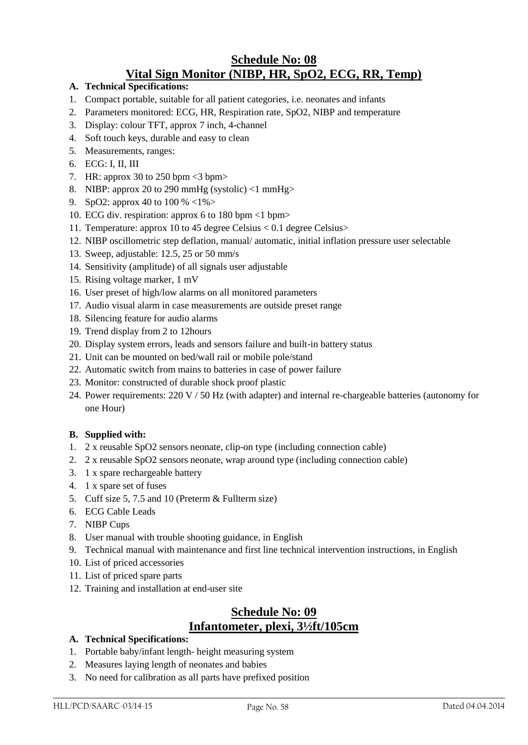## Schedule No: 08
## Vital Sign Monitor (NIBP, HR, SpO2, ECG, RR, Temp)

**A. Technical Specifications:**

1. Compact portable, suitable for all patient categories, i.e. neonates and infants
2. Parameters monitored: ECG, HR, Respiration rate, SpO2, NIBP and temperature
3. Display: colour TFT, approx 7 inch, 4-channel
4. Soft touch keys, durable and easy to clean
5. Measurements, ranges:
6. ECG: I, II, III
7. HR: approx 30 to 250 bpm <3 bpm>
8. NIBP: approx 20 to 290 mmHg (systolic) <1 mmHg>
9. SpO2: approx 40 to 100 % <1%>
10. ECG div. respiration: approx 6 to 180 bpm <1 bpm>
11. Temperature: approx 10 to 45 degree Celsius < 0.1 degree Celsius>
12. NIBP oscillometric step deflation, manual/ automatic, initial inflation pressure user selectable
13. Sweep, adjustable: 12.5, 25 or 50 mm/s
14. Sensitivity (amplitude) of all signals user adjustable
15. Rising voltage marker, 1 mV
16. User preset of high/low alarms on all monitored parameters
17. Audio visual alarm in case measurements are outside preset range
18. Silencing feature for audio alarms
19. Trend display from 2 to 12hours
20. Display system errors, leads and sensors failure and built-in battery status
21. Unit can be mounted on bed/wall rail or mobile pole/stand
22. Automatic switch from mains to batteries in case of power failure
23. Monitor: constructed of durable shock proof plastic
24. Power requirements: 220 V / 50 Hz (with adapter) and internal re-chargeable batteries (autonomy for one Hour)

**B. Supplied with:**

1. 2 x reusable SpO2 sensors neonate, clip-on type (including connection cable)
2. 2 x reusable SpO2 sensors neonate, wrap around type (including connection cable)
3. 1 x spare rechargeable battery
4. 1 x spare set of fuses
5. Cuff size 5, 7.5 and 10 (Preterm & Fullterm size)
6. ECG Cable Leads
7. NIBP Cups
8. User manual with trouble shooting guidance, in English
9. Technical manual with maintenance and first line technical intervention instructions, in English
10. List of priced accessories
11. List of priced spare parts
12. Training and installation at end-user site

## Schedule No: 09
## Infantometer, plexi, 3½ft/105cm

**A. Technical Specifications:**

1. Portable baby/infant length- height measuring system
2. Measures laying length of neonates and babies
3. No need for calibration as all parts have prefixed position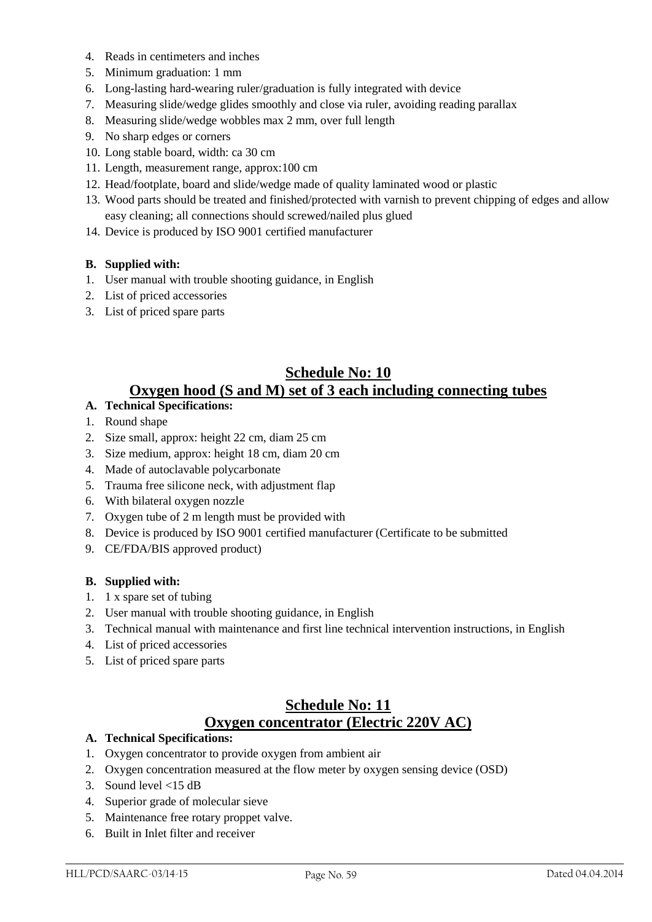4. Reads in centimeters and inches
5. Minimum graduation: 1 mm
6. Long-lasting hard-wearing ruler/graduation is fully integrated with device
7. Measuring slide/wedge glides smoothly and close via ruler, avoiding reading parallax
8. Measuring slide/wedge wobbles max 2 mm, over full length
9. No sharp edges or corners
10. Long stable board, width: ca 30 cm
11. Length, measurement range, approx:100 cm
12. Head/footplate, board and slide/wedge made of quality laminated wood or plastic
13. Wood parts should be treated and finished/protected with varnish to prevent chipping of edges and allow easy cleaning; all connections should screwed/nailed plus glued
14. Device is produced by ISO 9001 certified manufacturer

**B. Supplied with:**

1. User manual with trouble shooting guidance, in English
2. List of priced accessories
3. List of priced spare parts

## Schedule No: 10

## Oxygen hood (S and M) set of 3 each including connecting tubes

**A. Technical Specifications:**

1. Round shape
2. Size small, approx: height 22 cm, diam 25 cm
3. Size medium, approx: height 18 cm, diam 20 cm
4. Made of autoclavable polycarbonate
5. Trauma free silicone neck, with adjustment flap
6. With bilateral oxygen nozzle
7. Oxygen tube of 2 m length must be provided with
8. Device is produced by ISO 9001 certified manufacturer (Certificate to be submitted
9. CE/FDA/BIS approved product)

**B. Supplied with:**

1. 1 x spare set of tubing
2. User manual with trouble shooting guidance, in English
3. Technical manual with maintenance and first line technical intervention instructions, in English
4. List of priced accessories
5. List of priced spare parts

## Schedule No: 11

## Oxygen concentrator (Electric 220V AC)

**A. Technical Specifications:**

1. Oxygen concentrator to provide oxygen from ambient air
2. Oxygen concentration measured at the flow meter by oxygen sensing device (OSD)
3. Sound level <15 dB
4. Superior grade of molecular sieve
5. Maintenance free rotary proppet valve.
6. Built in Inlet filter and receiver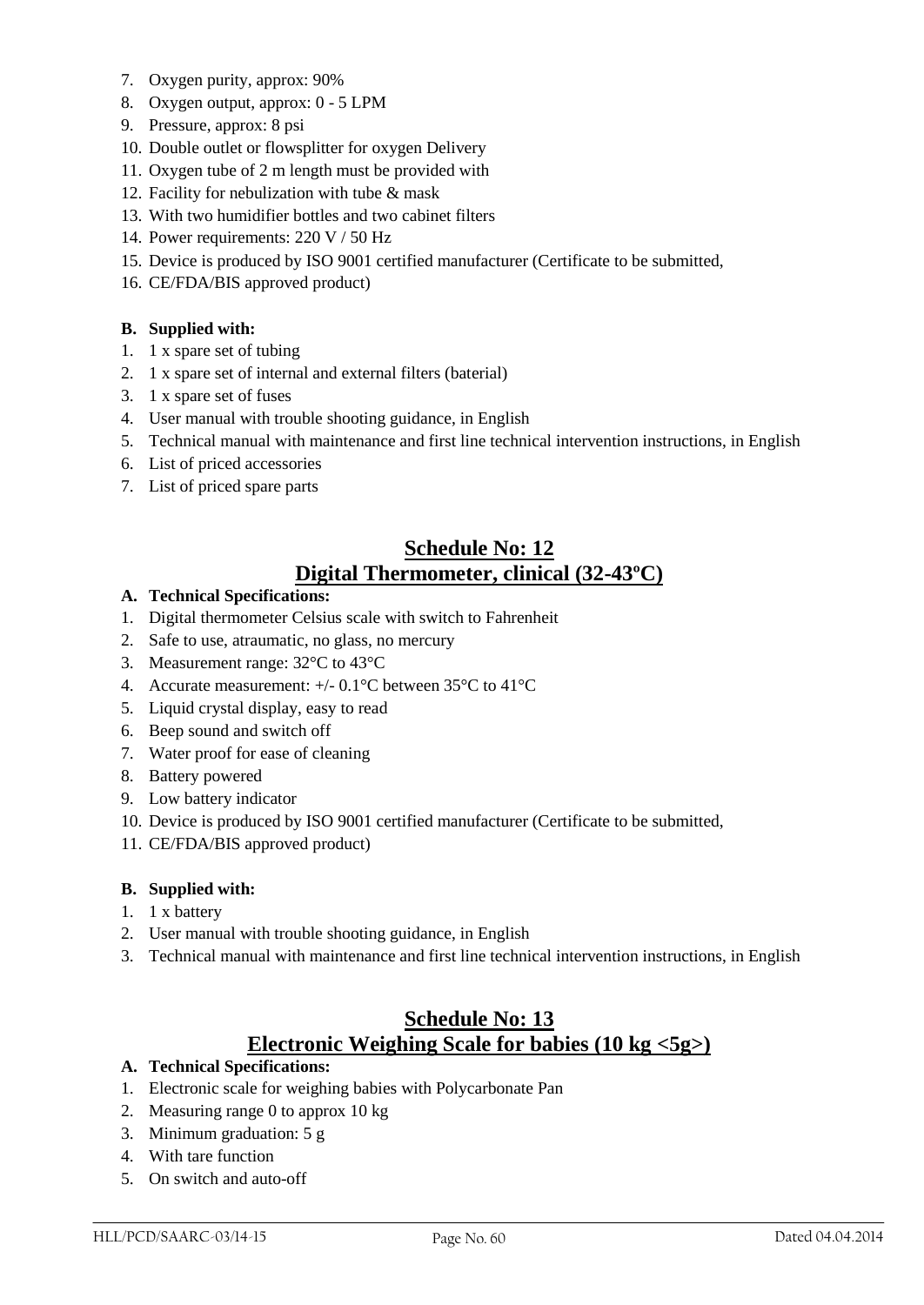7. Oxygen purity, approx: 90%
8. Oxygen output, approx: 0 - 5 LPM
9. Pressure, approx: 8 psi
10. Double outlet or flowsplitter for oxygen Delivery
11. Oxygen tube of 2 m length must be provided with
12. Facility for nebulization with tube & mask
13. With two humidifier bottles and two cabinet filters
14. Power requirements: 220 V / 50 Hz
15. Device is produced by ISO 9001 certified manufacturer (Certificate to be submitted,
16. CE/FDA/BIS approved product)

**B. Supplied with:**

1. 1 x spare set of tubing
2. 1 x spare set of internal and external filters (baterial)
3. 1 x spare set of fuses
4. User manual with trouble shooting guidance, in English
5. Technical manual with maintenance and first line technical intervention instructions, in English
6. List of priced accessories
7. List of priced spare parts

## Schedule No: 12
## Digital Thermometer, clinical (32-43ºC)

**A. Technical Specifications:**

1. Digital thermometer Celsius scale with switch to Fahrenheit
2. Safe to use, atraumatic, no glass, no mercury
3. Measurement range: 32°C to 43°C
4. Accurate measurement: +/- 0.1°C between 35°C to 41°C
5. Liquid crystal display, easy to read
6. Beep sound and switch off
7. Water proof for ease of cleaning
8. Battery powered
9. Low battery indicator
10. Device is produced by ISO 9001 certified manufacturer (Certificate to be submitted,
11. CE/FDA/BIS approved product)

**B. Supplied with:**

1. 1 x battery
2. User manual with trouble shooting guidance, in English
3. Technical manual with maintenance and first line technical intervention instructions, in English

## Schedule No: 13
## Electronic Weighing Scale for babies (10 kg <5g>)

**A. Technical Specifications:**

1. Electronic scale for weighing babies with Polycarbonate Pan
2. Measuring range 0 to approx 10 kg
3. Minimum graduation: 5 g
4. With tare function
5. On switch and auto-off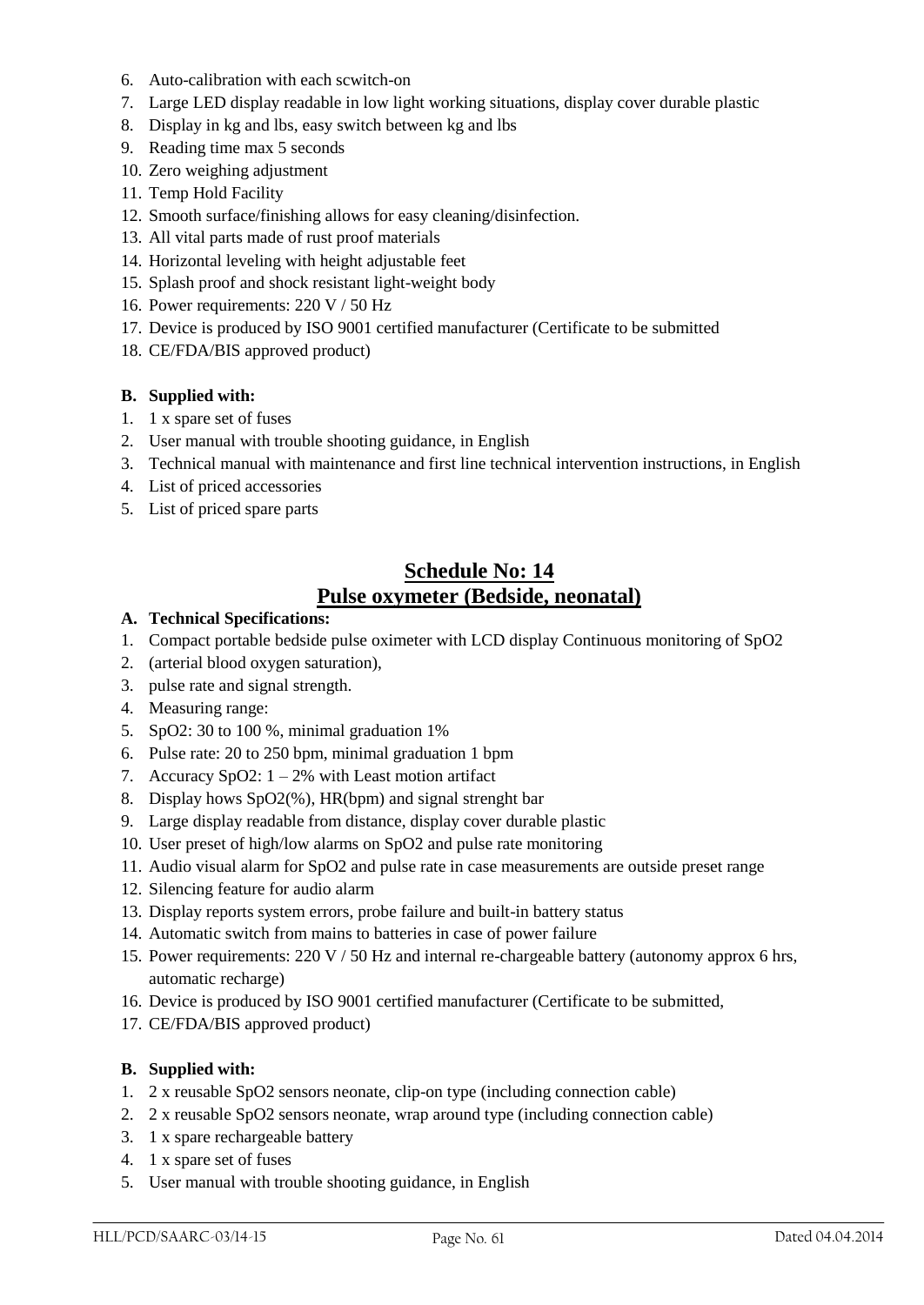6. Auto-calibration with each scwitch-on
7. Large LED display readable in low light working situations, display cover durable plastic
8. Display in kg and lbs, easy switch between kg and lbs
9. Reading time max 5 seconds
10. Zero weighing adjustment
11. Temp Hold Facility
12. Smooth surface/finishing allows for easy cleaning/disinfection.
13. All vital parts made of rust proof materials
14. Horizontal leveling with height adjustable feet
15. Splash proof and shock resistant light-weight body
16. Power requirements: 220 V / 50 Hz
17. Device is produced by ISO 9001 certified manufacturer (Certificate to be submitted
18. CE/FDA/BIS approved product)

**B. Supplied with:**

1. 1 x spare set of fuses
2. User manual with trouble shooting guidance, in English
3. Technical manual with maintenance and first line technical intervention instructions, in English
4. List of priced accessories
5. List of priced spare parts

## Schedule No: 14
## Pulse oxymeter (Bedside, neonatal)

**A. Technical Specifications:**

1. Compact portable bedside pulse oximeter with LCD display Continuous monitoring of SpO2
2. (arterial blood oxygen saturation),
3. pulse rate and signal strength.
4. Measuring range:
5. SpO2: 30 to 100 %, minimal graduation 1%
6. Pulse rate: 20 to 250 bpm, minimal graduation 1 bpm
7. Accuracy SpO2: 1 – 2% with Least motion artifact
8. Display hows SpO2(%), HR(bpm) and signal strenght bar
9. Large display readable from distance, display cover durable plastic
10. User preset of high/low alarms on SpO2 and pulse rate monitoring
11. Audio visual alarm for SpO2 and pulse rate in case measurements are outside preset range
12. Silencing feature for audio alarm
13. Display reports system errors, probe failure and built-in battery status
14. Automatic switch from mains to batteries in case of power failure
15. Power requirements: 220 V / 50 Hz and internal re-chargeable battery (autonomy approx 6 hrs, automatic recharge)
16. Device is produced by ISO 9001 certified manufacturer (Certificate to be submitted,
17. CE/FDA/BIS approved product)

**B. Supplied with:**

1. 2 x reusable SpO2 sensors neonate, clip-on type (including connection cable)
2. 2 x reusable SpO2 sensors neonate, wrap around type (including connection cable)
3. 1 x spare rechargeable battery
4. 1 x spare set of fuses
5. User manual with trouble shooting guidance, in English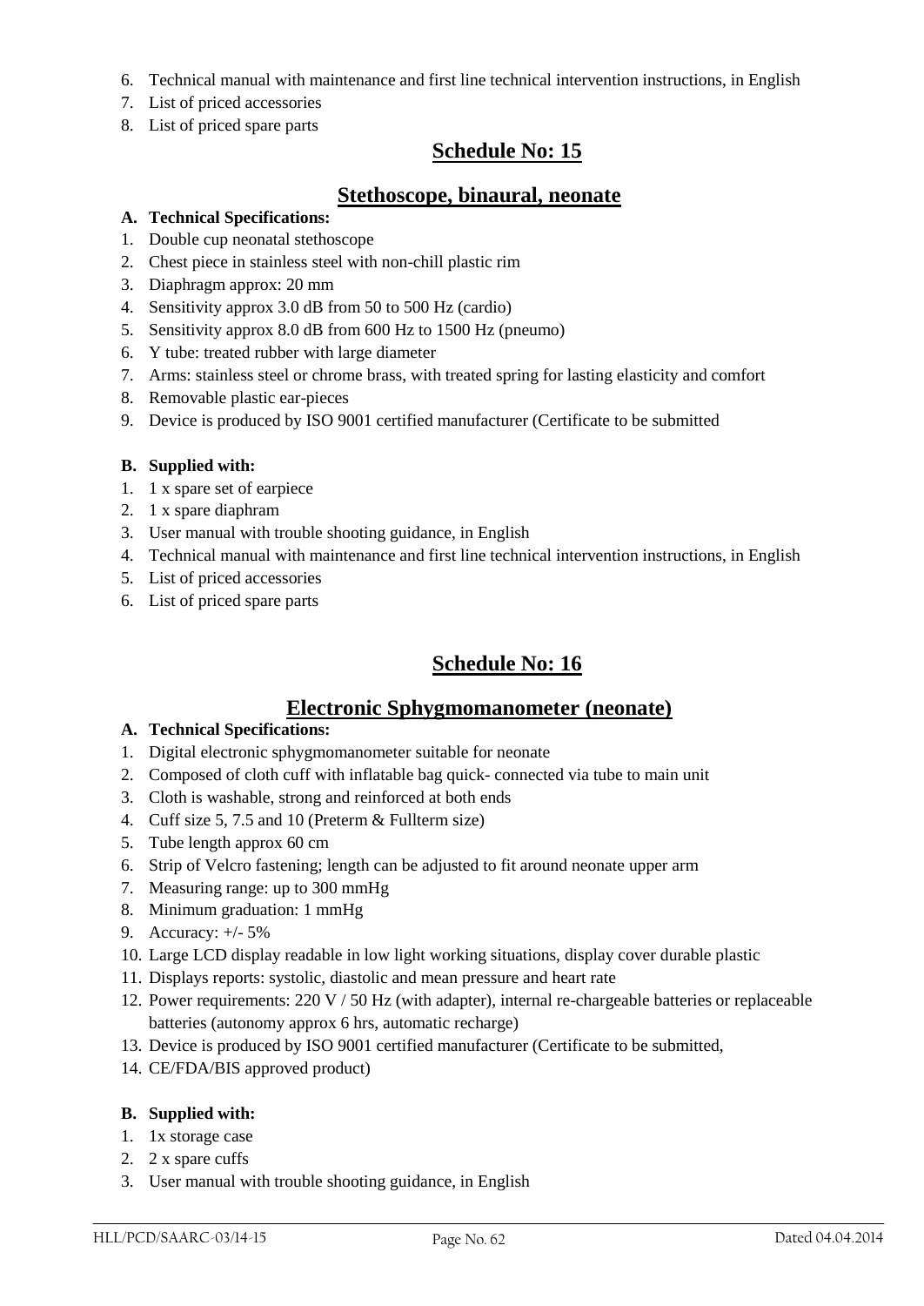6. Technical manual with maintenance and first line technical intervention instructions, in English
7. List of priced accessories
8. List of priced spare parts

## Schedule No: 15

## Stethoscope, binaural, neonate

**A. Technical Specifications:**

1. Double cup neonatal stethoscope
2. Chest piece in stainless steel with non-chill plastic rim
3. Diaphragm approx: 20 mm
4. Sensitivity approx 3.0 dB from 50 to 500 Hz (cardio)
5. Sensitivity approx 8.0 dB from 600 Hz to 1500 Hz (pneumo)
6. Y tube: treated rubber with large diameter
7. Arms: stainless steel or chrome brass, with treated spring for lasting elasticity and comfort
8. Removable plastic ear-pieces
9. Device is produced by ISO 9001 certified manufacturer (Certificate to be submitted

**B. Supplied with:**

1. 1 x spare set of earpiece
2. 1 x spare diaphram
3. User manual with trouble shooting guidance, in English
4. Technical manual with maintenance and first line technical intervention instructions, in English
5. List of priced accessories
6. List of priced spare parts

## Schedule No: 16

## Electronic Sphygmomanometer (neonate)

**A. Technical Specifications:**

1. Digital electronic sphygmomanometer suitable for neonate
2. Composed of cloth cuff with inflatable bag quick- connected via tube to main unit
3. Cloth is washable, strong and reinforced at both ends
4. Cuff size 5, 7.5 and 10 (Preterm & Fullterm size)
5. Tube length approx 60 cm
6. Strip of Velcro fastening; length can be adjusted to fit around neonate upper arm
7. Measuring range: up to 300 mmHg
8. Minimum graduation: 1 mmHg
9. Accuracy: +/- 5%
10. Large LCD display readable in low light working situations, display cover durable plastic
11. Displays reports: systolic, diastolic and mean pressure and heart rate
12. Power requirements: 220 V / 50 Hz (with adapter), internal re-chargeable batteries or replaceable batteries (autonomy approx 6 hrs, automatic recharge)
13. Device is produced by ISO 9001 certified manufacturer (Certificate to be submitted,
14. CE/FDA/BIS approved product)

**B. Supplied with:**

1. 1x storage case
2. 2 x spare cuffs
3. User manual with trouble shooting guidance, in English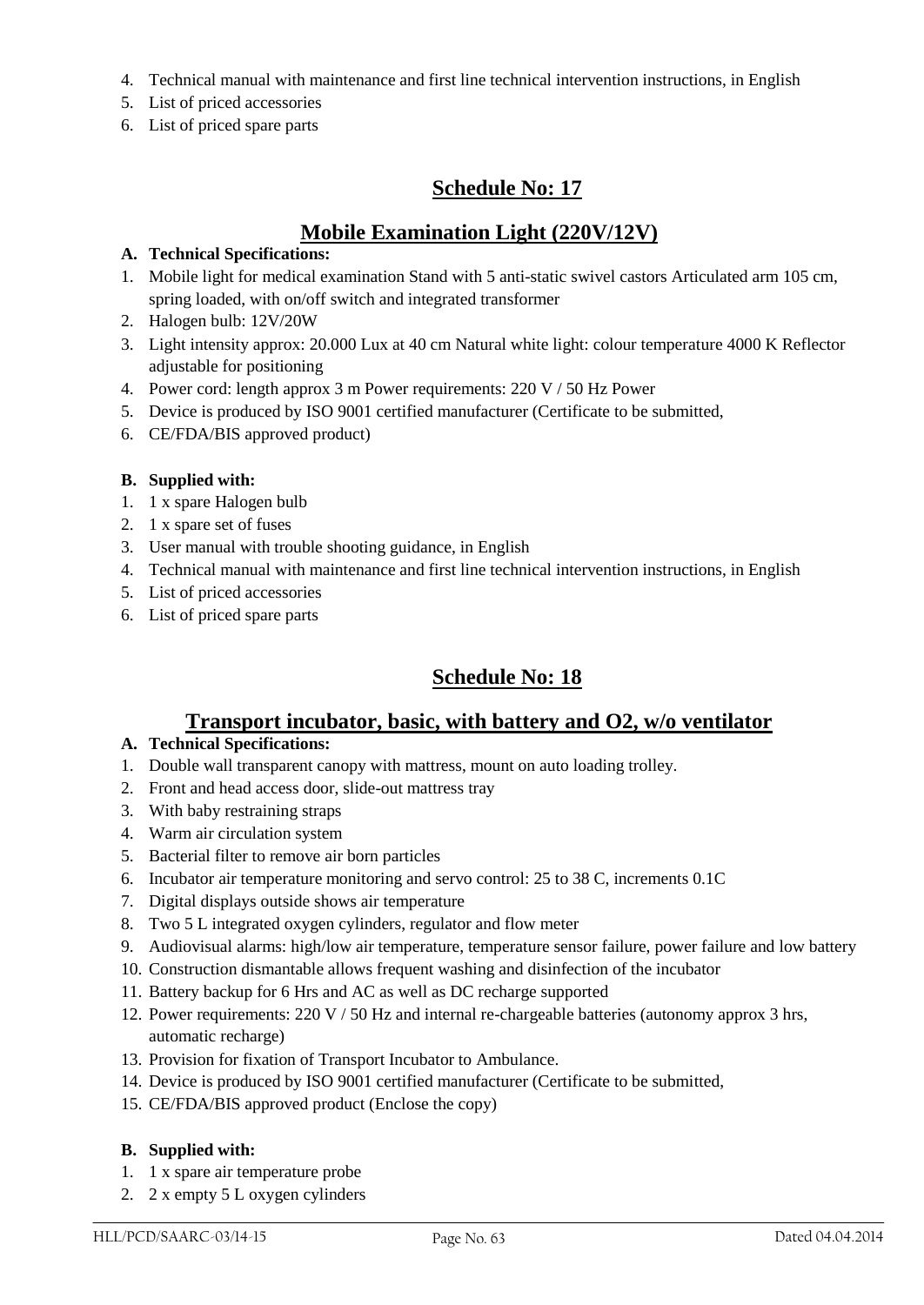4. Technical manual with maintenance and first line technical intervention instructions, in English
5. List of priced accessories
6. List of priced spare parts

## Schedule No: 17

## Mobile Examination Light (220V/12V)

**A. Technical Specifications:**

1. Mobile light for medical examination Stand with 5 anti-static swivel castors Articulated arm 105 cm, spring loaded, with on/off switch and integrated transformer
2. Halogen bulb: 12V/20W
3. Light intensity approx: 20.000 Lux at 40 cm Natural white light: colour temperature 4000 K Reflector adjustable for positioning
4. Power cord: length approx 3 m Power requirements: 220 V / 50 Hz Power
5. Device is produced by ISO 9001 certified manufacturer (Certificate to be submitted,
6. CE/FDA/BIS approved product)

**B. Supplied with:**

1. 1 x spare Halogen bulb
2. 1 x spare set of fuses
3. User manual with trouble shooting guidance, in English
4. Technical manual with maintenance and first line technical intervention instructions, in English
5. List of priced accessories
6. List of priced spare parts

## Schedule No: 18

## Transport incubator, basic, with battery and O2, w/o ventilator

**A. Technical Specifications:**

1. Double wall transparent canopy with mattress, mount on auto loading trolley.
2. Front and head access door, slide-out mattress tray
3. With baby restraining straps
4. Warm air circulation system
5. Bacterial filter to remove air born particles
6. Incubator air temperature monitoring and servo control: 25 to 38 C, increments 0.1C
7. Digital displays outside shows air temperature
8. Two 5 L integrated oxygen cylinders, regulator and flow meter
9. Audiovisual alarms: high/low air temperature, temperature sensor failure, power failure and low battery
10. Construction dismantable allows frequent washing and disinfection of the incubator
11. Battery backup for 6 Hrs and AC as well as DC recharge supported
12. Power requirements: 220 V / 50 Hz and internal re-chargeable batteries (autonomy approx 3 hrs, automatic recharge)
13. Provision for fixation of Transport Incubator to Ambulance.
14. Device is produced by ISO 9001 certified manufacturer (Certificate to be submitted,
15. CE/FDA/BIS approved product (Enclose the copy)

**B. Supplied with:**

1. 1 x spare air temperature probe
2. 2 x empty 5 L oxygen cylinders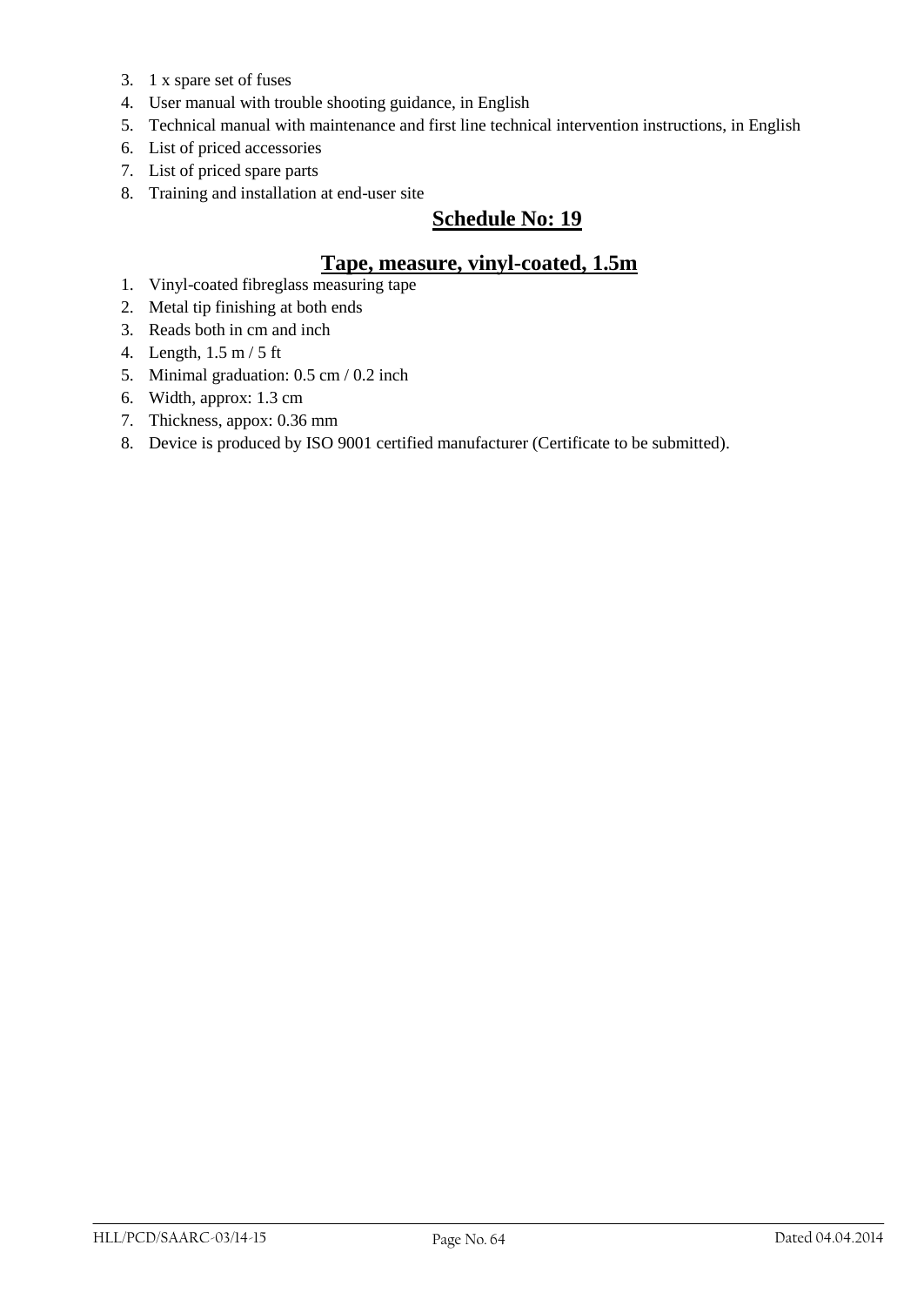3. 1 x spare set of fuses
4. User manual with trouble shooting guidance, in English
5. Technical manual with maintenance and first line technical intervention instructions, in English
6. List of priced accessories
7. List of priced spare parts
8. Training and installation at end-user site

## Schedule No: 19

## Tape, measure, vinyl-coated, 1.5m

1. Vinyl-coated fibreglass measuring tape
2. Metal tip finishing at both ends
3. Reads both in cm and inch
4. Length, 1.5 m / 5 ft
5. Minimal graduation: 0.5 cm / 0.2 inch
6. Width, approx: 1.3 cm
7. Thickness, appox: 0.36 mm
8. Device is produced by ISO 9001 certified manufacturer (Certificate to be submitted).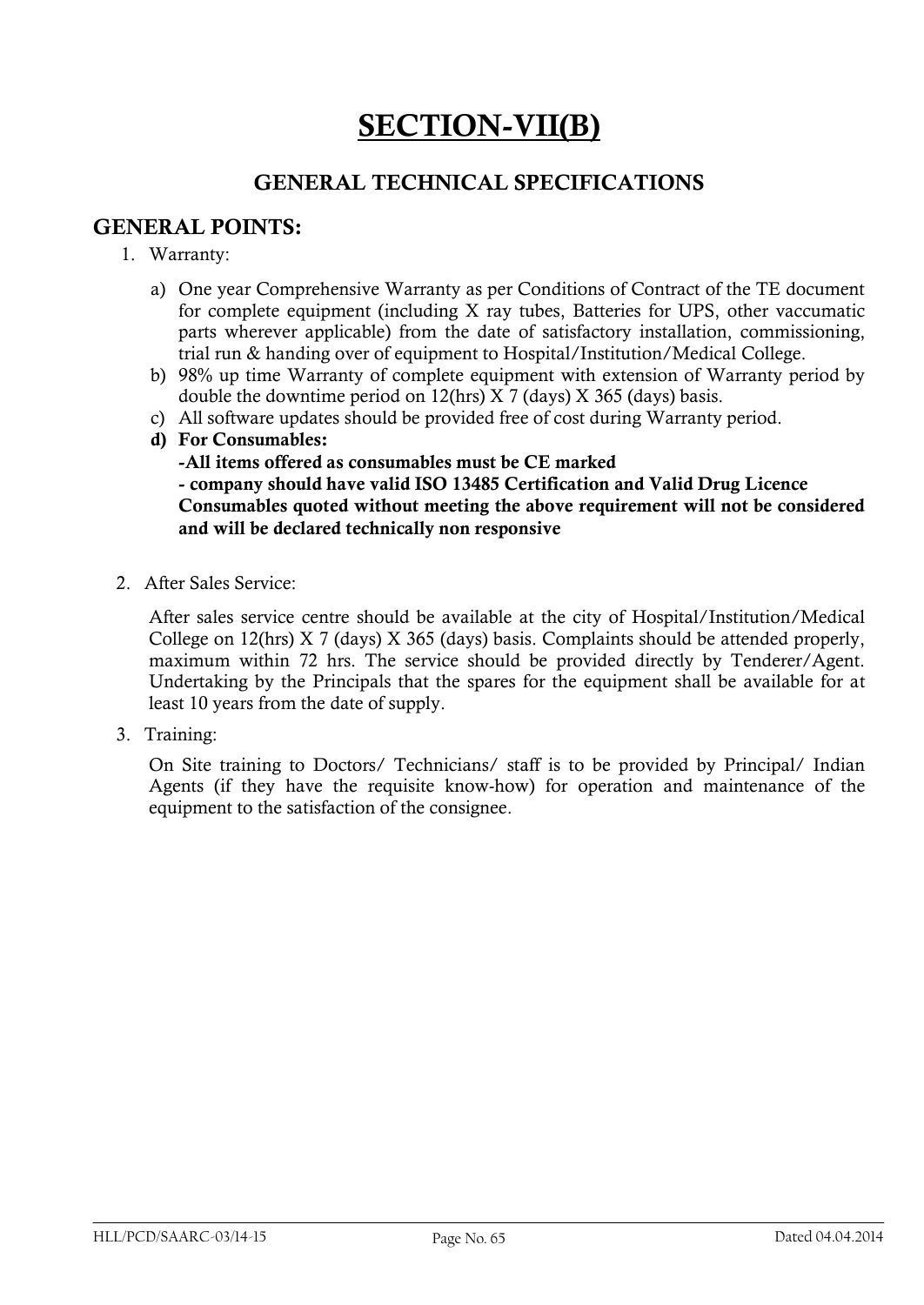# SECTION-VII(B)

## GENERAL TECHNICAL SPECIFICATIONS

### GENERAL POINTS:

1. Warranty:

   a) One year Comprehensive Warranty as per Conditions of Contract of the TE document for complete equipment (including X ray tubes, Batteries for UPS, other vaccumatic parts wherever applicable) from the date of satisfactory installation, commissioning, trial run & handing over of equipment to Hospital/Institution/Medical College.

   b) 98% up time Warranty of complete equipment with extension of Warranty period by double the downtime period on 12(hrs) X 7 (days) X 365 (days) basis.

   c) All software updates should be provided free of cost during Warranty period.

   d) **For Consumables:**
   **-All items offered as consumables must be CE marked**
   **- company should have valid ISO 13485 Certification and Valid Drug Licence**
   **Consumables quoted without meeting the above requirement will not be considered and will be declared technically non responsive**

2. After Sales Service:

   After sales service centre should be available at the city of Hospital/Institution/Medical College on 12(hrs) X 7 (days) X 365 (days) basis. Complaints should be attended properly, maximum within 72 hrs. The service should be provided directly by Tenderer/Agent. Undertaking by the Principals that the spares for the equipment shall be available for at least 10 years from the date of supply.

3. Training:

   On Site training to Doctors/ Technicians/ staff is to be provided by Principal/ Indian Agents (if they have the requisite know-how) for operation and maintenance of the equipment to the satisfaction of the consignee.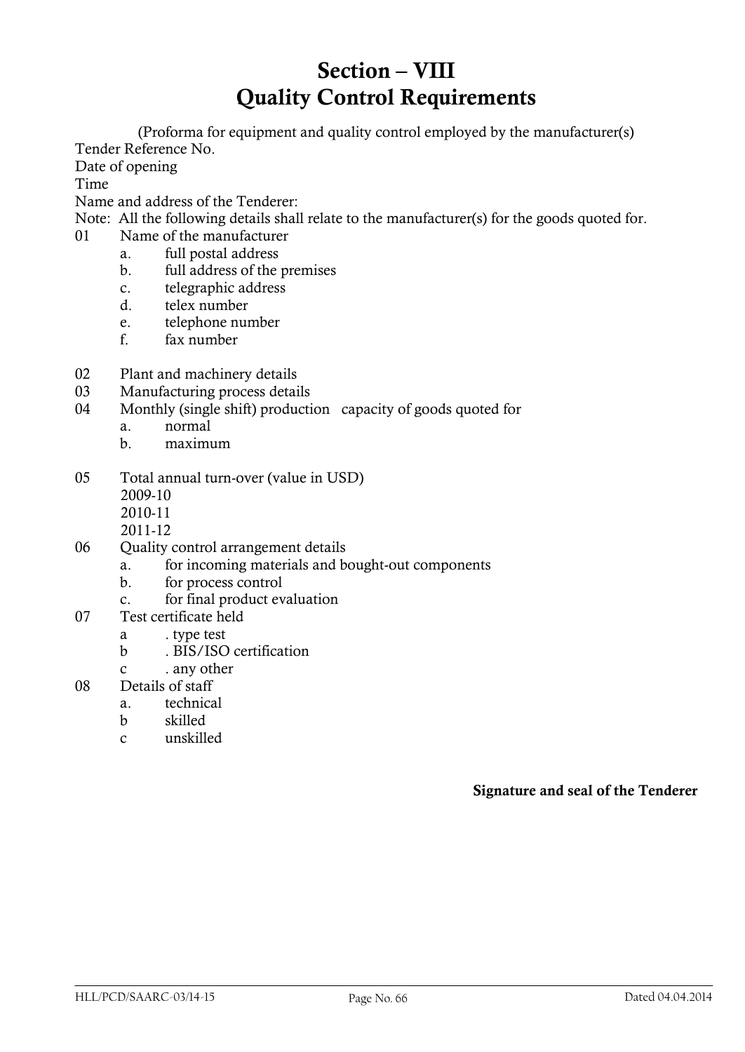# Section – VIII
# Quality Control Requirements

(Proforma for equipment and quality control employed by the manufacturer(s)

Tender Reference No.

Date of opening

Time

Name and address of the Tenderer:

Note: All the following details shall relate to the manufacturer(s) for the goods quoted for.

01 Name of the manufacturer
- a. full postal address
- b. full address of the premises
- c. telegraphic address
- d. telex number
- e. telephone number
- f. fax number

02 Plant and machinery details

03 Manufacturing process details

04 Monthly (single shift) production capacity of goods quoted for
- a. normal
- b. maximum

05 Total annual turn-over (value in USD)
- 2009-10
- 2010-11
- 2011-12

06 Quality control arrangement details
- a. for incoming materials and bought-out components
- b. for process control
- c. for final product evaluation

07 Test certificate held
- a . type test
- b . BIS/ISO certification
- c . any other

08 Details of staff
- a. technical
- b skilled
- c unskilled

**Signature and seal of the Tenderer**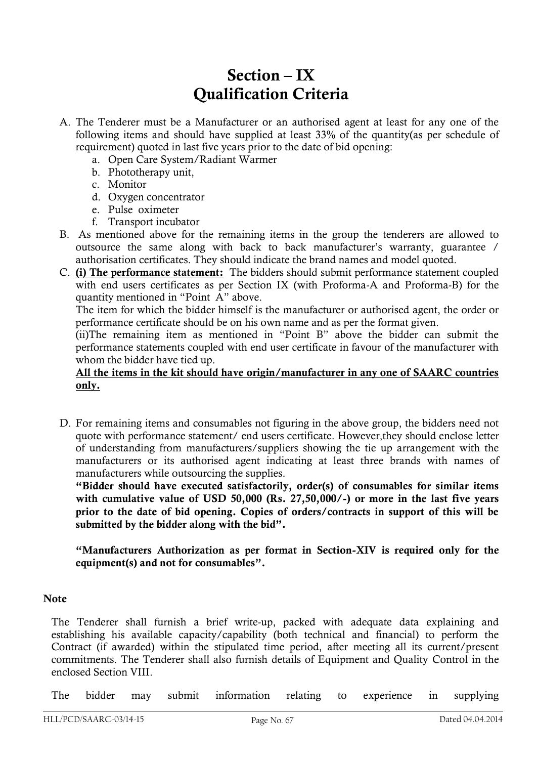# Section – IX
# Qualification Criteria

A. The Tenderer must be a Manufacturer or an authorised agent at least for any one of the following items and should have supplied at least 33% of the quantity(as per schedule of requirement) quoted in last five years prior to the date of bid opening:
   a. Open Care System/Radiant Warmer
   b. Phototherapy unit,
   c. Monitor
   d. Oxygen concentrator
   e. Pulse oximeter
   f. Transport incubator

B. As mentioned above for the remaining items in the group the tenderers are allowed to outsource the same along with back to back manufacturer's warranty, guarantee / authorisation certificates. They should indicate the brand names and model quoted.

C. **<u>(i) The performance statement:</u>** The bidders should submit performance statement coupled with end users certificates as per Section IX (with Proforma-A and Proforma-B) for the quantity mentioned in "Point A" above.

   The item for which the bidder himself is the manufacturer or authorised agent, the order or performance certificate should be on his own name and as per the format given.

   (ii)The remaining item as mentioned in "Point B" above the bidder can submit the performance statements coupled with end user certificate in favour of the manufacturer with whom the bidder have tied up.

   **<u>All the items in the kit should have origin/manufacturer in any one of SAARC countries only.</u>**

D. For remaining items and consumables not figuring in the above group, the bidders need not quote with performance statement/ end users certificate. However,they should enclose letter of understanding from manufacturers/suppliers showing the tie up arrangement with the manufacturers or its authorised agent indicating at least three brands with names of manufacturers while outsourcing the supplies.

   **"Bidder should have executed satisfactorily, order(s) of consumables for similar items with cumulative value of USD 50,000 (Rs. 27,50,000/-) or more in the last five years prior to the date of bid opening. Copies of orders/contracts in support of this will be submitted by the bidder along with the bid".**

   **"Manufacturers Authorization as per format in Section-XIV is required only for the equipment(s) and not for consumables".**

**Note**

The Tenderer shall furnish a brief write-up, packed with adequate data explaining and establishing his available capacity/capability (both technical and financial) to perform the Contract (if awarded) within the stipulated time period, after meeting all its current/present commitments. The Tenderer shall also furnish details of Equipment and Quality Control in the enclosed Section VIII.

The bidder may submit information relating to experience in supplying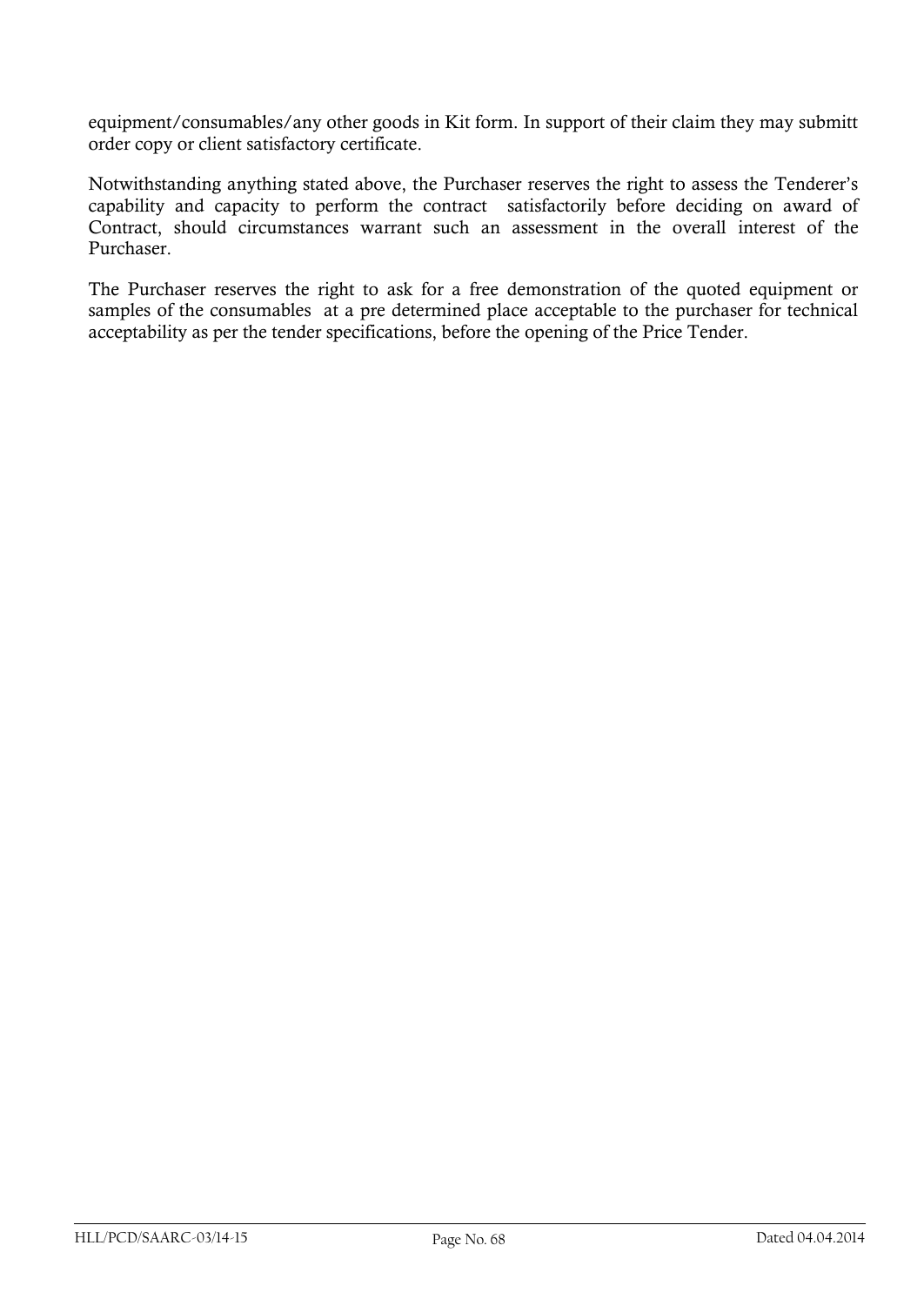equipment/consumables/any other goods in Kit form. In support of their claim they may submitt order copy or client satisfactory certificate.

Notwithstanding anything stated above, the Purchaser reserves the right to assess the Tenderer's capability and capacity to perform the contract satisfactorily before deciding on award of Contract, should circumstances warrant such an assessment in the overall interest of the Purchaser.

The Purchaser reserves the right to ask for a free demonstration of the quoted equipment or samples of the consumables at a pre determined place acceptable to the purchaser for technical acceptability as per the tender specifications, before the opening of the Price Tender.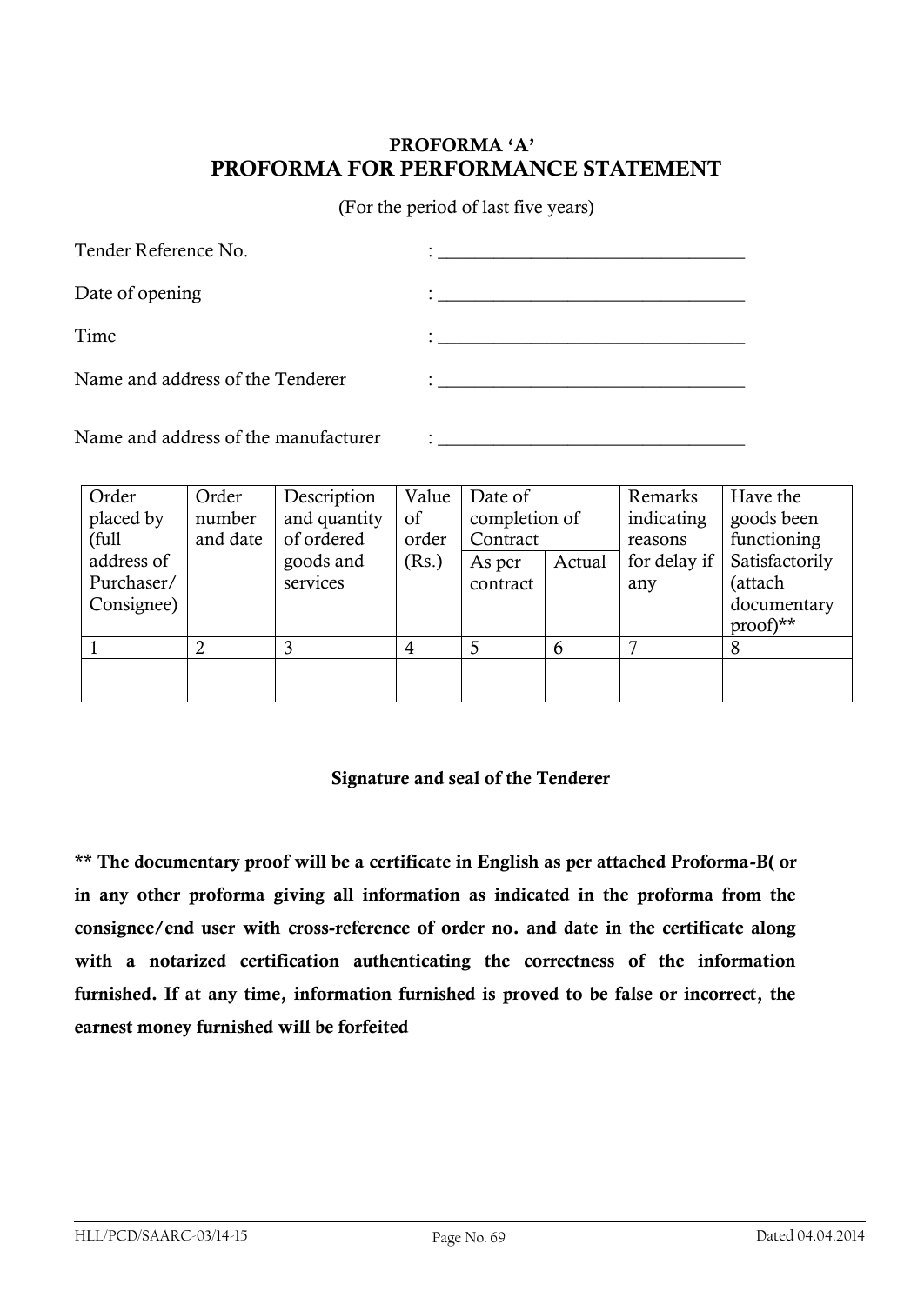## PROFORMA ‘A’

## PROFORMA FOR PERFORMANCE STATEMENT

(For the period of last five years)

Tender Reference No. : ________________________________

Date of opening : ________________________________

Time : ________________________________

Name and address of the Tenderer : ________________________________

Name and address of the manufacturer : ________________________________

| Order placed by (full address of Purchaser/ Consignee) | Order number and date | Description and quantity of ordered goods and services | Value of order (Rs.) | Date of completion of Contract | | Remarks indicating reasons for delay if any | Have the goods been functioning Satisfactorily (attach documentary proof)** |
|---|---|---|---|---|---|---|---|
| | | | | As per contract | Actual | | |
| 1 | 2 | 3 | 4 | 5 | 6 | 7 | 8 |
| | | | | | | | |

**Signature and seal of the Tenderer**

**** The documentary proof will be a certificate in English as per attached Proforma-B( or in any other proforma giving all information as indicated in the proforma from the consignee/end user with cross-reference of order no. and date in the certificate along with a notarized certification authenticating the correctness of the information furnished. If at any time, information furnished is proved to be false or incorrect, the earnest money furnished will be forfeited**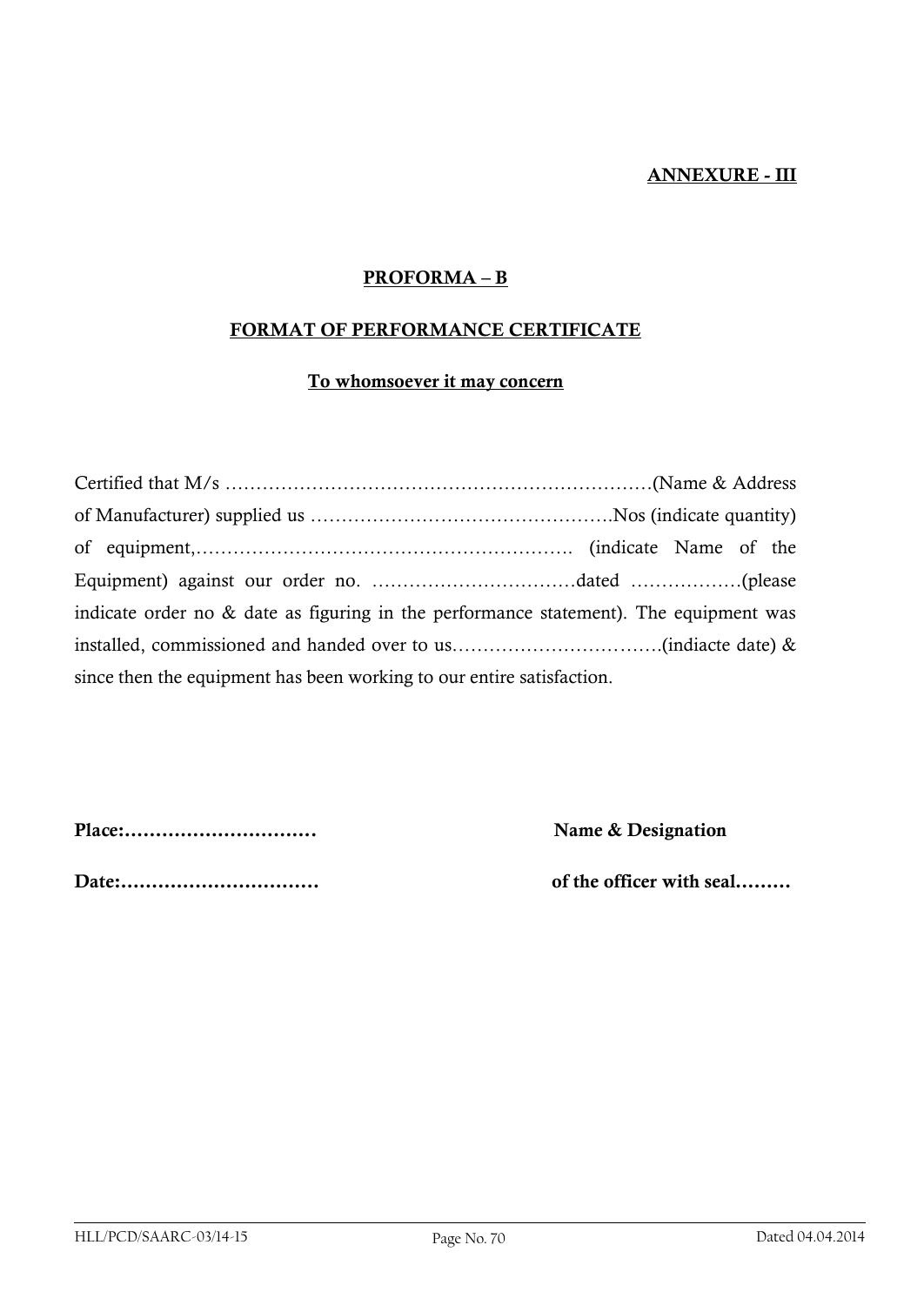**ANNEXURE - III**

**PROFORMA – B**

**FORMAT OF PERFORMANCE CERTIFICATE**

**To whomsoever it may concern**

Certified that M/s ……………………………………………………………(Name & Address of Manufacturer) supplied us ………………………………………….Nos (indicate quantity) of equipment,……………………………………………………. (indicate Name of the Equipment) against our order no. ……………………………dated ………………(please indicate order no & date as figuring in the performance statement). The equipment was installed, commissioned and handed over to us…………………………….(indiacte date) & since then the equipment has been working to our entire satisfaction.

**Place:…………………………** **Name & Designation**

**Date:……………………………** **of the officer with seal………**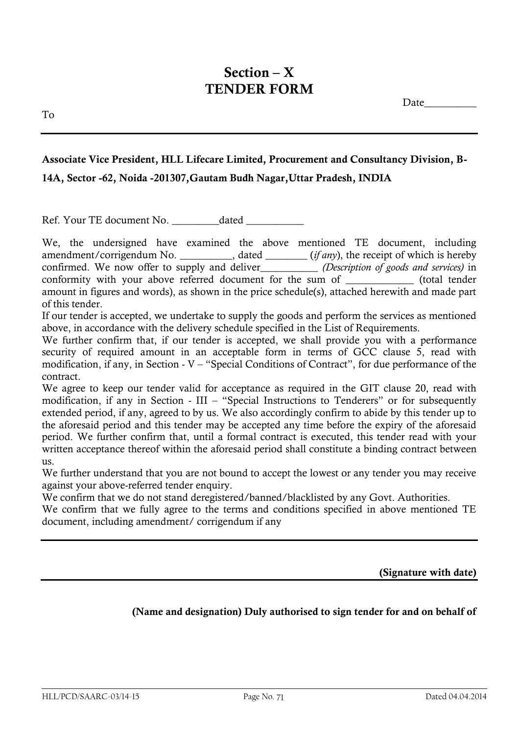# Section – X
# TENDER FORM

Date__________

To

---

**Associate Vice President, HLL Lifecare Limited, Procurement and Consultancy Division, B-14A, Sector -62, Noida -201307,Gautam Budh Nagar,Uttar Pradesh, INDIA**

Ref. Your TE document No. _________dated ___________

We, the undersigned have examined the above mentioned TE document, including amendment/corrigendum No. __________, dated ________ (*if any*), the receipt of which is hereby confirmed. We now offer to supply and deliver___________ *(Description of goods and services)* in conformity with your above referred document for the sum of _____________ (total tender amount in figures and words), as shown in the price schedule(s), attached herewith and made part of this tender.

If our tender is accepted, we undertake to supply the goods and perform the services as mentioned above, in accordance with the delivery schedule specified in the List of Requirements.

We further confirm that, if our tender is accepted, we shall provide you with a performance security of required amount in an acceptable form in terms of GCC clause 5, read with modification, if any, in Section - V – "Special Conditions of Contract", for due performance of the contract.

We agree to keep our tender valid for acceptance as required in the GIT clause 20, read with modification, if any in Section - III – "Special Instructions to Tenderers" or for subsequently extended period, if any, agreed to by us. We also accordingly confirm to abide by this tender up to the aforesaid period and this tender may be accepted any time before the expiry of the aforesaid period. We further confirm that, until a formal contract is executed, this tender read with your written acceptance thereof within the aforesaid period shall constitute a binding contract between us.

We further understand that you are not bound to accept the lowest or any tender you may receive against your above-referred tender enquiry.

We confirm that we do not stand deregistered/banned/blacklisted by any Govt. Authorities.

We confirm that we fully agree to the terms and conditions specified in above mentioned TE document, including amendment/ corrigendum if any

---

**(Signature with date)**

---

**(Name and designation) Duly authorised to sign tender for and on behalf of**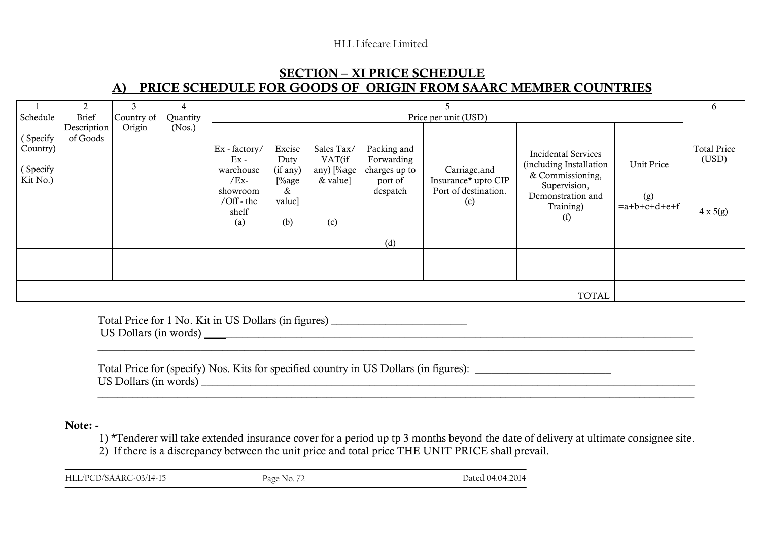## SECTION – XI PRICE SCHEDULE

## A) PRICE SCHEDULE FOR GOODS OF ORIGIN FROM SAARC MEMBER COUNTRIES

| 1 | 2 | 3 | 4 | 5 | | | | | | | 6 |
|---|---|---|---|---|---|---|---|---|---|---|---|
| Schedule<br>( Specify Country)<br>( Specify Kit No.) | Brief Description of Goods | Country of Origin | Quantity (Nos.) | Price per unit (USD) | | | | | | | Total Price (USD)<br>4 x 5(g) |
| | | | | Ex - factory/ Ex - warehouse /Ex-showroom /Off - the shelf<br>(a) | Excise Duty (if any) [%age & value]<br>(b) | Sales Tax/ VAT(if any) [%age & value]<br>(c) | Packing and Forwarding charges up to port of despatch<br>(d) | Carriage,and Insurance* upto CIP Port of destination.<br>(e) | Incidental Services (including Installation & Commissioning, Supervision, Demonstration and Training)<br>(f) | Unit Price<br>(g)<br>=a+b+c+d+e+f | |
| | | | | | | | | | | | |
| | | | | | | | | | TOTAL | | |

Total Price for 1 No. Kit in US Dollars (in figures) ________________________

US Dollars (in words) ________________________________________________________________________________

________________________________________________________________________________________________

Total Price for (specify) Nos. Kits for specified country in US Dollars (in figures): ________________________

US Dollars (in words) ________________________________________________________________________________

________________________________________________________________________________________________

**Note: -**

1) *Tenderer will take extended insurance cover for a period up tp 3 months beyond the date of delivery at ultimate consignee site.
2) If there is a discrepancy between the unit price and total price THE UNIT PRICE shall prevail.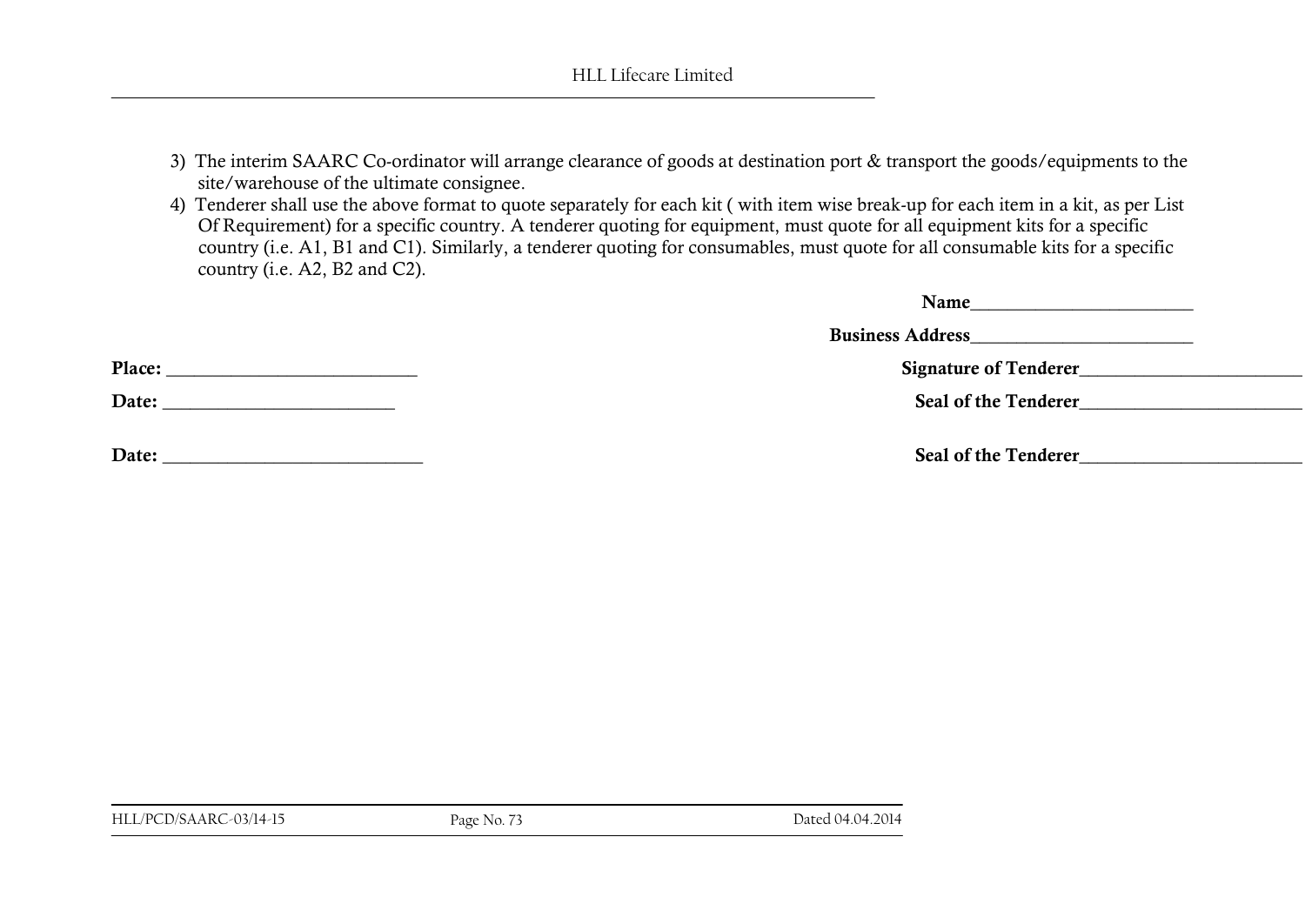3) The interim SAARC Co-ordinator will arrange clearance of goods at destination port & transport the goods/equipments to the site/warehouse of the ultimate consignee.
4) Tenderer shall use the above format to quote separately for each kit ( with item wise break-up for each item in a kit, as per List Of Requirement) for a specific country. A tenderer quoting for equipment, must quote for all equipment kits for a specific country (i.e. A1, B1 and C1). Similarly, a tenderer quoting for consumables, must quote for all consumable kits for a specific country (i.e. A2, B2 and C2).

**Name**_______________________

**Business Address**_______________________

**Place:** __________________________ **Signature of Tenderer**_______________________

**Date:** ________________________ **Seal of the Tenderer**_______________________

**Date:** ___________________________ **Seal of the Tenderer**_______________________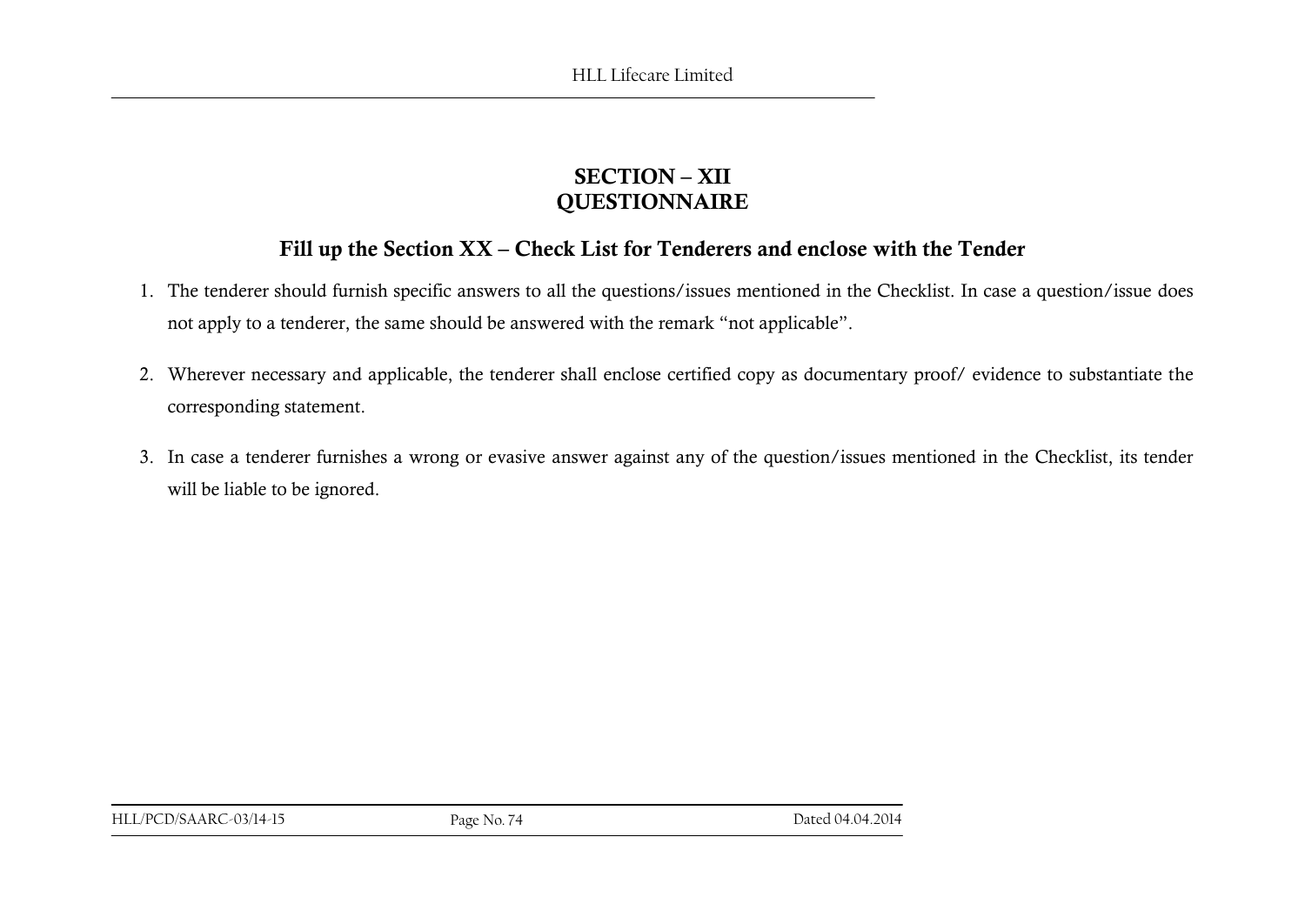# SECTION – XII
# QUESTIONNAIRE

## Fill up the Section XX – Check List for Tenderers and enclose with the Tender

1. The tenderer should furnish specific answers to all the questions/issues mentioned in the Checklist. In case a question/issue does not apply to a tenderer, the same should be answered with the remark "not applicable".

2. Wherever necessary and applicable, the tenderer shall enclose certified copy as documentary proof/ evidence to substantiate the corresponding statement.

3. In case a tenderer furnishes a wrong or evasive answer against any of the question/issues mentioned in the Checklist, its tender will be liable to be ignored.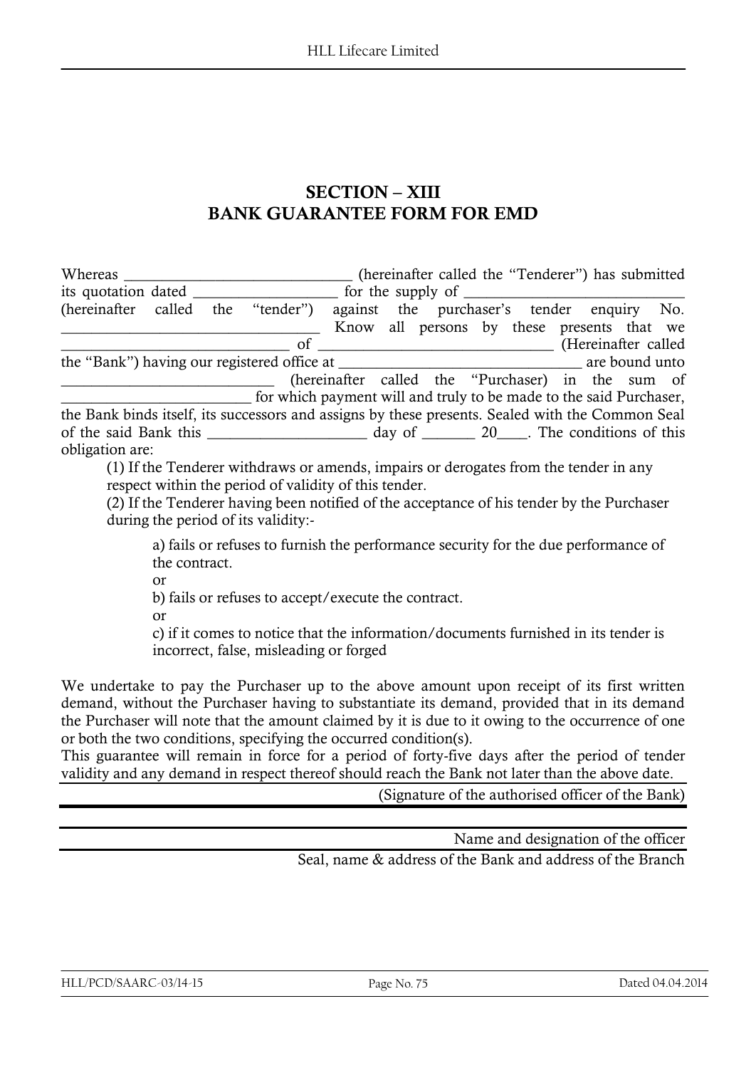# SECTION – XIII
# BANK GUARANTEE FORM FOR EMD

Whereas ______________________________ (hereinafter called the "Tenderer") has submitted its quotation dated __________________ for the supply of ____________________________ (hereinafter called the "tender") against the purchaser's tender enquiry No. __________________________________ Know all persons by these presents that we _____________________________ of ______________________________ (Hereinafter called the "Bank") having our registered office at ______________________________ are bound unto ____________________________ (hereinafter called the "Purchaser) in the sum of ________________________ for which payment will and truly to be made to the said Purchaser, the Bank binds itself, its successors and assigns by these presents. Sealed with the Common Seal of the said Bank this ____________________ day of _______ 20____. The conditions of this obligation are:

(1) If the Tenderer withdraws or amends, impairs or derogates from the tender in any respect within the period of validity of this tender.

(2) If the Tenderer having been notified of the acceptance of his tender by the Purchaser during the period of its validity:-

a) fails or refuses to furnish the performance security for the due performance of the contract.

or

b) fails or refuses to accept/execute the contract.

or

c) if it comes to notice that the information/documents furnished in its tender is incorrect, false, misleading or forged

We undertake to pay the Purchaser up to the above amount upon receipt of its first written demand, without the Purchaser having to substantiate its demand, provided that in its demand the Purchaser will note that the amount claimed by it is due to it owing to the occurrence of one or both the two conditions, specifying the occurred condition(s).

This guarantee will remain in force for a period of forty-five days after the period of tender validity and any demand in respect thereof should reach the Bank not later than the above date.

(Signature of the authorised officer of the Bank)

Name and designation of the officer

Seal, name & address of the Bank and address of the Branch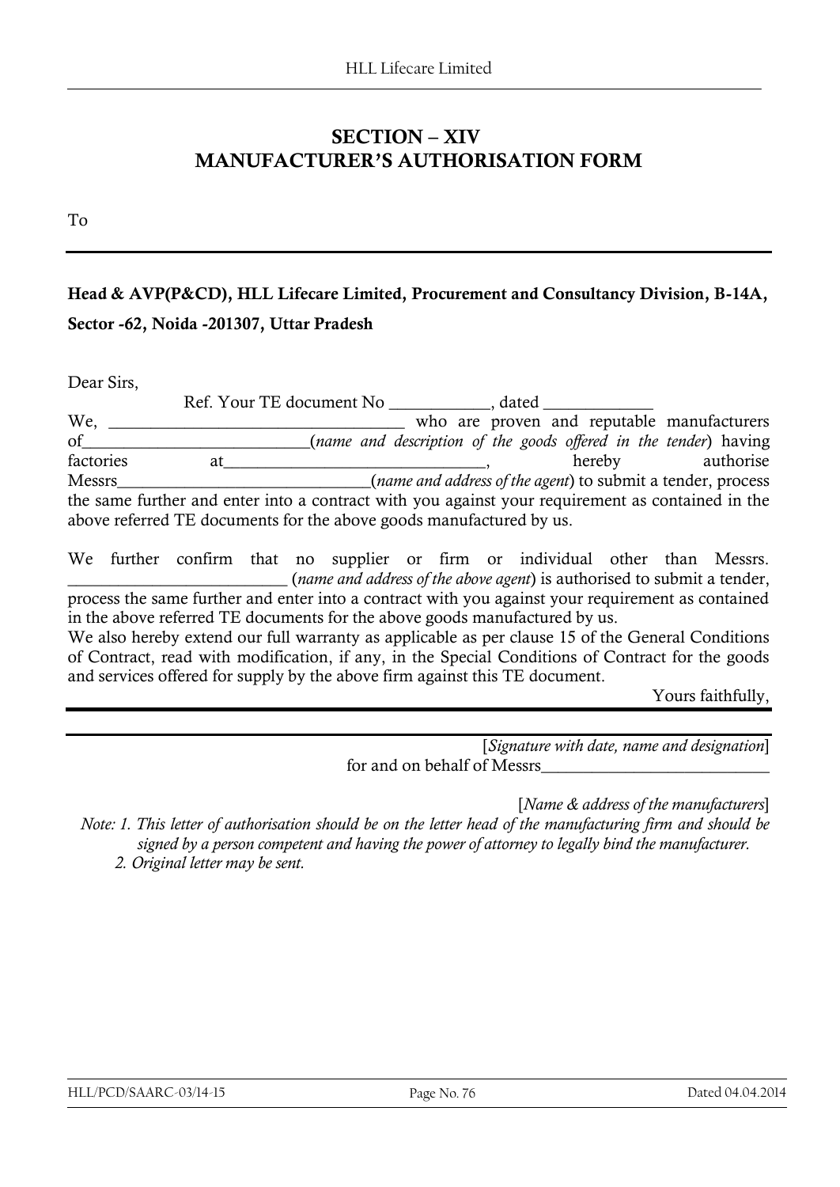# SECTION – XIV
# MANUFACTURER'S AUTHORISATION FORM

To

---

**Head & AVP(P&CD), HLL Lifecare Limited, Procurement and Consultancy Division, B-14A, Sector -62, Noida -201307, Uttar Pradesh**

Dear Sirs,

Ref. Your TE document No ____________, dated _____________

We, __________________________________ who are proven and reputable manufacturers of__________________________(*name and description of the goods offered in the tender*) having factories at_______________________________, hereby authorise Messrs______________________________(*name and address of the agent*) to submit a tender, process the same further and enter into a contract with you against your requirement as contained in the above referred TE documents for the above goods manufactured by us.

We further confirm that no supplier or firm or individual other than Messrs. __________________________ (*name and address of the above agent*) is authorised to submit a tender, process the same further and enter into a contract with you against your requirement as contained in the above referred TE documents for the above goods manufactured by us.

We also hereby extend our full warranty as applicable as per clause 15 of the General Conditions of Contract, read with modification, if any, in the Special Conditions of Contract for the goods and services offered for supply by the above firm against this TE document.

Yours faithfully,

---

[*Signature with date, name and designation*]
for and on behalf of Messrs___________________________

[*Name & address of the manufacturers*]

*Note: 1. This letter of authorisation should be on the letter head of the manufacturing firm and should be signed by a person competent and having the power of attorney to legally bind the manufacturer.*

*2. Original letter may be sent.*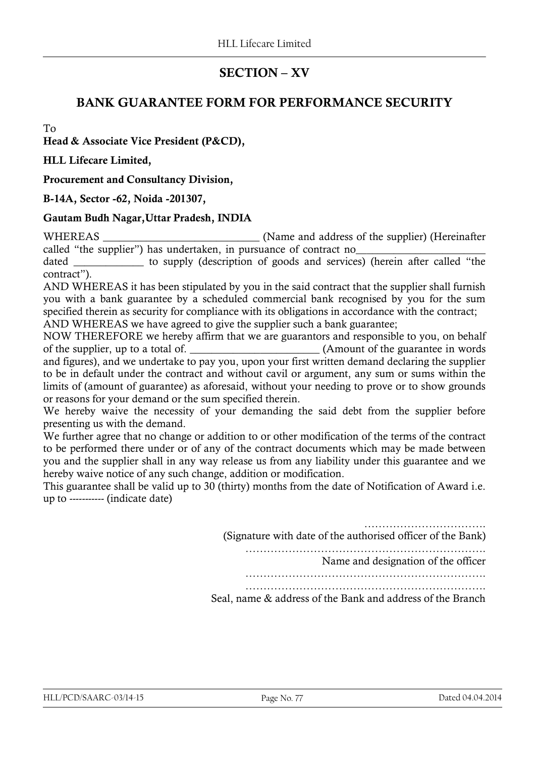## SECTION – XV

## BANK GUARANTEE FORM FOR PERFORMANCE SECURITY

To

**Head & Associate Vice President (P&CD),**

**HLL Lifecare Limited,**

**Procurement and Consultancy Division,**

**B-14A, Sector -62, Noida -201307,**

**Gautam Budh Nagar,Uttar Pradesh, INDIA**

WHEREAS ____________________________ (Name and address of the supplier) (Hereinafter called "the supplier") has undertaken, in pursuance of contract no_______________________ dated ____________ to supply (description of goods and services) (herein after called "the contract").

AND WHEREAS it has been stipulated by you in the said contract that the supplier shall furnish you with a bank guarantee by a scheduled commercial bank recognised by you for the sum specified therein as security for compliance with its obligations in accordance with the contract;

AND WHEREAS we have agreed to give the supplier such a bank guarantee;

NOW THEREFORE we hereby affirm that we are guarantors and responsible to you, on behalf of the supplier, up to a total of. _______________________ (Amount of the guarantee in words and figures), and we undertake to pay you, upon your first written demand declaring the supplier to be in default under the contract and without cavil or argument, any sum or sums within the limits of (amount of guarantee) as aforesaid, without your needing to prove or to show grounds or reasons for your demand or the sum specified therein.

We hereby waive the necessity of your demanding the said debt from the supplier before presenting us with the demand.

We further agree that no change or addition to or other modification of the terms of the contract to be performed there under or of any of the contract documents which may be made between you and the supplier shall in any way release us from any liability under this guarantee and we hereby waive notice of any such change, addition or modification.

This guarantee shall be valid up to 30 (thirty) months from the date of Notification of Award i.e. up to ----------- (indicate date)

…………………………….
(Signature with date of the authorised officer of the Bank)

…………………………………………………………….
Name and designation of the officer

…………………………………………………………….
…………………………………………………………….
Seal, name & address of the Bank and address of the Branch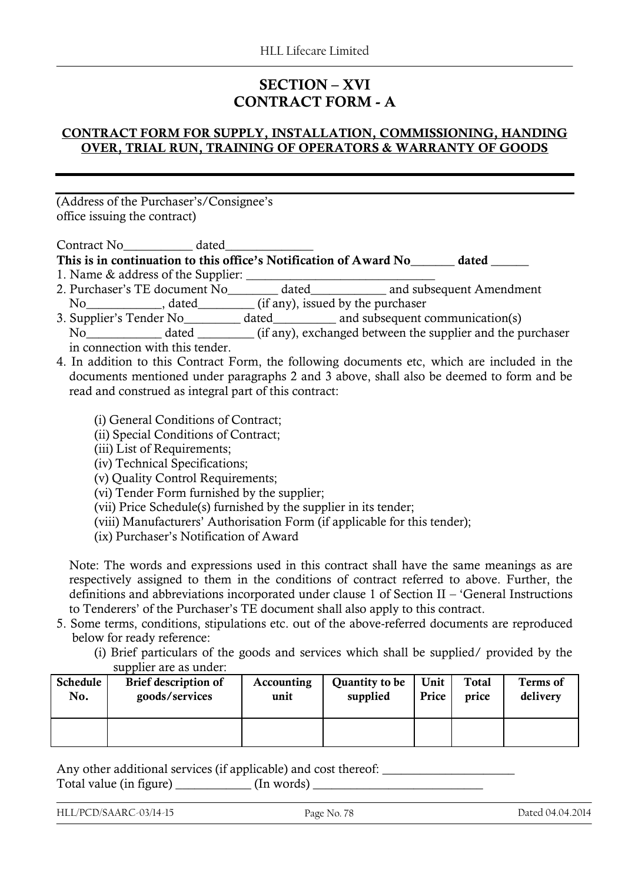# SECTION – XVI
# CONTRACT FORM - A

**CONTRACT FORM FOR SUPPLY, INSTALLATION, COMMISSIONING, HANDING OVER, TRIAL RUN, TRAINING OF OPERATORS & WARRANTY OF GOODS**

---

(Address of the Purchaser's/Consignee's office issuing the contract)

Contract No___________ dated______________

**This is in continuation to this office's Notification of Award No_______ dated ______**

1. Name & address of the Supplier: ______________________________
2. Purchaser's TE document No________ dated____________ and subsequent Amendment No____________, dated_________ (if any), issued by the purchaser
3. Supplier's Tender No_________ dated__________ and subsequent communication(s) No____________ dated _________ (if any), exchanged between the supplier and the purchaser in connection with this tender.
4. In addition to this Contract Form, the following documents etc, which are included in the documents mentioned under paragraphs 2 and 3 above, shall also be deemed to form and be read and construed as integral part of this contract:

   (i) General Conditions of Contract;
   (ii) Special Conditions of Contract;
   (iii) List of Requirements;
   (iv) Technical Specifications;
   (v) Quality Control Requirements;
   (vi) Tender Form furnished by the supplier;
   (vii) Price Schedule(s) furnished by the supplier in its tender;
   (viii) Manufacturers' Authorisation Form (if applicable for this tender);
   (ix) Purchaser's Notification of Award

   Note: The words and expressions used in this contract shall have the same meanings as are respectively assigned to them in the conditions of contract referred to above. Further, the definitions and abbreviations incorporated under clause 1 of Section II – 'General Instructions to Tenderers' of the Purchaser's TE document shall also apply to this contract.

5. Some terms, conditions, stipulations etc. out of the above-referred documents are reproduced below for ready reference:

   (i) Brief particulars of the goods and services which shall be supplied/ provided by the supplier are as under:

| Schedule No. | Brief description of goods/services | Accounting unit | Quantity to be supplied | Unit Price | Total price | Terms of delivery |
|---|---|---|---|---|---|---|
| | | | | | | |

Any other additional services (if applicable) and cost thereof: _____________________
Total value (in figure) ____________ (In words) ___________________________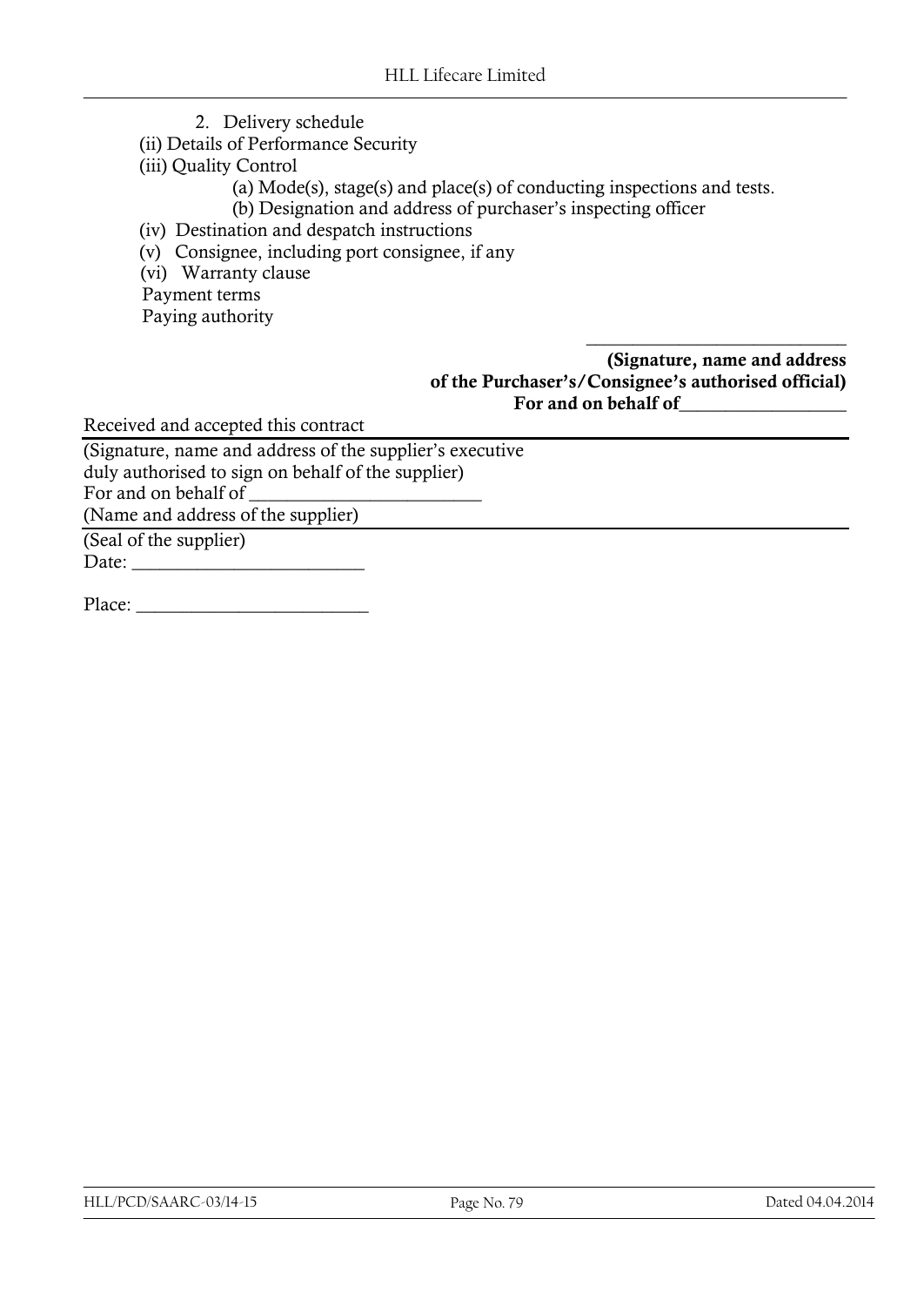2. Delivery schedule

(ii) Details of Performance Security

(iii) Quality Control

(a) Mode(s), stage(s) and place(s) of conducting inspections and tests.

(b) Designation and address of purchaser's inspecting officer

(iv) Destination and despatch instructions

(v) Consignee, including port consignee, if any

(vi) Warranty clause

Payment terms

Paying authority

____________________________

**(Signature, name and address of the Purchaser's/Consignee's authorised official)**

**For and on behalf of**_________________

Received and accepted this contract

(Signature, name and address of the supplier's executive duly authorised to sign on behalf of the supplier)

For and on behalf of ________________________

(Name and address of the supplier)

(Seal of the supplier)

Date: ________________________

Place: ________________________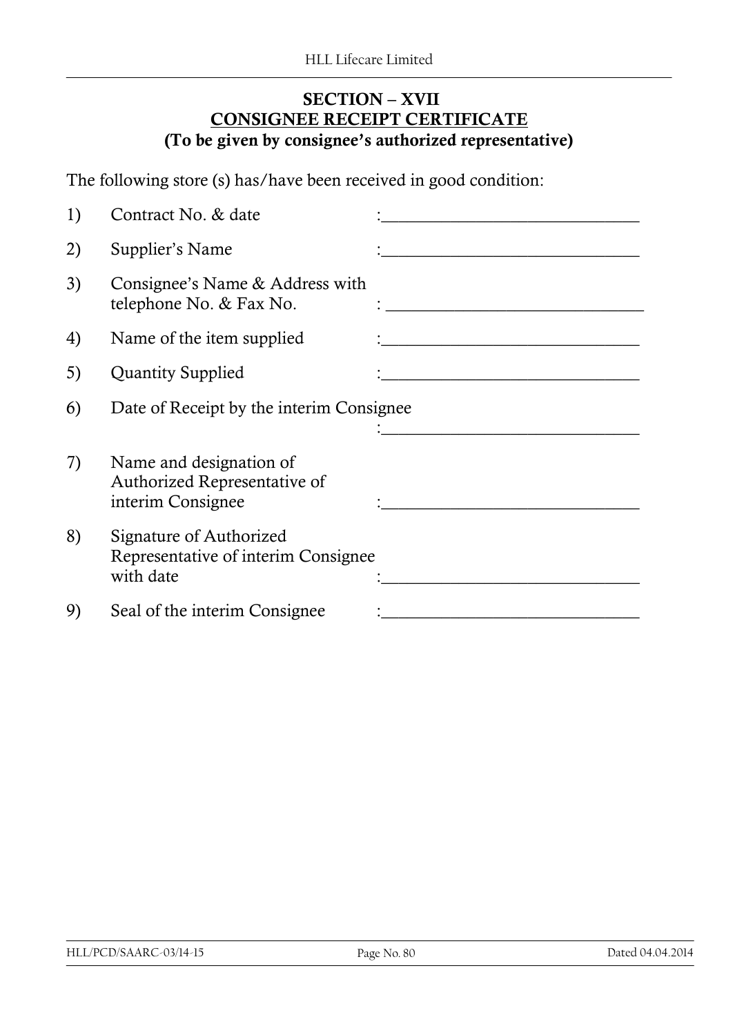## SECTION – XVII

## CONSIGNEE RECEIPT CERTIFICATE

**(To be given by consignee's authorized representative)**

The following store (s) has/have been received in good condition:

1) Contract No. & date :______________________________

2) Supplier's Name :______________________________

3) Consignee's Name & Address with telephone No. & Fax No. : ______________________________

4) Name of the item supplied :______________________________

5) Quantity Supplied :______________________________

6) Date of Receipt by the interim Consignee :______________________________

7) Name and designation of Authorized Representative of interim Consignee :______________________________

8) Signature of Authorized Representative of interim Consignee with date :______________________________

9) Seal of the interim Consignee :______________________________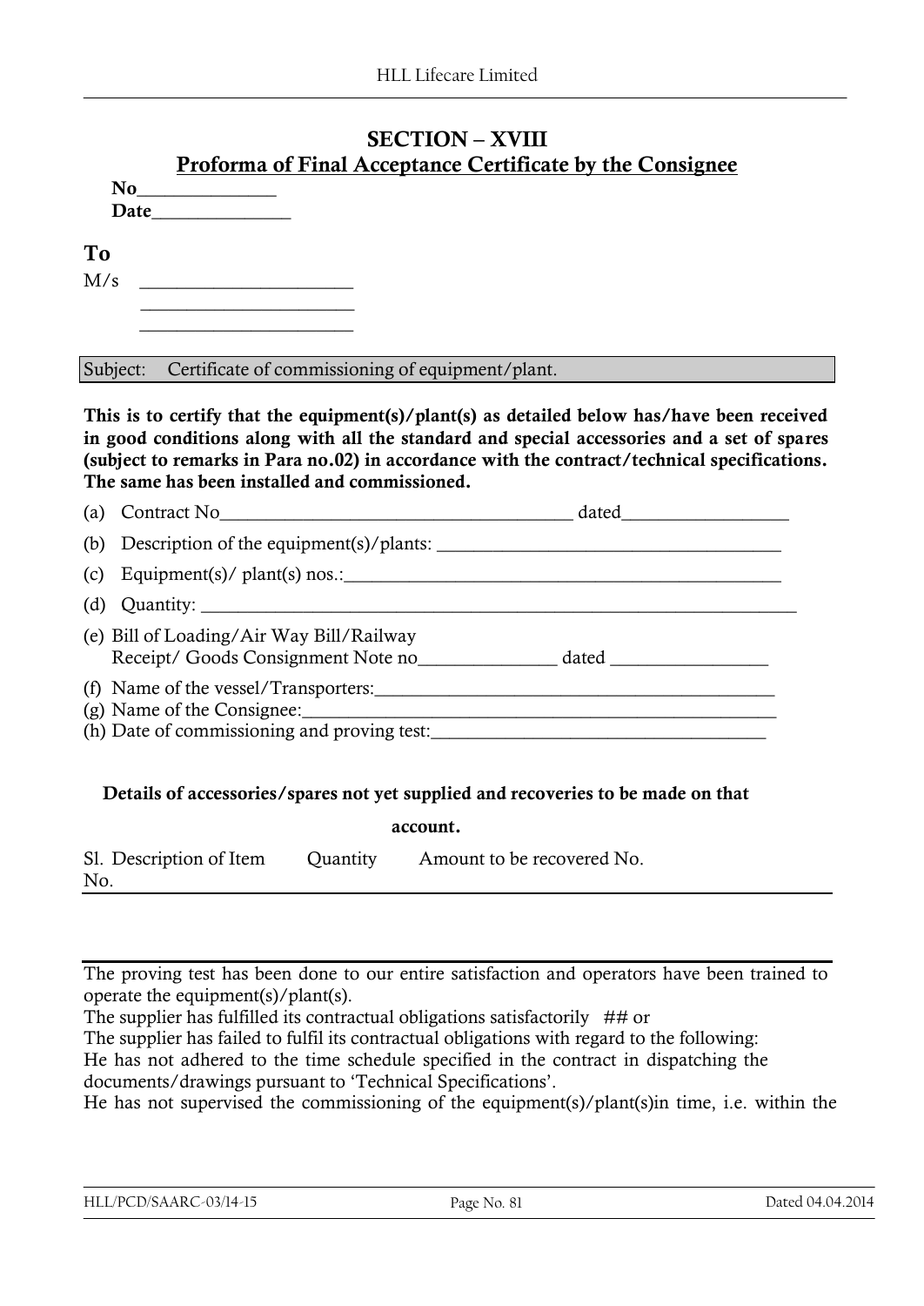## SECTION – XVIII

## Proforma of Final Acceptance Certificate by the Consignee

**No**_______________

**Date**_______________

**To**

M/s _______________________

_______________________

_______________________

Subject: Certificate of commissioning of equipment/plant.

**This is to certify that the equipment(s)/plant(s) as detailed below has/have been received in good conditions along with all the standard and special accessories and a set of spares (subject to remarks in Para no.02) in accordance with the contract/technical specifications. The same has been installed and commissioned.**

(a) Contract No_______________________________________ dated__________________

(b) Description of the equipment(s)/plants: _____________________________________

(c) Equipment(s)/ plant(s) nos.:________________________________________________

(d) Quantity: ____________________________________________________________________

(e) Bill of Loading/Air Way Bill/Railway Receipt/ Goods Consignment Note no_______________ dated _________________

(f) Name of the vessel/Transporters:____________________________________________

(g) Name of the Consignee:____________________________________________________

(h) Date of commissioning and proving test:____________________________________

**Details of accessories/spares not yet supplied and recoveries to be made on that account.**

| Sl. No. | Description of Item | Quantity | Amount to be recovered No. |
|---|---|---|---|
| | | | |

The proving test has been done to our entire satisfaction and operators have been trained to operate the equipment(s)/plant(s).

The supplier has fulfilled its contractual obligations satisfactorily ## or

The supplier has failed to fulfil its contractual obligations with regard to the following:

He has not adhered to the time schedule specified in the contract in dispatching the documents/drawings pursuant to 'Technical Specifications'.

He has not supervised the commissioning of the equipment(s)/plant(s)in time, i.e. within the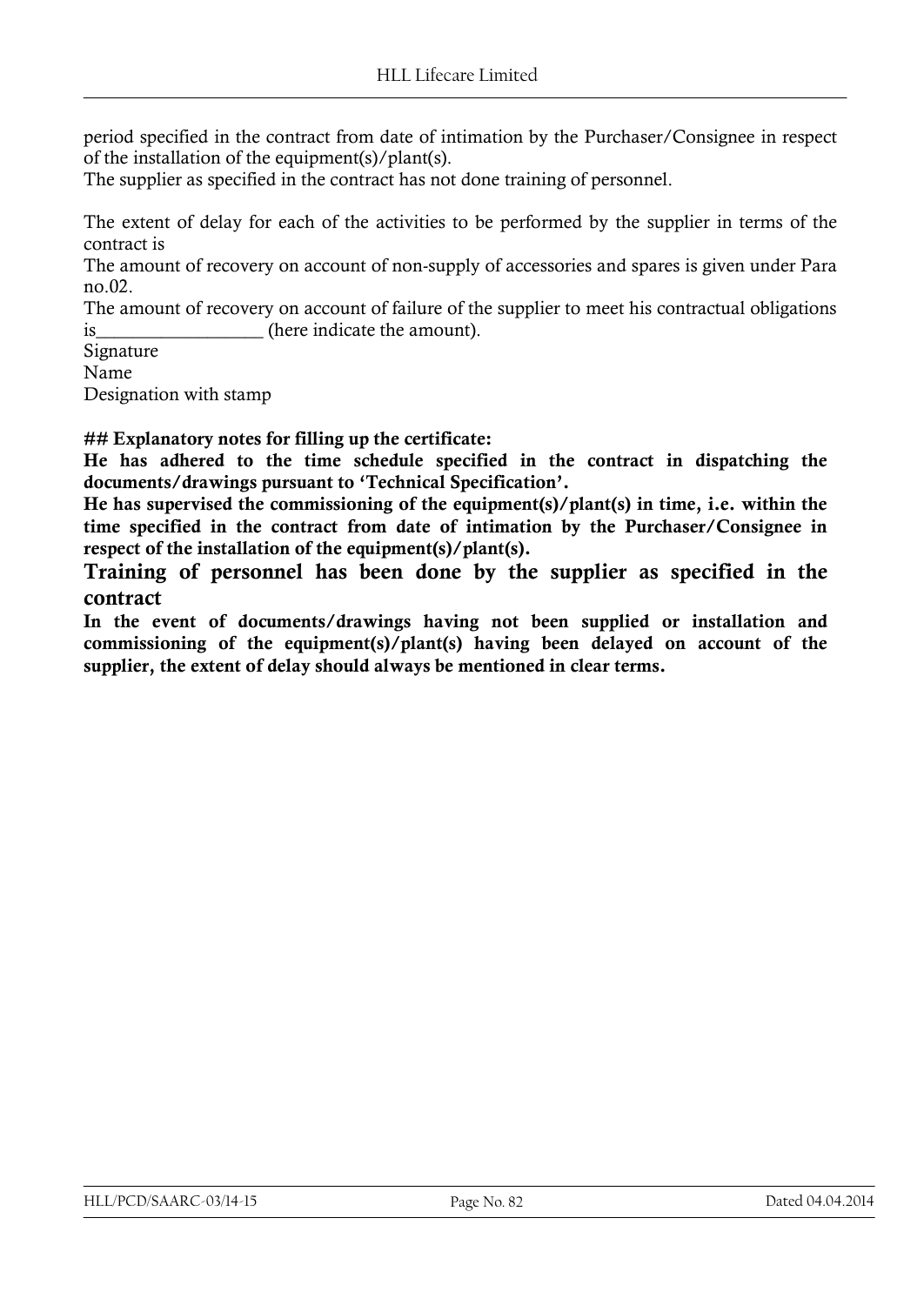period specified in the contract from date of intimation by the Purchaser/Consignee in respect of the installation of the equipment(s)/plant(s).
The supplier as specified in the contract has not done training of personnel.

The extent of delay for each of the activities to be performed by the supplier in terms of the contract is
The amount of recovery on account of non-supply of accessories and spares is given under Para no.02.
The amount of recovery on account of failure of the supplier to meet his contractual obligations is__________________ (here indicate the amount).
Signature
Name
Designation with stamp

**## Explanatory notes for filling up the certificate:**
**He has adhered to the time schedule specified in the contract in dispatching the documents/drawings pursuant to 'Technical Specification'.**
**He has supervised the commissioning of the equipment(s)/plant(s) in time, i.e. within the time specified in the contract from date of intimation by the Purchaser/Consignee in respect of the installation of the equipment(s)/plant(s).**
**Training of personnel has been done by the supplier as specified in the contract**
**In the event of documents/drawings having not been supplied or installation and commissioning of the equipment(s)/plant(s) having been delayed on account of the supplier, the extent of delay should always be mentioned in clear terms.**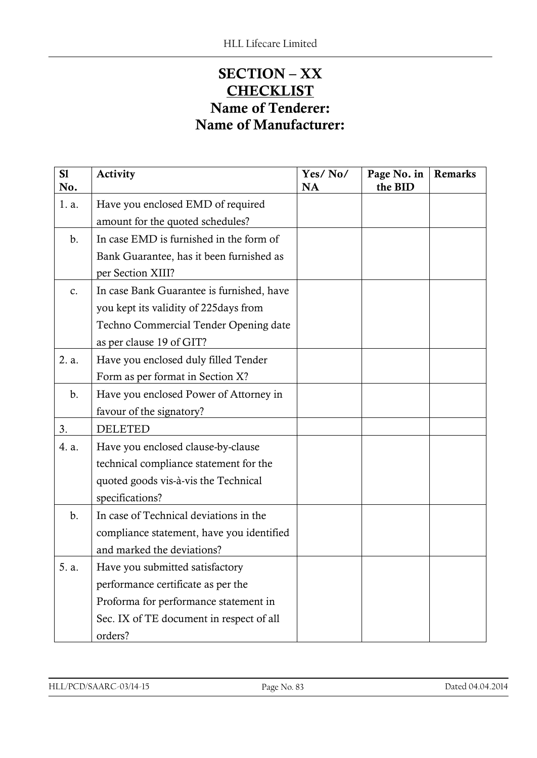# SECTION – XX

## CHECKLIST

## Name of Tenderer:

## Name of Manufacturer:

| Sl No. | Activity | Yes/ No/ NA | Page No. in the BID | Remarks |
|---|---|---|---|---|
| 1. a. | Have you enclosed EMD of required amount for the quoted schedules? | | | |
| b. | In case EMD is furnished in the form of Bank Guarantee, has it been furnished as per Section XIII? | | | |
| c. | In case Bank Guarantee is furnished, have you kept its validity of 225days from Techno Commercial Tender Opening date as per clause 19 of GIT? | | | |
| 2. a. | Have you enclosed duly filled Tender Form as per format in Section X? | | | |
| b. | Have you enclosed Power of Attorney in favour of the signatory? | | | |
| 3. | DELETED | | | |
| 4. a. | Have you enclosed clause-by-clause technical compliance statement for the quoted goods vis-à-vis the Technical specifications? | | | |
| b. | In case of Technical deviations in the compliance statement, have you identified and marked the deviations? | | | |
| 5. a. | Have you submitted satisfactory performance certificate as per the Proforma for performance statement in Sec. IX of TE document in respect of all orders? | | | |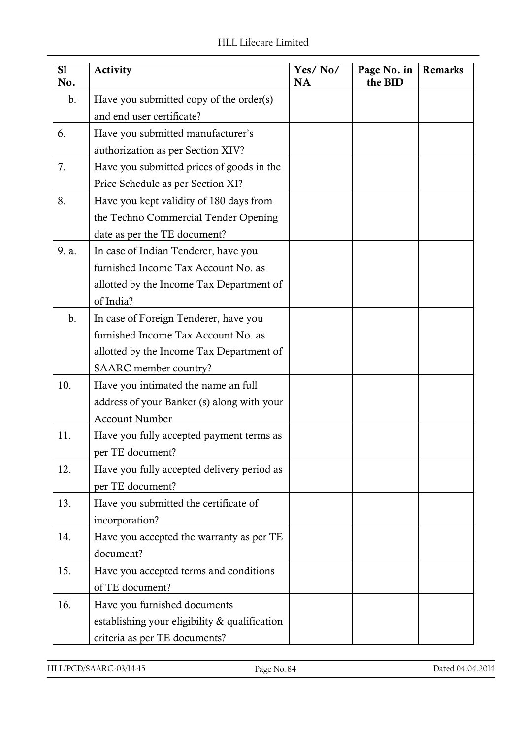| Sl No. | Activity | Yes/ No/ NA | Page No. in the BID | Remarks |
|---|---|---|---|---|
| b. | Have you submitted copy of the order(s) and end user certificate? | | | |
| 6. | Have you submitted manufacturer's authorization as per Section XIV? | | | |
| 7. | Have you submitted prices of goods in the Price Schedule as per Section XI? | | | |
| 8. | Have you kept validity of 180 days from the Techno Commercial Tender Opening date as per the TE document? | | | |
| 9. a. | In case of Indian Tenderer, have you furnished Income Tax Account No. as allotted by the Income Tax Department of of India? | | | |
| b. | In case of Foreign Tenderer, have you furnished Income Tax Account No. as allotted by the Income Tax Department of SAARC member country? | | | |
| 10. | Have you intimated the name an full address of your Banker (s) along with your Account Number | | | |
| 11. | Have you fully accepted payment terms as per TE document? | | | |
| 12. | Have you fully accepted delivery period as per TE document? | | | |
| 13. | Have you submitted the certificate of incorporation? | | | |
| 14. | Have you accepted the warranty as per TE document? | | | |
| 15. | Have you accepted terms and conditions of TE document? | | | |
| 16. | Have you furnished documents establishing your eligibility & qualification criteria as per TE documents? | | | |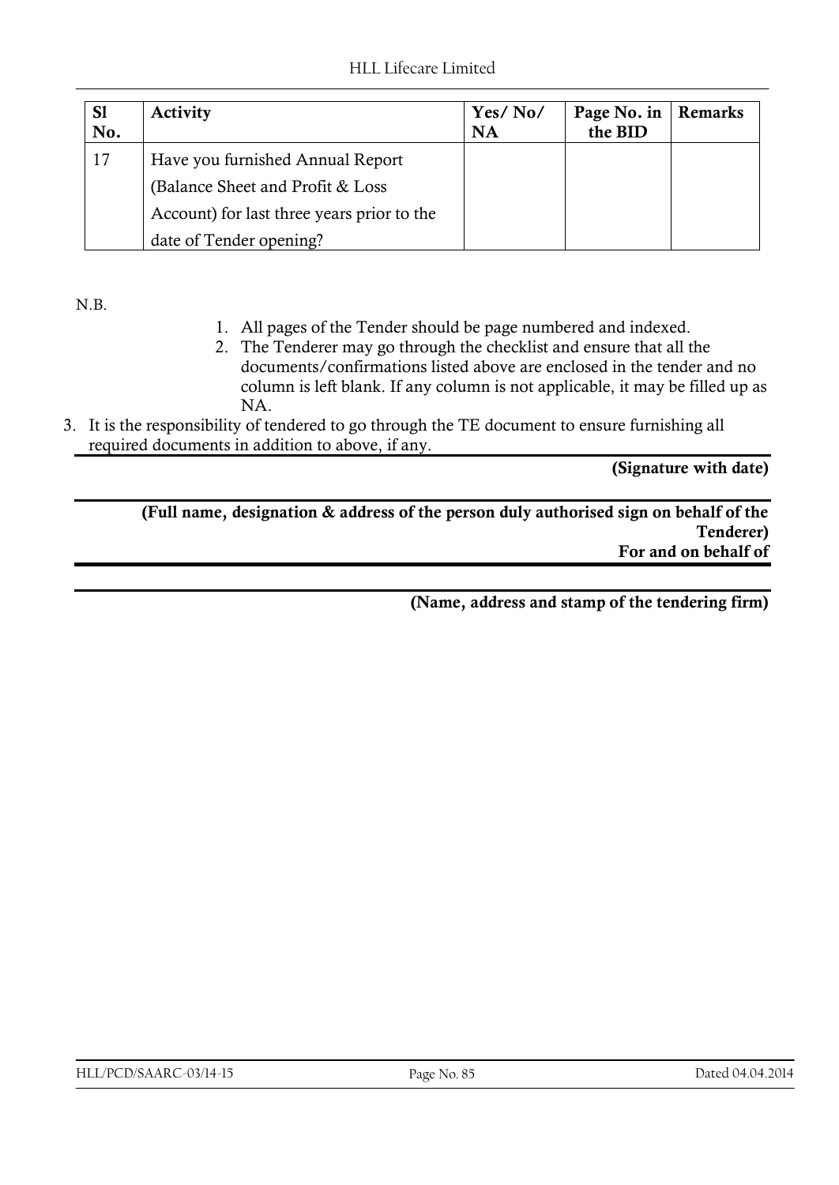| Sl No. | Activity | Yes/ No/ NA | Page No. in the BID | Remarks |
|---|---|---|---|---|
| 17 | Have you furnished Annual Report (Balance Sheet and Profit & Loss Account) for last three years prior to the date of Tender opening? | | | |

N.B.

1. All pages of the Tender should be page numbered and indexed.
2. The Tenderer may go through the checklist and ensure that all the documents/confirmations listed above are enclosed in the tender and no column is left blank. If any column is not applicable, it may be filled up as NA.
3. It is the responsibility of tendered to go through the TE document to ensure furnishing all required documents in addition to above, if any.

**(Signature with date)**

**(Full name, designation & address of the person duly authorised sign on behalf of the Tenderer)**
**For and on behalf of**

**(Name, address and stamp of the tendering firm)**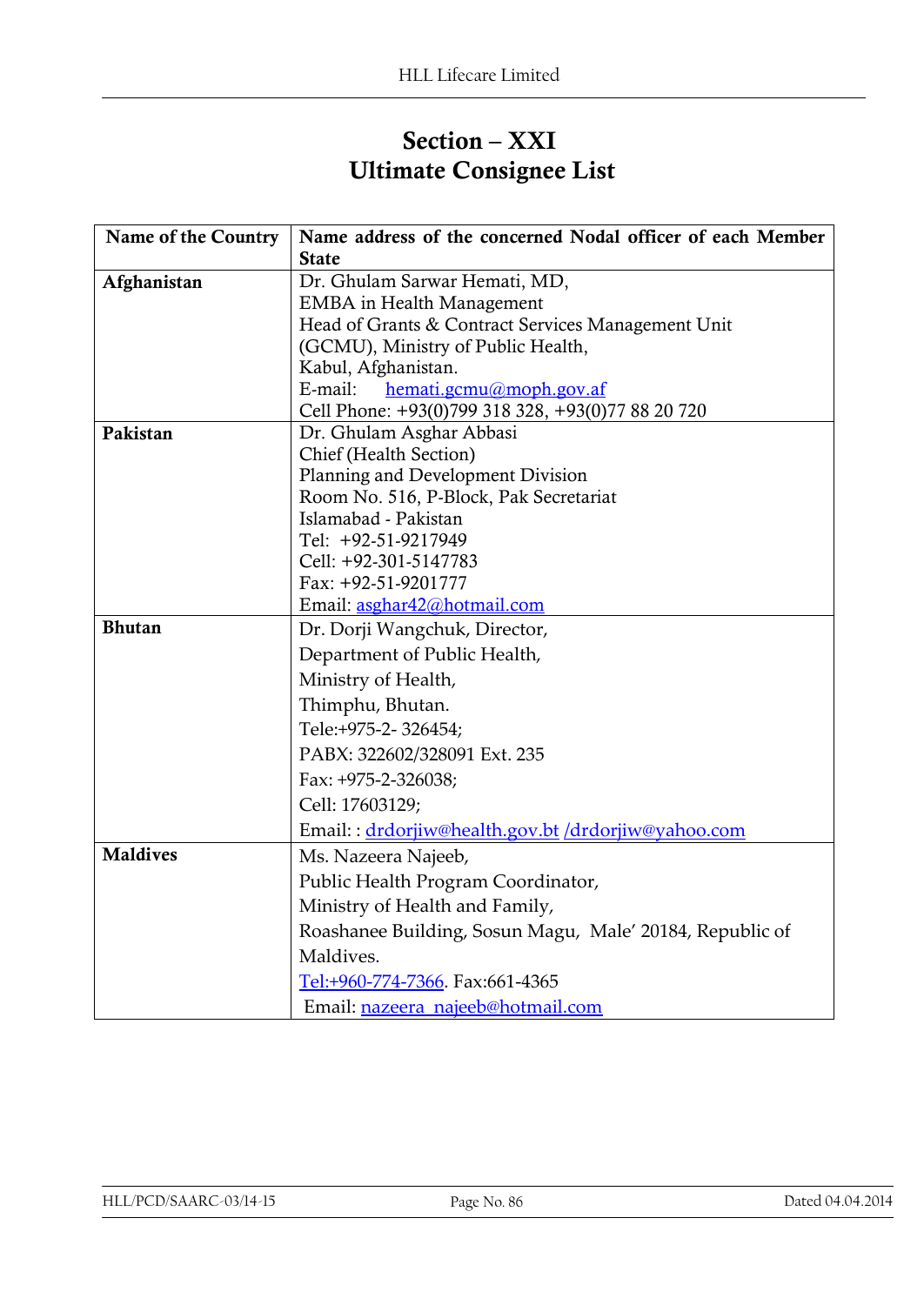# Section – XXI
# Ultimate Consignee List

| Name of the Country | Name address of the concerned Nodal officer of each Member State |
|---|---|
| **Afghanistan** | Dr. Ghulam Sarwar Hemati, MD,<br>EMBA in Health Management<br>Head of Grants & Contract Services Management Unit (GCMU), Ministry of Public Health,<br>Kabul, Afghanistan.<br>E-mail: hemati.gcmu@moph.gov.af<br>Cell Phone: +93(0)799 318 328, +93(0)77 88 20 720 |
| **Pakistan** | Dr. Ghulam Asghar Abbasi<br>Chief (Health Section)<br>Planning and Development Division<br>Room No. 516, P-Block, Pak Secretariat<br>Islamabad - Pakistan<br>Tel: +92-51-9217949<br>Cell: +92-301-5147783<br>Fax: +92-51-9201777<br>Email: asghar42@hotmail.com |
| **Bhutan** | Dr. Dorji Wangchuk, Director,<br>Department of Public Health,<br>Ministry of Health,<br>Thimphu, Bhutan.<br>Tele:+975-2- 326454;<br>PABX: 322602/328091 Ext. 235<br>Fax: +975-2-326038;<br>Cell: 17603129;<br>Email: : drdorjiw@health.gov.bt /drdorjiw@yahoo.com |
| **Maldives** | Ms. Nazeera Najeeb,<br>Public Health Program Coordinator,<br>Ministry of Health and Family,<br>Roashanee Building, Sosun Magu, Male' 20184, Republic of Maldives.<br>Tel:+960-774-7366. Fax:661-4365<br>Email: nazeera_najeeb@hotmail.com |